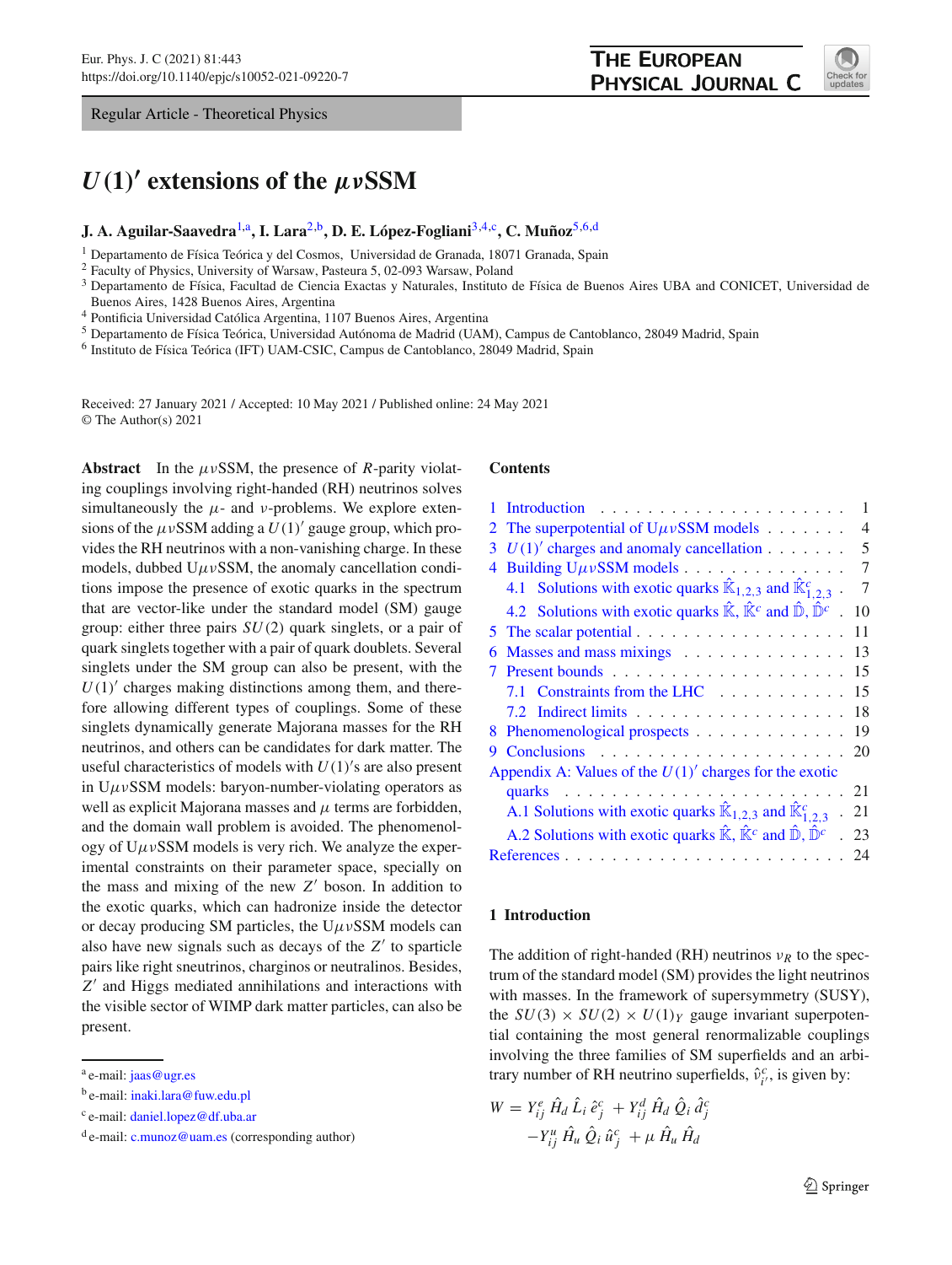Regular Article - Theoretical Physics

# $U(1)'$ extensions of the $\mu\nu$SSM

**J. A. Aguilar-Saavedra**[1,a], **I. Lara**[2,b], **D. E. López-Fogliani**[3,4,c], **C. Muñoz**[5,6,d]

[1] Departamento de Física Teórica y del Cosmos, Universidad de Granada, 18071 Granada, Spain
[2] Faculty of Physics, University of Warsaw, Pasteura 5, 02-093 Warsaw, Poland
[3] Departamento de Física, Facultad de Ciencia Exactas y Naturales, Instituto de Física de Buenos Aires UBA and CONICET, Universidad de Buenos Aires, 1428 Buenos Aires, Argentina
[4] Pontificia Universidad Católica Argentina, 1107 Buenos Aires, Argentina
[5] Departamento de Física Teórica, Universidad Autónoma de Madrid (UAM), Campus de Cantoblanco, 28049 Madrid, Spain
[6] Instituto de Física Teórica (IFT) UAM-CSIC, Campus de Cantoblanco, 28049 Madrid, Spain

Received: 27 January 2021 / Accepted: 10 May 2021 / Published online: 24 May 2021
© The Author(s) 2021

**Abstract** In the $\mu\nu$SSM, the presence of $R$-parity violating couplings involving right-handed (RH) neutrinos solves simultaneously the $\mu$- and $\nu$-problems. We explore extensions of the $\mu\nu$SSM adding a $U(1)'$ gauge group, which provides the RH neutrinos with a non-vanishing charge. In these models, dubbed U$\mu\nu$SSM, the anomaly cancellation conditions impose the presence of exotic quarks in the spectrum that are vector-like under the standard model (SM) gauge group: either three pairs $SU(2)$ quark singlets, or a pair of quark singlets together with a pair of quark doublets. Several singlets under the SM group can also be present, with the $U(1)'$ charges making distinctions among them, and therefore allowing different types of couplings. Some of these singlets dynamically generate Majorana masses for the RH neutrinos, and others can be candidates for dark matter. The useful characteristics of models with $U(1)'$s are also present in U$\mu\nu$SSM models: baryon-number-violating operators as well as explicit Majorana masses and $\mu$ terms are forbidden, and the domain wall problem is avoided. The phenomenology of U$\mu\nu$SSM models is very rich. We analyze the experimental constraints on their parameter space, specially on the mass and mixing of the new $Z'$ boson. In addition to the exotic quarks, which can hadronize inside the detector or decay producing SM particles, the U$\mu\nu$SSM models can also have new signals such as decays of the $Z'$ to sparticle pairs like right sneutrinos, charginos or neutralinos. Besides, $Z'$ and Higgs mediated annihilations and interactions with the visible sector of WIMP dark matter particles, can also be present.

[a] e-mail: jaas@ugr.es
[b] e-mail: inaki.lara@fuw.edu.pl
[c] e-mail: daniel.lopez@df.uba.ar
[d] e-mail: c.munoz@uam.es (corresponding author)

**Contents**

1 Introduction . . . 1
2 The superpotential of U$\mu\nu$SSM models . . . 4
3 $U(1)'$ charges and anomaly cancellation . . . 5
4 Building U$\mu\nu$SSM models . . . 7
  4.1 Solutions with exotic quarks $\hat{\mathbb{K}}_{1,2,3}$ and $\hat{\mathbb{K}}^c_{1,2,3}$ . . . 7
  4.2 Solutions with exotic quarks $\hat{\mathbb{K}}$, $\hat{\mathbb{K}}^c$ and $\hat{\mathbb{D}}$, $\hat{\mathbb{D}}^c$ . . . 10
5 The scalar potential . . . 11
6 Masses and mass mixings . . . 13
7 Present bounds . . . 15
  7.1 Constraints from the LHC . . . 15
  7.2 Indirect limits . . . 18
8 Phenomenological prospects . . . 19
9 Conclusions . . . 20
Appendix A: Values of the $U(1)'$ charges for the exotic quarks . . . 21
  A.1 Solutions with exotic quarks $\hat{\mathbb{K}}_{1,2,3}$ and $\hat{\mathbb{K}}^c_{1,2,3}$ . . . 21
  A.2 Solutions with exotic quarks $\hat{\mathbb{K}}$, $\hat{\mathbb{K}}^c$ and $\hat{\mathbb{D}}$, $\hat{\mathbb{D}}^c$ . . . 23
References . . . 24

## 1 Introduction

The addition of right-handed (RH) neutrinos $\nu_R$ to the spectrum of the standard model (SM) provides the light neutrinos with masses. In the framework of supersymmetry (SUSY), the $SU(3) \times SU(2) \times U(1)_Y$ gauge invariant superpotential containing the most general renormalizable couplings involving the three families of SM superfields and an arbitrary number of RH neutrino superfields, $\hat{\nu}^c_{i'}$, is given by:

$$W = Y^e_{ij}\, \hat{H}_d\, \hat{L}_i\, \hat{e}^c_j \; + Y^d_{ij}\, \hat{H}_d\, \hat{Q}_i\, \hat{d}^c_j$$
$$-Y^u_{ij}\, \hat{H}_u\, \hat{Q}_i\, \hat{u}^c_j \; + \mu\, \hat{H}_u\, \hat{H}_d$$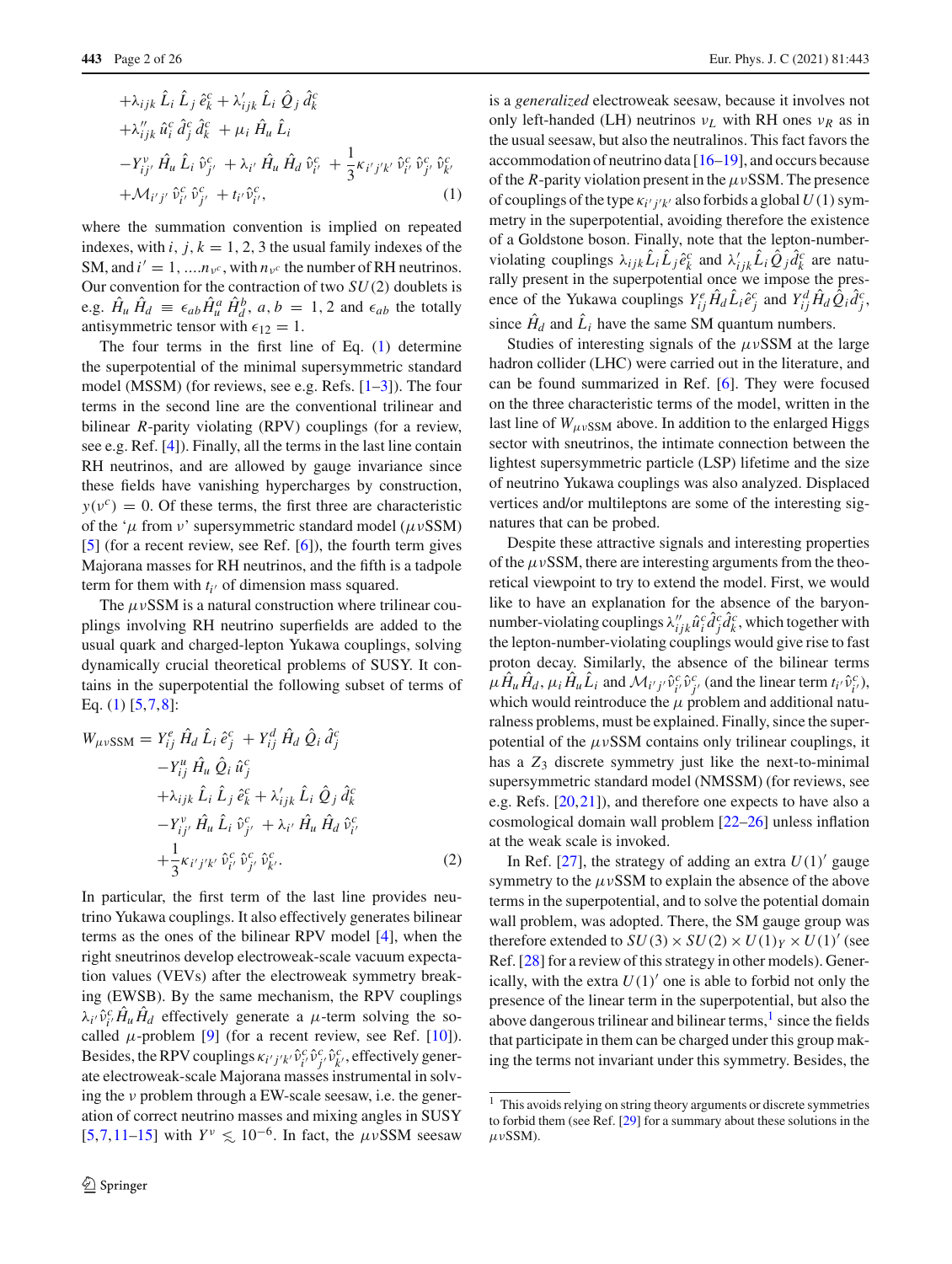$$
\begin{aligned}
&+\lambda_{ijk}\,\hat{L}_i\,\hat{L}_j\,\hat{e}^c_k + \lambda'_{ijk}\,\hat{L}_i\,\hat{Q}_j\,\hat{d}^c_k \\
&+\lambda''_{ijk}\,\hat{u}^c_i\,\hat{d}^c_j\,\hat{d}^c_k + \mu_i\,\hat{H}_u\,\hat{L}_i \\
&-Y^\nu_{ij'}\,\hat{H}_u\,\hat{L}_i\,\hat{\nu}^c_{j'} + \lambda_{i'}\,\hat{H}_u\,\hat{H}_d\,\hat{\nu}^c_{i'} + \frac{1}{3}\kappa_{i'j'k'}\,\hat{\nu}^c_{i'}\,\hat{\nu}^c_{j'}\,\hat{\nu}^c_{k'} \\
&+\mathcal{M}_{i'j'}\,\hat{\nu}^c_{i'}\,\hat{\nu}^c_{j'} + t_{i'}\hat{\nu}^c_{i'},
\end{aligned}
\tag{1}
$$

where the summation convention is implied on repeated indexes, with $i, j, k = 1, 2, 3$ the usual family indexes of the SM, and $i' = 1, \ldots n_{\nu^c}$, with $n_{\nu^c}$ the number of RH neutrinos. Our convention for the contraction of two $SU(2)$ doublets is e.g. $\hat{H}_u\,\hat{H}_d \equiv \epsilon_{ab}\hat{H}^a_u\,\hat{H}^b_d$, $a, b = 1, 2$ and $\epsilon_{ab}$ the totally antisymmetric tensor with $\epsilon_{12} = 1$.

The four terms in the first line of Eq. (1) determine the superpotential of the minimal supersymmetric standard model (MSSM) (for reviews, see e.g. Refs. [1–3]). The four terms in the second line are the conventional trilinear and bilinear $R$-parity violating (RPV) couplings (for a review, see e.g. Ref. [4]). Finally, all the terms in the last line contain RH neutrinos, and are allowed by gauge invariance since these fields have vanishing hypercharges by construction, $y(\nu^c) = 0$. Of these terms, the first three are characteristic of the '$\mu$ from $\nu$' supersymmetric standard model ($\mu\nu$SSM) [5] (for a recent review, see Ref. [6]), the fourth term gives Majorana masses for RH neutrinos, and the fifth is a tadpole term for them with $t_{i'}$ of dimension mass squared.

The $\mu\nu$SSM is a natural construction where trilinear couplings involving RH neutrino superfields are added to the usual quark and charged-lepton Yukawa couplings, solving dynamically crucial theoretical problems of SUSY. It contains in the superpotential the following subset of terms of Eq. (1) [5,7,8]:

$$
\begin{aligned}
W_{\mu\nu\mathrm{SSM}} = &\; Y^e_{ij}\,\hat{H}_d\,\hat{L}_i\,\hat{e}^c_j + Y^d_{ij}\,\hat{H}_d\,\hat{Q}_i\,\hat{d}^c_j \\
&-Y^u_{ij}\,\hat{H}_u\,\hat{Q}_i\,\hat{u}^c_j \\
&+\lambda_{ijk}\,\hat{L}_i\,\hat{L}_j\,\hat{e}^c_k + \lambda'_{ijk}\,\hat{L}_i\,\hat{Q}_j\,\hat{d}^c_k \\
&-Y^\nu_{ij'}\,\hat{H}_u\,\hat{L}_i\,\hat{\nu}^c_{j'} + \lambda_{i'}\,\hat{H}_u\,\hat{H}_d\,\hat{\nu}^c_{i'} \\
&+\frac{1}{3}\kappa_{i'j'k'}\,\hat{\nu}^c_{i'}\,\hat{\nu}^c_{j'}\,\hat{\nu}^c_{k'}.
\end{aligned}
\tag{2}
$$

In particular, the first term of the last line provides neutrino Yukawa couplings. It also effectively generates bilinear terms as the ones of the bilinear RPV model [4], when the right sneutrinos develop electroweak-scale vacuum expectation values (VEVs) after the electroweak symmetry breaking (EWSB). By the same mechanism, the RPV couplings $\lambda_{i'}\hat{\nu}^c_{i'}\hat{H}_u\hat{H}_d$ effectively generate a $\mu$-term solving the so-called $\mu$-problem [9] (for a recent review, see Ref. [10]). Besides, the RPV couplings $\kappa_{i'j'k'}\hat{\nu}^c_{i'}\hat{\nu}^c_{j'}\hat{\nu}^c_{k'}$, effectively generate electroweak-scale Majorana masses instrumental in solving the $\nu$ problem through a EW-scale seesaw, i.e. the generation of correct neutrino masses and mixing angles in SUSY [5,7,11–15] with $Y^\nu \lesssim 10^{-6}$. In fact, the $\mu\nu$SSM seesaw is a *generalized* electroweak seesaw, because it involves not only left-handed (LH) neutrinos $\nu_L$ with RH ones $\nu_R$ as in the usual seesaw, but also the neutralinos. This fact favors the accommodation of neutrino data [16–19], and occurs because of the $R$-parity violation present in the $\mu\nu$SSM. The presence of couplings of the type $\kappa_{i'j'k'}$ also forbids a global $U(1)$ symmetry in the superpotential, avoiding therefore the existence of a Goldstone boson. Finally, note that the lepton-number-violating couplings $\lambda_{ijk}\hat{L}_i\hat{L}_j\hat{e}^c_k$ and $\lambda'_{ijk}\hat{L}_i\hat{Q}_j\hat{d}^c_k$ are naturally present in the superpotential once we impose the presence of the Yukawa couplings $Y^e_{ij}\hat{H}_d\hat{L}_i\hat{e}^c_j$ and $Y^d_{ij}\hat{H}_d\hat{Q}_i\hat{d}^c_j$, since $\hat{H}_d$ and $\hat{L}_i$ have the same SM quantum numbers.

Studies of interesting signals of the $\mu\nu$SSM at the large hadron collider (LHC) were carried out in the literature, and can be found summarized in Ref. [6]. They were focused on the three characteristic terms of the model, written in the last line of $W_{\mu\nu\mathrm{SSM}}$ above. In addition to the enlarged Higgs sector with sneutrinos, the intimate connection between the lightest supersymmetric particle (LSP) lifetime and the size of neutrino Yukawa couplings was also analyzed. Displaced vertices and/or multileptons are some of the interesting signatures that can be probed.

Despite these attractive signals and interesting properties of the $\mu\nu$SSM, there are interesting arguments from the theoretical viewpoint to try to extend the model. First, we would like to have an explanation for the absence of the baryon-number-violating couplings $\lambda''_{ijk}\hat{u}^c_i\hat{d}^c_j\hat{d}^c_k$, which together with the lepton-number-violating couplings would give rise to fast proton decay. Similarly, the absence of the bilinear terms $\mu\hat{H}_u\hat{H}_d$, $\mu_i\hat{H}_u\hat{L}_i$ and $\mathcal{M}_{i'j'}\hat{\nu}^c_{i'}\hat{\nu}^c_{j'}$ (and the linear term $t_{i'}\hat{\nu}^c_{i'}$), which would reintroduce the $\mu$ problem and additional naturalness problems, must be explained. Finally, since the superpotential of the $\mu\nu$SSM contains only trilinear couplings, it has a $Z_3$ discrete symmetry just like the next-to-minimal supersymmetric standard model (NMSSM) (for reviews, see e.g. Refs. [20,21]), and therefore one expects to have also a cosmological domain wall problem [22–26] unless inflation at the weak scale is invoked.

In Ref. [27], the strategy of adding an extra $U(1)'$ gauge symmetry to the $\mu\nu$SSM to explain the absence of the above terms in the superpotential, and to solve the potential domain wall problem, was adopted. There, the SM gauge group was therefore extended to $SU(3)\times SU(2)\times U(1)_Y\times U(1)'$ (see Ref. [28] for a review of this strategy in other models). Generically, with the extra $U(1)'$ one is able to forbid not only the presence of the linear term in the superpotential, but also the above dangerous trilinear and bilinear terms,[1] since the fields that participate in them can be charged under this group making the terms not invariant under this symmetry. Besides, the

[1] This avoids relying on string theory arguments or discrete symmetries to forbid them (see Ref. [29] for a summary about these solutions in the $\mu\nu$SSM).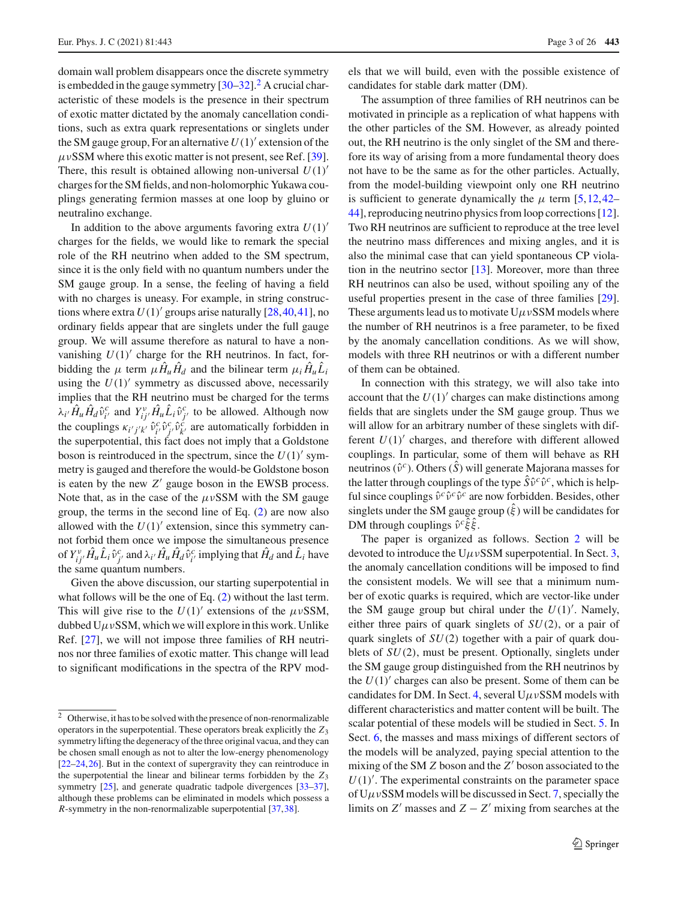domain wall problem disappears once the discrete symmetry is embedded in the gauge symmetry [30–32].[2] A crucial characteristic of these models is the presence in their spectrum of exotic matter dictated by the anomaly cancellation conditions, such as extra quark representations or singlets under the SM gauge group, For an alternative $U(1)'$ extension of the $\mu\nu$SSM where this exotic matter is not present, see Ref. [39]. There, this result is obtained allowing non-universal $U(1)'$ charges for the SM fields, and non-holomorphic Yukawa couplings generating fermion masses at one loop by gluino or neutralino exchange.

In addition to the above arguments favoring extra $U(1)'$ charges for the fields, we would like to remark the special role of the RH neutrino when added to the SM spectrum, since it is the only field with no quantum numbers under the SM gauge group. In a sense, the feeling of having a field with no charges is uneasy. For example, in string constructions where extra $U(1)'$ groups arise naturally [28,40,41], no ordinary fields appear that are singlets under the full gauge group. We will assume therefore as natural to have a non-vanishing $U(1)'$ charge for the RH neutrinos. In fact, forbidding the $\mu$ term $\mu \hat{H}_u \hat{H}_d$ and the bilinear term $\mu_i \hat{H}_u \hat{L}_i$ using the $U(1)'$ symmetry as discussed above, necessarily implies that the RH neutrino must be charged for the terms $\lambda_{i'} \hat{H}_u \hat{H}_d \hat{\nu}^c_{i'}$ and $Y^{\nu}_{ij'} \hat{H}_u \hat{L}_i \hat{\nu}^c_{j'}$ to be allowed. Although now the couplings $\kappa_{i'j'k'}\, \hat{\nu}^c_{i'} \hat{\nu}^c_{j'} \hat{\nu}^c_{k'}$ are automatically forbidden in the superpotential, this fact does not imply that a Goldstone boson is reintroduced in the spectrum, since the $U(1)'$ symmetry is gauged and therefore the would-be Goldstone boson is eaten by the new $Z'$ gauge boson in the EWSB process. Note that, as in the case of the $\mu\nu$SSM with the SM gauge group, the terms in the second line of Eq. (2) are now also allowed with the $U(1)'$ extension, since this symmetry cannot forbid them once we impose the simultaneous presence of $Y^{\nu}_{ij'} \hat{H}_u \hat{L}_i \hat{\nu}^c_{j'}$ and $\lambda_{i'} \hat{H}_u \hat{H}_d \hat{\nu}^c_{i'}$ implying that $\hat{H}_d$ and $\hat{L}_i$ have the same quantum numbers.

Given the above discussion, our starting superpotential in what follows will be the one of Eq. (2) without the last term. This will give rise to the $U(1)'$ extensions of the $\mu\nu$SSM, dubbed U$\mu\nu$SSM, which we will explore in this work. Unlike Ref. [27], we will not impose three families of RH neutrinos nor three families of exotic matter. This change will lead to significant modifications in the spectra of the RPV models that we will build, even with the possible existence of candidates for stable dark matter (DM).

The assumption of three families of RH neutrinos can be motivated in principle as a replication of what happens with the other particles of the SM. However, as already pointed out, the RH neutrino is the only singlet of the SM and therefore its way of arising from a more fundamental theory does not have to be the same as for the other particles. Actually, from the model-building viewpoint only one RH neutrino is sufficient to generate dynamically the $\mu$ term [5,12,42–44], reproducing neutrino physics from loop corrections [12]. Two RH neutrinos are sufficient to reproduce at the tree level the neutrino mass differences and mixing angles, and it is also the minimal case that can yield spontaneous CP violation in the neutrino sector [13]. Moreover, more than three RH neutrinos can also be used, without spoiling any of the useful properties present in the case of three families [29]. These arguments lead us to motivate U$\mu\nu$SSM models where the number of RH neutrinos is a free parameter, to be fixed by the anomaly cancellation conditions. As we will show, models with three RH neutrinos or with a different number of them can be obtained.

In connection with this strategy, we will also take into account that the $U(1)'$ charges can make distinctions among fields that are singlets under the SM gauge group. Thus we will allow for an arbitrary number of these singlets with different $U(1)'$ charges, and therefore with different allowed couplings. In particular, some of them will behave as RH neutrinos ($\hat{\nu}^c$). Others ($\hat{S}$) will generate Majorana masses for the latter through couplings of the type $\hat{S}\hat{\nu}^c\hat{\nu}^c$, which is helpful since couplings $\hat{\nu}^c\hat{\nu}^c\hat{\nu}^c$ are now forbidden. Besides, other singlets under the SM gauge group ($\hat{\xi}$) will be candidates for DM through couplings $\hat{\nu}^c\hat{\xi}\hat{\xi}$.

The paper is organized as follows. Section 2 will be devoted to introduce the U$\mu\nu$SSM superpotential. In Sect. 3, the anomaly cancellation conditions will be imposed to find the consistent models. We will see that a minimum number of exotic quarks is required, which are vector-like under the SM gauge group but chiral under the $U(1)'$. Namely, either three pairs of quark singlets of $SU(2)$, or a pair of quark singlets of $SU(2)$ together with a pair of quark doublets of $SU(2)$, must be present. Optionally, singlets under the SM gauge group distinguished from the RH neutrinos by the $U(1)'$ charges can also be present. Some of them can be candidates for DM. In Sect. 4, several U$\mu\nu$SSM models with different characteristics and matter content will be built. The scalar potential of these models will be studied in Sect. 5. In Sect. 6, the masses and mass mixings of different sectors of the models will be analyzed, paying special attention to the mixing of the SM $Z$ boson and the $Z'$ boson associated to the $U(1)'$. The experimental constraints on the parameter space of U$\mu\nu$SSM models will be discussed in Sect. 7, specially the limits on $Z'$ masses and $Z - Z'$ mixing from searches at the

[2] Otherwise, it has to be solved with the presence of non-renormalizable operators in the superpotential. These operators break explicitly the $Z_3$ symmetry lifting the degeneracy of the three original vacua, and they can be chosen small enough as not to alter the low-energy phenomenology [22–24,26]. But in the context of supergravity they can reintroduce in the superpotential the linear and bilinear terms forbidden by the $Z_3$ symmetry [25], and generate quadratic tadpole divergences [33–37], although these problems can be eliminated in models which possess a $R$-symmetry in the non-renormalizable superpotential [37,38].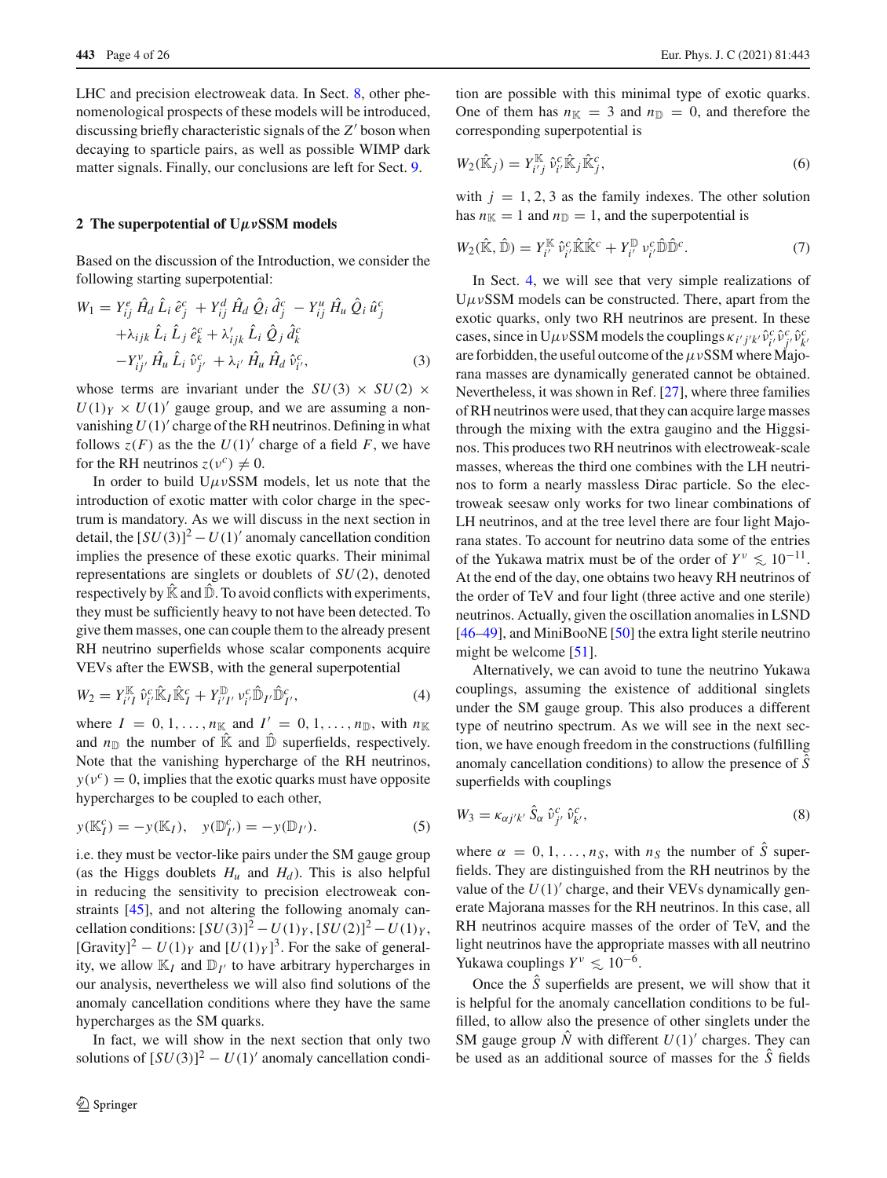LHC and precision electroweak data. In Sect. 8, other phenomenological prospects of these models will be introduced, discussing briefly characteristic signals of the $Z'$ boson when decaying to sparticle pairs, as well as possible WIMP dark matter signals. Finally, our conclusions are left for Sect. 9.

## 2 The superpotential of U$\mu\nu$SSM models

Based on the discussion of the Introduction, we consider the following starting superpotential:

$$W_1 = Y^e_{ij}\,\hat{H}_d\,\hat{L}_i\,\hat{e}^c_j + Y^d_{ij}\,\hat{H}_d\,\hat{Q}_i\,\hat{d}^c_j - Y^u_{ij}\,\hat{H}_u\,\hat{Q}_i\,\hat{u}^c_j + \lambda_{ijk}\,\hat{L}_i\,\hat{L}_j\,\hat{e}^c_k + \lambda'_{ijk}\,\hat{L}_i\,\hat{Q}_j\,\hat{d}^c_k - Y^\nu_{ij'}\,\hat{H}_u\,\hat{L}_i\,\hat{\nu}^c_{j'} + \lambda_{i'}\,\hat{H}_u\,\hat{H}_d\,\hat{\nu}^c_{i'}, \quad (3)$$

whose terms are invariant under the $SU(3)\times SU(2)\times U(1)_Y\times U(1)'$ gauge group, and we are assuming a non-vanishing $U(1)'$ charge of the RH neutrinos. Defining in what follows $z(F)$ as the the $U(1)'$ charge of a field $F$, we have for the RH neutrinos $z(\nu^c)\neq 0$.

In order to build U$\mu\nu$SSM models, let us note that the introduction of exotic matter with color charge in the spectrum is mandatory. As we will discuss in the next section in detail, the $[SU(3)]^2 - U(1)'$ anomaly cancellation condition implies the presence of these exotic quarks. Their minimal representations are singlets or doublets of $SU(2)$, denoted respectively by $\hat{\mathbb{K}}$ and $\hat{\mathbb{D}}$. To avoid conflicts with experiments, they must be sufficiently heavy to not have been detected. To give them masses, one can couple them to the already present RH neutrino superfields whose scalar components acquire VEVs after the EWSB, with the general superpotential

$$W_2 = Y^{\mathbb{K}}_{i'I}\,\hat{\nu}^c_{i'}\hat{\mathbb{K}}_I\hat{\mathbb{K}}^c_I + Y^{\mathbb{D}}_{i'I'}\,\nu^c_{i'}\hat{\mathbb{D}}_{I'}\hat{\mathbb{D}}^c_{I'}, \quad (4)$$

where $I = 0, 1, \ldots, n_{\mathbb{K}}$ and $I' = 0, 1, \ldots, n_{\mathbb{D}}$, with $n_{\mathbb{K}}$ and $n_{\mathbb{D}}$ the number of $\hat{\mathbb{K}}$ and $\hat{\mathbb{D}}$ superfields, respectively. Note that the vanishing hypercharge of the RH neutrinos, $y(\nu^c) = 0$, implies that the exotic quarks must have opposite hypercharges to be coupled to each other,

$$y(\mathbb{K}^c_I) = -y(\mathbb{K}_I), \quad y(\mathbb{D}^c_{I'}) = -y(\mathbb{D}_{I'}). \quad (5)$$

i.e. they must be vector-like pairs under the SM gauge group (as the Higgs doublets $H_u$ and $H_d$). This is also helpful in reducing the sensitivity to precision electroweak constraints [45], and not altering the following anomaly cancellation conditions: $[SU(3)]^2 - U(1)_Y$, $[SU(2)]^2 - U(1)_Y$, $[\text{Gravity}]^2 - U(1)_Y$ and $[U(1)_Y]^3$. For the sake of generality, we allow $\mathbb{K}_I$ and $\mathbb{D}_{I'}$ to have arbitrary hypercharges in our analysis, nevertheless we will also find solutions of the anomaly cancellation conditions where they have the same hypercharges as the SM quarks.

In fact, we will show in the next section that only two solutions of $[SU(3)]^2 - U(1)'$ anomaly cancellation condition are possible with this minimal type of exotic quarks. One of them has $n_{\mathbb{K}} = 3$ and $n_{\mathbb{D}} = 0$, and therefore the corresponding superpotential is

$$W_2(\hat{\mathbb{K}}_j) = Y^{\mathbb{K}}_{i'j}\,\hat{\nu}^c_{i'}\hat{\mathbb{K}}_j\hat{\mathbb{K}}^c_j, \quad (6)$$

with $j = 1, 2, 3$ as the family indexes. The other solution has $n_{\mathbb{K}} = 1$ and $n_{\mathbb{D}} = 1$, and the superpotential is

$$W_2(\hat{\mathbb{K}}, \hat{\mathbb{D}}) = Y^{\mathbb{K}}_{i'}\,\hat{\nu}^c_{i'}\hat{\mathbb{K}}\hat{\mathbb{K}}^c + Y^{\mathbb{D}}_{i'}\,\nu^c_{i'}\hat{\mathbb{D}}\hat{\mathbb{D}}^c. \quad (7)$$

In Sect. 4, we will see that very simple realizations of U$\mu\nu$SSM models can be constructed. There, apart from the exotic quarks, only two RH neutrinos are present. In these cases, since in U$\mu\nu$SSM models the couplings $\kappa_{i'j'k'}\hat{\nu}^c_{i'}\hat{\nu}^c_{j'}\hat{\nu}^c_{k'}$ are forbidden, the useful outcome of the $\mu\nu$SSM where Majorana masses are dynamically generated cannot be obtained. Nevertheless, it was shown in Ref. [27], where three families of RH neutrinos were used, that they can acquire large masses through the mixing with the extra gaugino and the Higgsinos. This produces two RH neutrinos with electroweak-scale masses, whereas the third one combines with the LH neutrinos to form a nearly massless Dirac particle. So the electroweak seesaw only works for two linear combinations of LH neutrinos, and at the tree level there are four light Majorana states. To account for neutrino data some of the entries of the Yukawa matrix must be of the order of $Y^\nu \lesssim 10^{-11}$. At the end of the day, one obtains two heavy RH neutrinos of the order of TeV and four light (three active and one sterile) neutrinos. Actually, given the oscillation anomalies in LSND [46–49], and MiniBooNE [50] the extra light sterile neutrino might be welcome [51].

Alternatively, we can avoid to tune the neutrino Yukawa couplings, assuming the existence of additional singlets under the SM gauge group. This also produces a different type of neutrino spectrum. As we will see in the next section, we have enough freedom in the constructions (fulfilling anomaly cancellation conditions) to allow the presence of $\hat{S}$ superfields with couplings

$$W_3 = \kappa_{\alpha j'k'}\,\hat{S}_\alpha\,\hat{\nu}^c_{j'}\,\hat{\nu}^c_{k'}, \quad (8)$$

where $\alpha = 0, 1, \ldots, n_S$, with $n_S$ the number of $\hat{S}$ superfields. They are distinguished from the RH neutrinos by the value of the $U(1)'$ charge, and their VEVs dynamically generate Majorana masses for the RH neutrinos. In this case, all RH neutrinos acquire masses of the order of TeV, and the light neutrinos have the appropriate masses with all neutrino Yukawa couplings $Y^\nu \lesssim 10^{-6}$.

Once the $\hat{S}$ superfields are present, we will show that it is helpful for the anomaly cancellation conditions to be fulfilled, to allow also the presence of other singlets under the SM gauge group $\hat{N}$ with different $U(1)'$ charges. They can be used as an additional source of masses for the $\hat{S}$ fields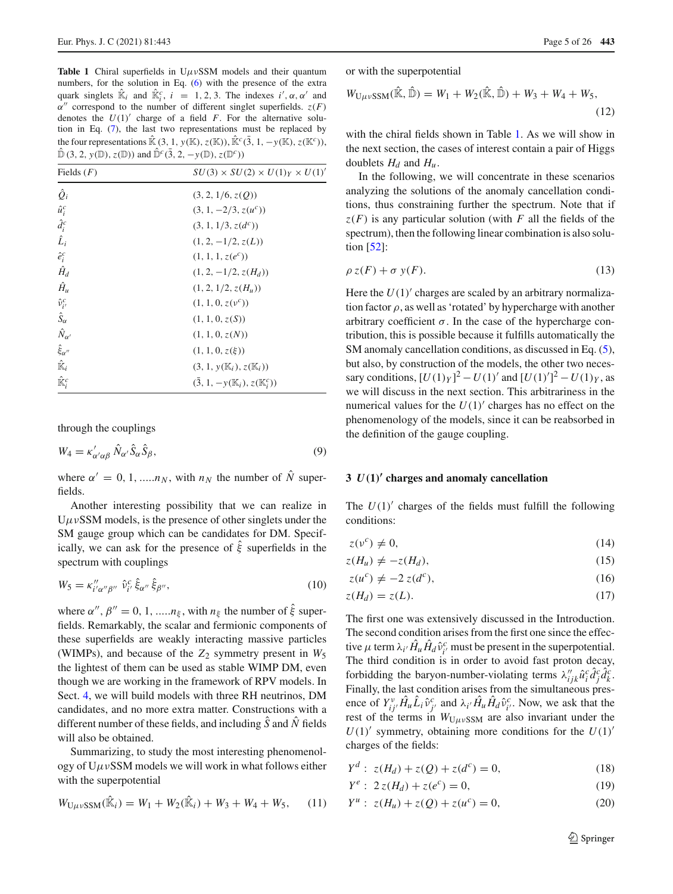**Table 1** Chiral superfields in U$\mu\nu$SSM models and their quantum numbers, for the solution in Eq. (6) with the presence of the extra quark singlets $\hat{\mathbb{K}}_i$ and $\hat{\mathbb{K}}_i^c$, $i = 1, 2, 3$. The indexes $i'$, $\alpha$, $\alpha'$ and $\alpha''$ correspond to the number of different singlet superfields. $z(F)$ denotes the $U(1)'$ charge of a field $F$. For the alternative solution in Eq. (7), the last two representations must be replaced by the four representations $\hat{\mathbb{K}}\,(3, 1, y(\mathbb{K}), z(\mathbb{K}))$, $\hat{\mathbb{K}}^c(\bar{3}, 1, -y(\mathbb{K}), z(\mathbb{K}^c))$, $\hat{\mathbb{D}}\,(3, 2, y(\mathbb{D}), z(\mathbb{D}))$ and $\hat{\mathbb{D}}^c(\bar{3}, 2, -y(\mathbb{D}), z(\mathbb{D}^c))$

| Fields ($F$) | $SU(3) \times SU(2) \times U(1)_Y \times U(1)'$ |
|---|---|
| $\hat{Q}_i$ | $(3, 2, 1/6, z(Q))$ |
| $\hat{u}_i^c$ | $(3, 1, -2/3, z(u^c))$ |
| $\hat{d}_i^c$ | $(3, 1, 1/3, z(d^c))$ |
| $\hat{L}_i$ | $(1, 2, -1/2, z(L))$ |
| $\hat{e}_i^c$ | $(1, 1, 1, z(e^c))$ |
| $\hat{H}_d$ | $(1, 2, -1/2, z(H_d))$ |
| $\hat{H}_u$ | $(1, 2, 1/2, z(H_u))$ |
| $\hat{\nu}_{i'}^c$ | $(1, 1, 0, z(\nu^c))$ |
| $\hat{S}_\alpha$ | $(1, 1, 0, z(S))$ |
| $\hat{N}_{\alpha'}$ | $(1, 1, 0, z(N))$ |
| $\hat{\xi}_{\alpha''}$ | $(1, 1, 0, z(\xi))$ |
| $\hat{\mathbb{K}}_i$ | $(3, 1, y(\mathbb{K}_i), z(\mathbb{K}_i))$ |
| $\hat{\mathbb{K}}_i^c$ | $(\bar{3}, 1, -y(\mathbb{K}_i), z(\mathbb{K}_i^c))$ |

through the couplings

$$W_4 = \kappa'_{\alpha'\alpha\beta}\, \hat{N}_{\alpha'} \hat{S}_\alpha \hat{S}_\beta, \tag{9}$$

where $\alpha' = 0, 1, .....n_N$, with $n_N$ the number of $\hat{N}$ superfields.

Another interesting possibility that we can realize in U$\mu\nu$SSM models, is the presence of other singlets under the SM gauge group which can be candidates for DM. Specifically, we can ask for the presence of $\hat{\xi}$ superfields in the spectrum with couplings

$$W_5 = \kappa''_{i'\alpha''\beta''}\ \hat{\nu}_{i'}^c\, \hat{\xi}_{\alpha''}\, \hat{\xi}_{\beta''}, \tag{10}$$

where $\alpha'', \beta'' = 0, 1, .....n_\xi$, with $n_\xi$ the number of $\hat{\xi}$ superfields. Remarkably, the scalar and fermionic components of these superfields are weakly interacting massive particles (WIMPs), and because of the $Z_2$ symmetry present in $W_5$ the lightest of them can be used as stable WIMP DM, even though we are working in the framework of RPV models. In Sect. 4, we will build models with three RH neutrinos, DM candidates, and no more extra matter. Constructions with a different number of these fields, and including $\hat{S}$ and $\hat{N}$ fields will also be obtained.

Summarizing, to study the most interesting phenomenology of U$\mu\nu$SSM models we will work in what follows either with the superpotential

$$W_{\mathrm{U}\mu\nu\mathrm{SSM}}(\hat{\mathbb{K}}_i) = W_1 + W_2(\hat{\mathbb{K}}_i) + W_3 + W_4 + W_5, \tag{11}$$

or with the superpotential

$$W_{\mathrm{U}\mu\nu\mathrm{SSM}}(\hat{\mathbb{K}}, \hat{\mathbb{D}}) = W_1 + W_2(\hat{\mathbb{K}}, \hat{\mathbb{D}}) + W_3 + W_4 + W_5, \tag{12}$$

with the chiral fields shown in Table 1. As we will show in the next section, the cases of interest contain a pair of Higgs doublets $H_d$ and $H_u$.

In the following, we will concentrate in these scenarios analyzing the solutions of the anomaly cancellation conditions, thus constraining further the spectrum. Note that if $z(F)$ is any particular solution (with $F$ all the fields of the spectrum), then the following linear combination is also solution [52]:

$$\rho\, z(F) + \sigma\, y(F). \tag{13}$$

Here the $U(1)'$ charges are scaled by an arbitrary normalization factor $\rho$, as well as 'rotated' by hypercharge with another arbitrary coefficient $\sigma$. In the case of the hypercharge contribution, this is possible because it fulfills automatically the SM anomaly cancellation conditions, as discussed in Eq. (5), but also, by construction of the models, the other two necessary conditions, $[U(1)_Y]^2 - U(1)'$ and $[U(1)']^2 - U(1)_Y$, as we will discuss in the next section. This arbitrariness in the numerical values for the $U(1)'$ charges has no effect on the phenomenology of the models, since it can be reabsorbed in the definition of the gauge coupling.

## 3 $U(1)'$ charges and anomaly cancellation

The $U(1)'$ charges of the fields must fulfill the following conditions:

$$z(\nu^c) \neq 0, \tag{14}$$

$$z(H_u) \neq -z(H_d), \tag{15}$$

$$z(u^c) \neq -2\, z(d^c), \tag{16}$$

$$z(H_d) = z(L). \tag{17}$$

The first one was extensively discussed in the Introduction. The second condition arises from the first one since the effective $\mu$ term $\lambda_{i'} \hat{H}_u \hat{H}_d \hat{\nu}_{i'}^c$ must be present in the superpotential. The third condition is in order to avoid fast proton decay, forbidding the baryon-number-violating terms $\lambda''_{ijk} \hat{u}_i^c \hat{d}_j^c \hat{d}_k^c$. Finally, the last condition arises from the simultaneous presence of $Y_{ij'}^\nu \hat{H}_u \hat{L}_i \hat{\nu}_{j'}^c$ and $\lambda_{i'} \hat{H}_u \hat{H}_d \hat{\nu}_{i'}^c$. Now, we ask that the rest of the terms in $W_{\mathrm{U}\mu\nu\mathrm{SSM}}$ are also invariant under the $U(1)'$ symmetry, obtaining more conditions for the $U(1)'$ charges of the fields:

$$Y^d:\ z(H_d) + z(Q) + z(d^c) = 0, \tag{18}$$

$$Y^e:\ 2\, z(H_d) + z(e^c) = 0, \tag{19}$$

$$Y^u:\ z(H_u) + z(Q) + z(u^c) = 0, \tag{20}$$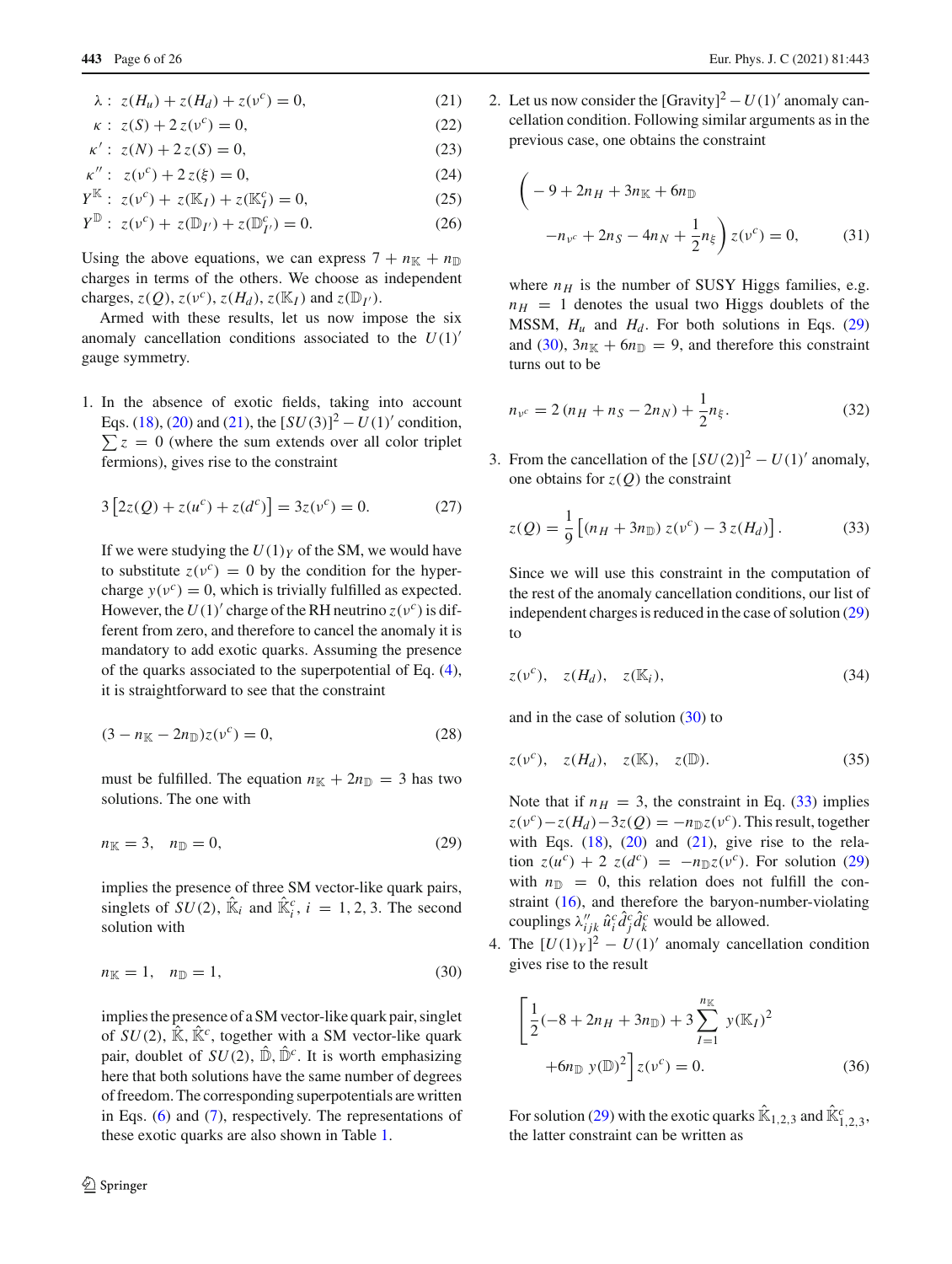$$\lambda: \; z(H_u) + z(H_d) + z(\nu^c) = 0, \tag{21}$$

$$\kappa: \; z(S) + 2\,z(\nu^c) = 0, \tag{22}$$

$$\kappa': \; z(N) + 2\,z(S) = 0, \tag{23}$$

$$\kappa'': \; z(\nu^c) + 2\,z(\xi) = 0, \tag{24}$$

$$Y^{\mathbb{K}}: \; z(\nu^c) + z(\mathbb{K}_I) + z(\mathbb{K}_I^c) = 0, \tag{25}$$

$$Y^{\mathbb{D}}: \; z(\nu^c) + z(\mathbb{D}_{I'}) + z(\mathbb{D}_{I'}^c) = 0. \tag{26}$$

Using the above equations, we can express $7 + n_{\mathbb{K}} + n_{\mathbb{D}}$ charges in terms of the others. We choose as independent charges, $z(Q)$, $z(\nu^c)$, $z(H_d)$, $z(\mathbb{K}_I)$ and $z(\mathbb{D}_{I'})$.

Armed with these results, let us now impose the six anomaly cancellation conditions associated to the $U(1)'$ gauge symmetry.

1. In the absence of exotic fields, taking into account Eqs. (18), (20) and (21), the $[SU(3)]^2 - U(1)'$ condition, $\sum z = 0$ (where the sum extends over all color triplet fermions), gives rise to the constraint

$$3\left[2z(Q) + z(u^c) + z(d^c)\right] = 3z(\nu^c) = 0. \tag{27}$$

If we were studying the $U(1)_Y$ of the SM, we would have to substitute $z(\nu^c) = 0$ by the condition for the hypercharge $y(\nu^c) = 0$, which is trivially fulfilled as expected. However, the $U(1)'$ charge of the RH neutrino $z(\nu^c)$ is different from zero, and therefore to cancel the anomaly it is mandatory to add exotic quarks. Assuming the presence of the quarks associated to the superpotential of Eq. (4), it is straightforward to see that the constraint

$$(3 - n_{\mathbb{K}} - 2n_{\mathbb{D}})z(\nu^c) = 0, \tag{28}$$

must be fulfilled. The equation $n_{\mathbb{K}} + 2n_{\mathbb{D}} = 3$ has two solutions. The one with

$$n_{\mathbb{K}} = 3, \quad n_{\mathbb{D}} = 0, \tag{29}$$

implies the presence of three SM vector-like quark pairs, singlets of $SU(2)$, $\hat{\mathbb{K}}_i$ and $\hat{\mathbb{K}}_i^c$, $i = 1, 2, 3$. The second solution with

$$n_{\mathbb{K}} = 1, \quad n_{\mathbb{D}} = 1, \tag{30}$$

implies the presence of a SM vector-like quark pair, singlet of $SU(2)$, $\hat{\mathbb{K}}$, $\hat{\mathbb{K}}^c$, together with a SM vector-like quark pair, doublet of $SU(2)$, $\hat{\mathbb{D}}$, $\hat{\mathbb{D}}^c$. It is worth emphasizing here that both solutions have the same number of degrees of freedom. The corresponding superpotentials are written in Eqs. (6) and (7), respectively. The representations of these exotic quarks are also shown in Table 1.

2. Let us now consider the $[\text{Gravity}]^2 - U(1)'$ anomaly cancellation condition. Following similar arguments as in the previous case, one obtains the constraint

$$\bigg( -9 + 2n_H + 3n_{\mathbb{K}} + 6n_{\mathbb{D}} - n_{\nu^c} + 2n_S - 4n_N + \frac{1}{2}n_\xi \bigg) z(\nu^c) = 0, \tag{31}$$

where $n_H$ is the number of SUSY Higgs families, e.g. $n_H = 1$ denotes the usual two Higgs doublets of the MSSM, $H_u$ and $H_d$. For both solutions in Eqs. (29) and (30), $3n_{\mathbb{K}} + 6n_{\mathbb{D}} = 9$, and therefore this constraint turns out to be

$$n_{\nu^c} = 2\,(n_H + n_S - 2n_N) + \frac{1}{2}n_\xi. \tag{32}$$

3. From the cancellation of the $[SU(2)]^2 - U(1)'$ anomaly, one obtains for $z(Q)$ the constraint

$$z(Q) = \frac{1}{9}\left[(n_H + 3n_{\mathbb{D}})\, z(\nu^c) - 3\,z(H_d)\right]. \tag{33}$$

Since we will use this constraint in the computation of the rest of the anomaly cancellation conditions, our list of independent charges is reduced in the case of solution (29) to

$$z(\nu^c), \quad z(H_d), \quad z(\mathbb{K}_i), \tag{34}$$

and in the case of solution (30) to

$$z(\nu^c), \quad z(H_d), \quad z(\mathbb{K}), \quad z(\mathbb{D}). \tag{35}$$

Note that if $n_H = 3$, the constraint in Eq. (33) implies $z(\nu^c) - z(H_d) - 3z(Q) = -n_{\mathbb{D}} z(\nu^c)$. This result, together with Eqs. (18), (20) and (21), give rise to the relation $z(u^c) + 2\,z(d^c) = -n_{\mathbb{D}} z(\nu^c)$. For solution (29) with $n_{\mathbb{D}} = 0$, this relation does not fulfill the constraint (16), and therefore the baryon-number-violating couplings $\lambda''_{ijk}\,\hat{u}_i^c \hat{d}_j^c \hat{d}_k^c$ would be allowed.

4. The $[U(1)_Y]^2 - U(1)'$ anomaly cancellation condition gives rise to the result

$$\left[\frac{1}{2}(-8 + 2n_H + 3n_{\mathbb{D}}) + 3\sum_{I=1}^{n_{\mathbb{K}}} y(\mathbb{K}_I)^2 + 6n_{\mathbb{D}}\; y(\mathbb{D})^2\right] z(\nu^c) = 0. \tag{36}$$

For solution (29) with the exotic quarks $\hat{\mathbb{K}}_{1,2,3}$ and $\hat{\mathbb{K}}^c_{1,2,3}$, the latter constraint can be written as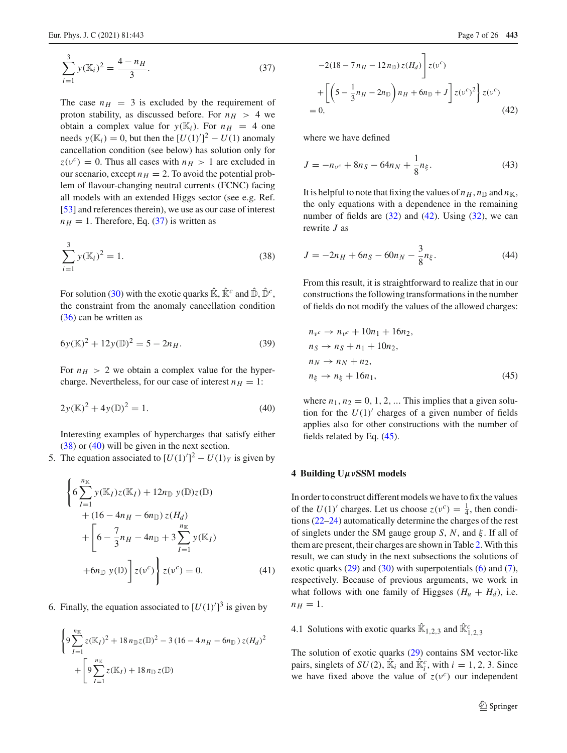$$\sum_{i=1}^{3} y(\mathbb{K}_i)^2 = \frac{4-n_H}{3}. \tag{37}$$

The case $n_H = 3$ is excluded by the requirement of proton stability, as discussed before. For $n_H > 4$ we obtain a complex value for $y(\mathbb{K}_i)$. For $n_H = 4$ one needs $y(\mathbb{K}_i) = 0$, but then the $[U(1)']^2 - U(1)$ anomaly cancellation condition (see below) has solution only for $z(\nu^c) = 0$. Thus all cases with $n_H > 1$ are excluded in our scenario, except $n_H = 2$. To avoid the potential problem of flavour-changing neutral currents (FCNC) facing all models with an extended Higgs sector (see e.g. Ref. [53] and references therein), we use as our case of interest $n_H = 1$. Therefore, Eq. (37) is written as

$$\sum_{i=1}^{3} y(\mathbb{K}_i)^2 = 1. \tag{38}$$

For solution (30) with the exotic quarks $\hat{\mathbb{K}}$, $\hat{\mathbb{K}}^c$ and $\hat{\mathbb{D}}$, $\hat{\mathbb{D}}^c$, the constraint from the anomaly cancellation condition (36) can be written as

$$6y(\mathbb{K})^2 + 12y(\mathbb{D})^2 = 5 - 2n_H. \tag{39}$$

For $n_H > 2$ we obtain a complex value for the hypercharge. Nevertheless, for our case of interest $n_H = 1$:

$$2y(\mathbb{K})^2 + 4y(\mathbb{D})^2 = 1. \tag{40}$$

Interesting examples of hypercharges that satisfy either (38) or (40) will be given in the next section.

5. The equation associated to $[U(1)']^2 - U(1)_Y$ is given by

$$\Bigg\{6\sum_{I=1}^{n_{\mathbb{K}}} y(\mathbb{K}_I)z(\mathbb{K}_I) + 12n_{\mathbb{D}}\, y(\mathbb{D})z(\mathbb{D}) + (16-4n_H-6n_{\mathbb{D}})\,z(H_d) + \Bigg[6 - \frac{7}{3}n_H - 4n_{\mathbb{D}} + 3\sum_{I=1}^{n_{\mathbb{K}}} y(\mathbb{K}_I) + 6n_{\mathbb{D}}\, y(\mathbb{D})\Bigg] z(\nu^c)\Bigg\} z(\nu^c) = 0. \tag{41}$$

6. Finally, the equation associated to $[U(1)']^3$ is given by

$$\Bigg\{9\sum_{I=1}^{n_{\mathbb{K}}} z(\mathbb{K}_I)^2 + 18\,n_{\mathbb{D}} z(\mathbb{D})^2 - 3\,(16-4\,n_H-6n_{\mathbb{D}})\,z(H_d)^2 + \Bigg[9\sum_{I=1}^{n_{\mathbb{K}}} z(\mathbb{K}_I) + 18\,n_{\mathbb{D}}\,z(\mathbb{D}) - 2(18-7\,n_H-12\,n_{\mathbb{D}})\,z(H_d)\Bigg] z(\nu^c) + \Bigg[\left(5-\frac{1}{3}n_H - 2n_{\mathbb{D}}\right)n_H + 6n_{\mathbb{D}} + J\Bigg] z(\nu^c)^2\Bigg\} z(\nu^c) = 0, \tag{42}$$

where we have defined

$$J = -n_{\nu^c} + 8n_S - 64n_N + \frac{1}{8}n_\xi. \tag{43}$$

It is helpful to note that fixing the values of $n_H$, $n_{\mathbb{D}}$ and $n_{\mathbb{K}}$, the only equations with a dependence in the remaining number of fields are (32) and (42). Using (32), we can rewrite $J$ as

$$J = -2n_H + 6n_S - 60n_N - \frac{3}{8}n_\xi. \tag{44}$$

From this result, it is straightforward to realize that in our constructions the following transformations in the number of fields do not modify the values of the allowed charges:

$$\begin{aligned}
&n_{\nu^c} \to n_{\nu^c} + 10n_1 + 16n_2,\\
&n_S \to n_S + n_1 + 10n_2,\\
&n_N \to n_N + n_2,\\
&n_\xi \to n_\xi + 16n_1,
\end{aligned} \tag{45}$$

where $n_1, n_2 = 0, 1, 2, \ldots$ This implies that a given solution for the $U(1)'$ charges of a given number of fields applies also for other constructions with the number of fields related by Eq. (45).

## 4 Building U$\mu\nu$SSM models

In order to construct different models we have to fix the values of the $U(1)'$ charges. Let us choose $z(\nu^c) = \frac{1}{4}$, then conditions (22–24) automatically determine the charges of the rest of singlets under the SM gauge group $S$, $N$, and $\xi$. If all of them are present, their charges are shown in Table 2. With this result, we can study in the next subsections the solutions of exotic quarks (29) and (30) with superpotentials (6) and (7), respectively. Because of previous arguments, we work in what follows with one family of Higgses ($H_u + H_d$), i.e. $n_H = 1$.

### 4.1 Solutions with exotic quarks $\hat{\mathbb{K}}_{1,2,3}$ and $\hat{\mathbb{K}}^c_{1,2,3}$

The solution of exotic quarks (29) contains SM vector-like pairs, singlets of $SU(2)$, $\hat{\mathbb{K}}_i$ and $\hat{\mathbb{K}}^c_i$, with $i = 1, 2, 3$. Since we have fixed above the value of $z(\nu^c)$ our independent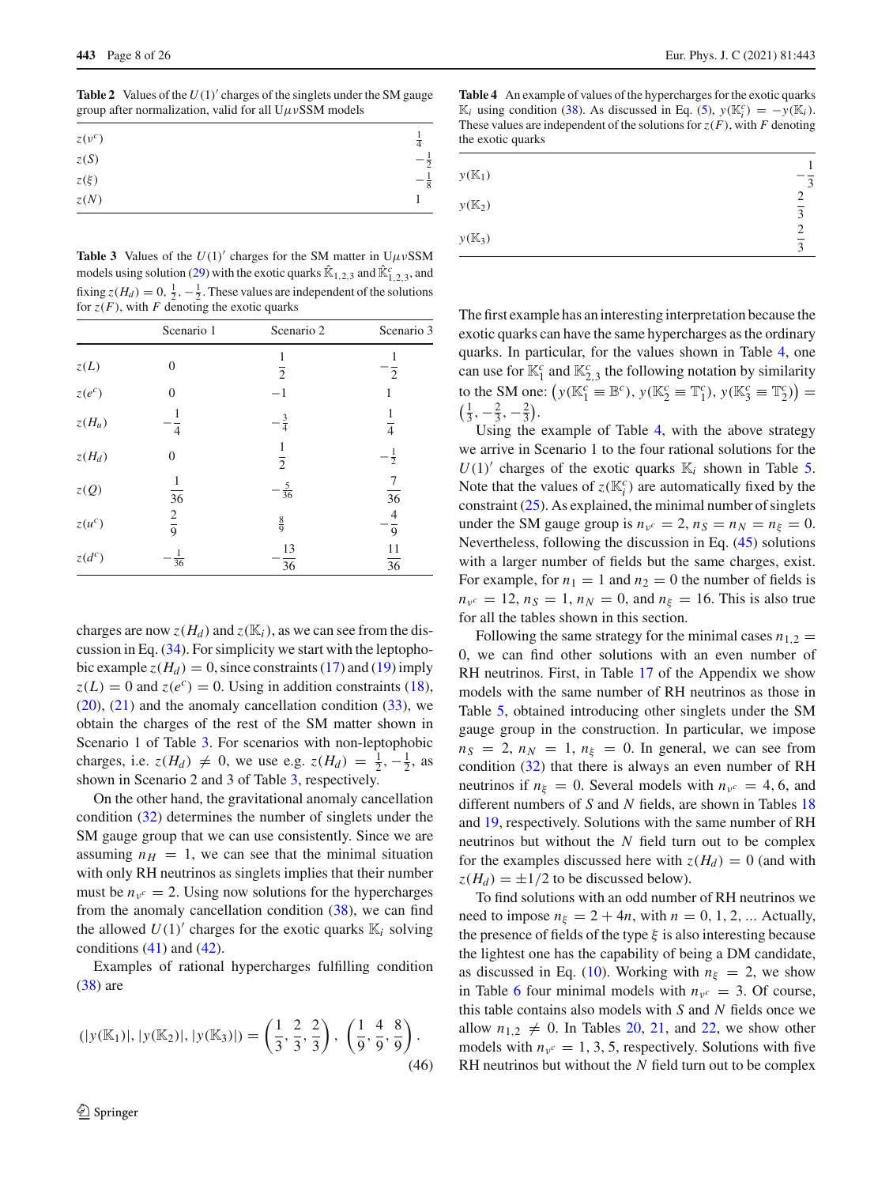**Table 2** Values of the $U(1)'$ charges of the singlets under the SM gauge group after normalization, valid for all U$\mu\nu$SSM models

| | |
|---|---|
| $z(\nu^c)$ | $\frac{1}{4}$ |
| $z(S)$ | $-\frac{1}{2}$ |
| $z(\xi)$ | $-\frac{1}{8}$ |
| $z(N)$ | 1 |

**Table 3** Values of the $U(1)'$ charges for the SM matter in U$\mu\nu$SSM models using solution (29) with the exotic quarks $\hat{\mathbb{K}}_{1,2,3}$ and $\hat{\mathbb{K}}^c_{1,2,3}$, and fixing $z(H_d) = 0, \frac{1}{2}, -\frac{1}{2}$. These values are independent of the solutions for $z(F)$, with $F$ denoting the exotic quarks

| | Scenario 1 | Scenario 2 | Scenario 3 |
|---|---|---|---|
| $z(L)$ | 0 | $\frac{1}{2}$ | $-\frac{1}{2}$ |
| $z(e^c)$ | 0 | $-1$ | 1 |
| $z(H_u)$ | $-\frac{1}{4}$ | $-\frac{3}{4}$ | $\frac{1}{4}$ |
| $z(H_d)$ | 0 | $\frac{1}{2}$ | $-\frac{1}{2}$ |
| $z(Q)$ | $\frac{1}{36}$ | $-\frac{5}{36}$ | $\frac{7}{36}$ |
| $z(u^c)$ | $\frac{2}{9}$ | $\frac{8}{9}$ | $-\frac{4}{9}$ |
| $z(d^c)$ | $-\frac{1}{36}$ | $-\frac{13}{36}$ | $\frac{11}{36}$ |

charges are now $z(H_d)$ and $z(\mathbb{K}_i)$, as we can see from the discussion in Eq. (34). For simplicity we start with the leptophobic example $z(H_d) = 0$, since constraints (17) and (19) imply $z(L) = 0$ and $z(e^c) = 0$. Using in addition constraints (18), (20), (21) and the anomaly cancellation condition (33), we obtain the charges of the rest of the SM matter shown in Scenario 1 of Table 3. For scenarios with non-leptophobic charges, i.e. $z(H_d) \neq 0$, we use e.g. $z(H_d) = \frac{1}{2}, -\frac{1}{2}$, as shown in Scenario 2 and 3 of Table 3, respectively.

On the other hand, the gravitational anomaly cancellation condition (32) determines the number of singlets under the SM gauge group that we can use consistently. Since we are assuming $n_H = 1$, we can see that the minimal situation with only RH neutrinos as singlets implies that their number must be $n_{\nu^c} = 2$. Using now solutions for the hypercharges from the anomaly cancellation condition (38), we can find the allowed $U(1)'$ charges for the exotic quarks $\mathbb{K}_i$ solving conditions (41) and (42).

Examples of rational hypercharges fulfilling condition (38) are

$$(|y(\mathbb{K}_1)|, |y(\mathbb{K}_2)|, |y(\mathbb{K}_3)|) = \left(\frac{1}{3}, \frac{2}{3}, \frac{2}{3}\right), \left(\frac{1}{9}, \frac{4}{9}, \frac{8}{9}\right). \tag{46}$$

**Table 4** An example of values of the hypercharges for the exotic quarks $\mathbb{K}_i$ using condition (38). As discussed in Eq. (5), $y(\mathbb{K}^c_i) = -y(\mathbb{K}_i)$. These values are independent of the solutions for $z(F)$, with $F$ denoting the exotic quarks

| | |
|---|---|
| $y(\mathbb{K}_1)$ | $-\frac{1}{3}$ |
| $y(\mathbb{K}_2)$ | $\frac{2}{3}$ |
| $y(\mathbb{K}_3)$ | $\frac{2}{3}$ |

The first example has an interesting interpretation because the exotic quarks can have the same hypercharges as the ordinary quarks. In particular, for the values shown in Table 4, one can use for $\mathbb{K}^c_1$ and $\mathbb{K}^c_{2,3}$ the following notation by similarity to the SM one: $\left(y(\mathbb{K}^c_1 \equiv \mathbb{B}^c), y(\mathbb{K}^c_2 \equiv \mathbb{T}^c_1), y(\mathbb{K}^c_3 \equiv \mathbb{T}^c_2)\right) = \left(\frac{1}{3}, -\frac{2}{3}, -\frac{2}{3}\right)$.

Using the example of Table 4, with the above strategy we arrive in Scenario 1 to the four rational solutions for the $U(1)'$ charges of the exotic quarks $\mathbb{K}_i$ shown in Table 5. Note that the values of $z(\mathbb{K}^c_i)$ are automatically fixed by the constraint (25). As explained, the minimal number of singlets under the SM gauge group is $n_{\nu^c} = 2, n_S = n_N = n_\xi = 0$. Nevertheless, following the discussion in Eq. (45) solutions with a larger number of fields but the same charges, exist. For example, for $n_1 = 1$ and $n_2 = 0$ the number of fields is $n_{\nu^c} = 12, n_S = 1, n_N = 0$, and $n_\xi = 16$. This is also true for all the tables shown in this section.

Following the same strategy for the minimal cases $n_{1,2} = 0$, we can find other solutions with an even number of RH neutrinos. First, in Table 17 of the Appendix we show models with the same number of RH neutrinos as those in Table 5, obtained introducing other singlets under the SM gauge group in the construction. In particular, we impose $n_S = 2, n_N = 1, n_\xi = 0$. In general, we can see from condition (32) that there is always an even number of RH neutrinos if $n_\xi = 0$. Several models with $n_{\nu^c} = 4, 6$, and different numbers of $S$ and $N$ fields, are shown in Tables 18 and 19, respectively. Solutions with the same number of RH neutrinos but without the $N$ field turn out to be complex for the examples discussed here with $z(H_d) = 0$ (and with $z(H_d) = \pm 1/2$ to be discussed below).

To find solutions with an odd number of RH neutrinos we need to impose $n_\xi = 2 + 4n$, with $n = 0, 1, 2, \ldots$ Actually, the presence of fields of the type $\xi$ is also interesting because the lightest one has the capability of being a DM candidate, as discussed in Eq. (10). Working with $n_\xi = 2$, we show in Table 6 four minimal models with $n_{\nu^c} = 3$. Of course, this table contains also models with $S$ and $N$ fields once we allow $n_{1,2} \neq 0$. In Tables 20, 21, and 22, we show other models with $n_{\nu^c} = 1, 3, 5$, respectively. Solutions with five RH neutrinos but without the $N$ field turn out to be complex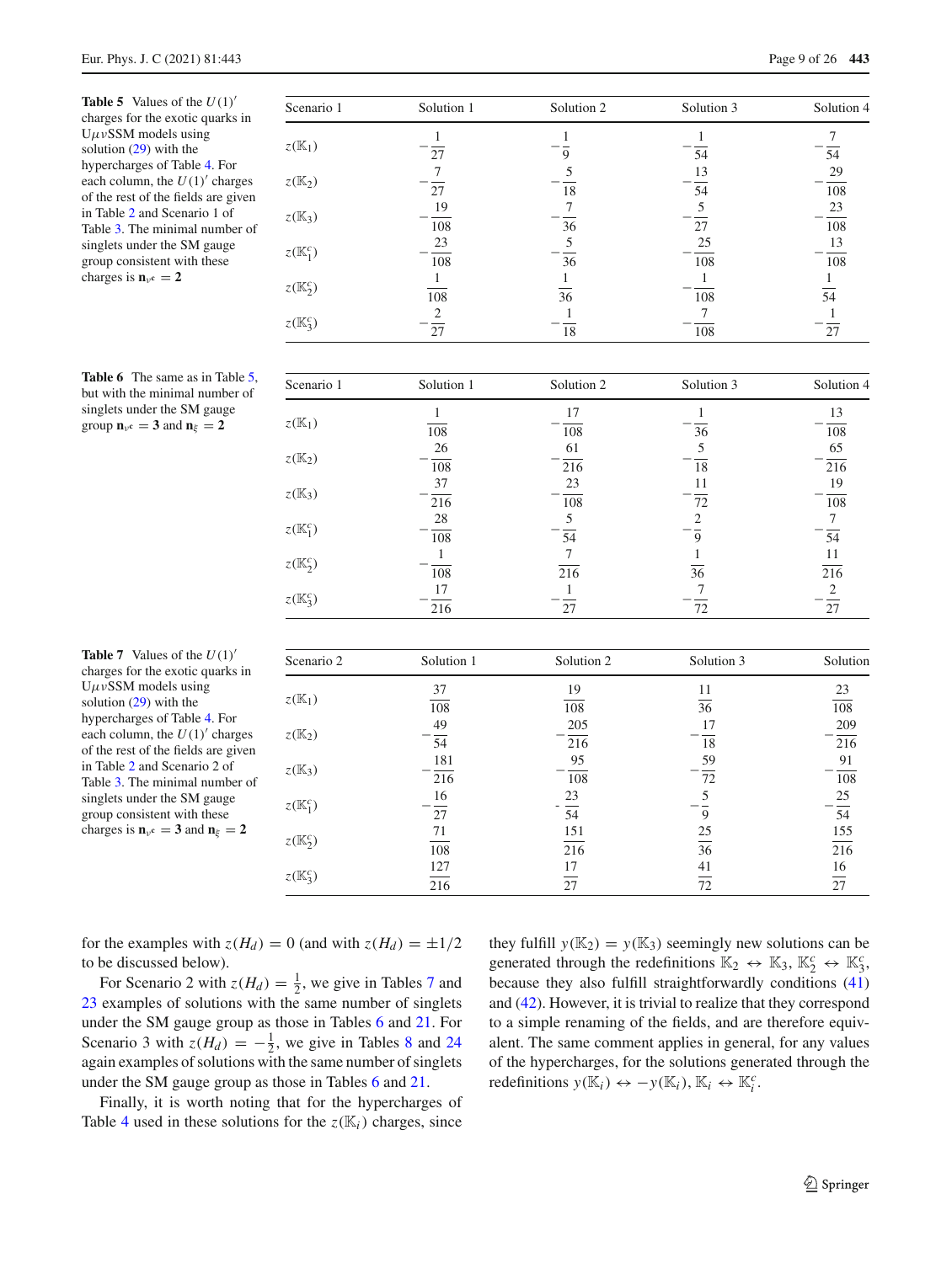**Table 5** Values of the $U(1)'$ charges for the exotic quarks in U$\mu\nu$SSM models using solution (29) with the hypercharges of Table 4. For each column, the $U(1)'$ charges of the rest of the fields are given in Table 2 and Scenario 1 of Table 3. The minimal number of singlets under the SM gauge group consistent with these charges is $\mathbf{n}_{\nu^c} = \mathbf{2}$

| Scenario 1 | Solution 1 | Solution 2 | Solution 3 | Solution 4 |
|---|---|---|---|---|
| $z(\mathbb{K}_1)$ | $-\frac{1}{27}$ | $-\frac{1}{9}$ | $-\frac{1}{54}$ | $-\frac{7}{54}$ |
| $z(\mathbb{K}_2)$ | $-\frac{7}{27}$ | $-\frac{5}{18}$ | $-\frac{13}{54}$ | $-\frac{29}{108}$ |
| $z(\mathbb{K}_3)$ | $-\frac{19}{108}$ | $-\frac{7}{36}$ | $-\frac{5}{27}$ | $-\frac{23}{108}$ |
| $z(\mathbb{K}^c_1)$ | $-\frac{23}{108}$ | $-\frac{5}{36}$ | $-\frac{25}{108}$ | $-\frac{13}{108}$ |
| $z(\mathbb{K}^c_2)$ | $\frac{1}{108}$ | $\frac{1}{36}$ | $-\frac{1}{108}$ | $\frac{1}{54}$ |
| $z(\mathbb{K}^c_3)$ | $-\frac{2}{27}$ | $-\frac{1}{18}$ | $-\frac{7}{108}$ | $-\frac{1}{27}$ |

**Table 6** The same as in Table 5, but with the minimal number of singlets under the SM gauge group $\mathbf{n}_{\nu^c} = \mathbf{3}$ and $\mathbf{n}_{\xi} = \mathbf{2}$

| Scenario 1 | Solution 1 | Solution 2 | Solution 3 | Solution 4 |
|---|---|---|---|---|
| $z(\mathbb{K}_1)$ | $\frac{1}{108}$ | $-\frac{17}{108}$ | $-\frac{1}{36}$ | $-\frac{13}{108}$ |
| $z(\mathbb{K}_2)$ | $-\frac{26}{108}$ | $\frac{61}{216}$ | $-\frac{5}{18}$ | $-\frac{65}{216}$ |
| $z(\mathbb{K}_3)$ | $-\frac{37}{216}$ | $-\frac{23}{108}$ | $-\frac{11}{72}$ | $-\frac{19}{108}$ |
| $z(\mathbb{K}^c_1)$ | $-\frac{28}{108}$ | $-\frac{5}{54}$ | $-\frac{2}{9}$ | $-\frac{7}{54}$ |
| $z(\mathbb{K}^c_2)$ | $-\frac{1}{108}$ | $\frac{7}{216}$ | $\frac{1}{36}$ | $\frac{11}{216}$ |
| $z(\mathbb{K}^c_3)$ | $-\frac{17}{216}$ | $-\frac{1}{27}$ | $-\frac{7}{72}$ | $-\frac{2}{27}$ |

**Table 7** Values of the $U(1)'$ charges for the exotic quarks in U$\mu\nu$SSM models using solution (29) with the hypercharges of Table 4. For each column, the $U(1)'$ charges of the rest of the fields are given in Table 2 and Scenario 2 of Table 3. The minimal number of singlets under the SM gauge group consistent with these charges is $\mathbf{n}_{\nu^c} = \mathbf{3}$ and $\mathbf{n}_{\xi} = \mathbf{2}$

| Scenario 2 | Solution 1 | Solution 2 | Solution 3 | Solution |
|---|---|---|---|---|
| $z(\mathbb{K}_1)$ | $\frac{37}{108}$ | $\frac{19}{108}$ | $\frac{11}{36}$ | $\frac{23}{108}$ |
| $z(\mathbb{K}_2)$ | $-\frac{49}{54}$ | $-\frac{205}{216}$ | $-\frac{17}{18}$ | $-\frac{209}{216}$ |
| $z(\mathbb{K}_3)$ | $-\frac{181}{216}$ | $-\frac{95}{108}$ | $-\frac{59}{72}$ | $-\frac{91}{108}$ |
| $z(\mathbb{K}^c_1)$ | $-\frac{16}{27}$ | $-\frac{23}{54}$ | $-\frac{5}{9}$ | $-\frac{25}{54}$ |
| $z(\mathbb{K}^c_2)$ | $\frac{71}{108}$ | $\frac{151}{216}$ | $\frac{25}{36}$ | $\frac{155}{216}$ |
| $z(\mathbb{K}^c_3)$ | $\frac{127}{216}$ | $\frac{17}{27}$ | $\frac{41}{72}$ | $\frac{16}{27}$ |

for the examples with $z(H_d) = 0$ (and with $z(H_d) = \pm 1/2$ to be discussed below).

For Scenario 2 with $z(H_d) = \frac{1}{2}$, we give in Tables 7 and 23 examples of solutions with the same number of singlets under the SM gauge group as those in Tables 6 and 21. For Scenario 3 with $z(H_d) = -\frac{1}{2}$, we give in Tables 8 and 24 again examples of solutions with the same number of singlets under the SM gauge group as those in Tables 6 and 21.

Finally, it is worth noting that for the hypercharges of Table 4 used in these solutions for the $z(\mathbb{K}_i)$ charges, since they fulfill $y(\mathbb{K}_2) = y(\mathbb{K}_3)$ seemingly new solutions can be generated through the redefinitions $\mathbb{K}_2 \leftrightarrow \mathbb{K}_3$, $\mathbb{K}^c_2 \leftrightarrow \mathbb{K}^c_3$, because they also fulfill straightforwardly conditions (41) and (42). However, it is trivial to realize that they correspond to a simple renaming of the fields, and are therefore equivalent. The same comment applies in general, for any values of the hypercharges, for the solutions generated through the redefinitions $y(\mathbb{K}_i) \leftrightarrow -y(\mathbb{K}_i)$, $\mathbb{K}_i \leftrightarrow \mathbb{K}^c_i$.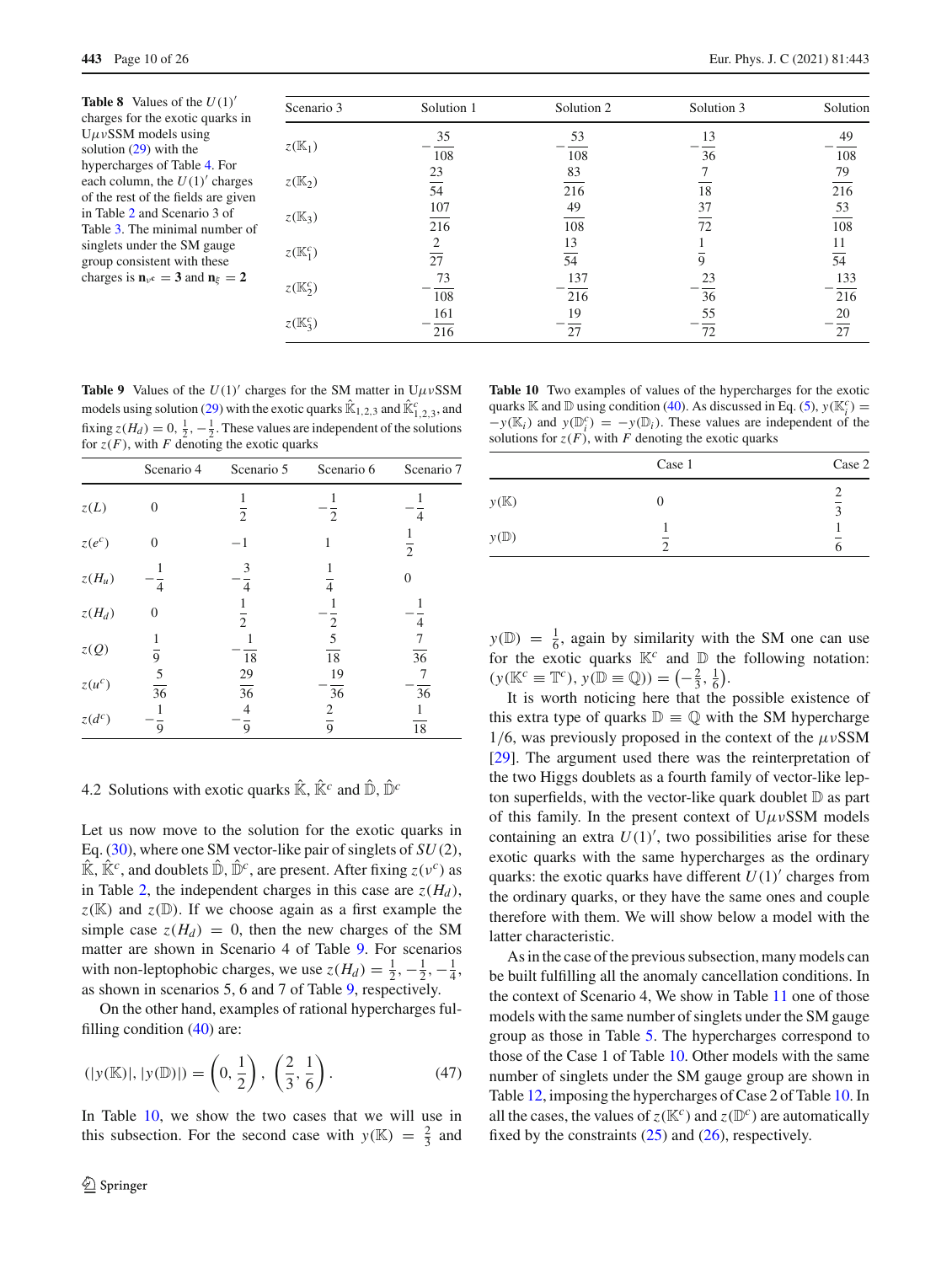**Table 8** Values of the $U(1)'$ charges for the exotic quarks in U$\mu\nu$SSM models using solution (29) with the hypercharges of Table 4. For each column, the $U(1)'$ charges of the rest of the fields are given in Table 2 and Scenario 3 of Table 3. The minimal number of singlets under the SM gauge group consistent with these charges is $\mathbf{n}_{\nu^c} = \mathbf{3}$ and $\mathbf{n}_{\xi} = \mathbf{2}$

| Scenario 3 | Solution 1 | Solution 2 | Solution 3 | Solution |
|---|---|---|---|---|
| $z(\mathbb{K}_1)$ | $-\frac{35}{108}$ | $-\frac{53}{108}$ | $-\frac{13}{36}$ | $-\frac{49}{108}$ |
| $z(\mathbb{K}_2)$ | $\frac{23}{54}$ | $\frac{83}{216}$ | $\frac{7}{18}$ | $\frac{79}{216}$ |
| $z(\mathbb{K}_3)$ | $\frac{107}{216}$ | $\frac{49}{108}$ | $\frac{37}{72}$ | $\frac{53}{108}$ |
| $z(\mathbb{K}_1^c)$ | $\frac{2}{27}$ | $\frac{13}{54}$ | $\frac{1}{9}$ | $\frac{11}{54}$ |
| $z(\mathbb{K}_2^c)$ | $-\frac{73}{108}$ | $-\frac{137}{216}$ | $-\frac{23}{36}$ | $-\frac{133}{216}$ |
| $z(\mathbb{K}_3^c)$ | $-\frac{161}{216}$ | $-\frac{19}{27}$ | $-\frac{55}{72}$ | $-\frac{20}{27}$ |

**Table 9** Values of the $U(1)'$ charges for the SM matter in U$\mu\nu$SSM models using solution (29) with the exotic quarks $\hat{\mathbb{K}}_{1,2,3}$ and $\hat{\mathbb{K}}^c_{1,2,3}$, and fixing $z(H_d) = 0, \frac{1}{2}, -\frac{1}{2}$. These values are independent of the solutions for $z(F)$, with $F$ denoting the exotic quarks

| | Scenario 4 | Scenario 5 | Scenario 6 | Scenario 7 |
|---|---|---|---|---|
| $z(L)$ | $0$ | $\frac{1}{2}$ | $-\frac{1}{2}$ | $-\frac{1}{4}$ |
| $z(e^c)$ | $0$ | $-1$ | $1$ | $\frac{1}{2}$ |
| $z(H_u)$ | $-\frac{1}{4}$ | $-\frac{3}{4}$ | $\frac{1}{4}$ | $0$ |
| $z(H_d)$ | $0$ | $\frac{1}{2}$ | $-\frac{1}{2}$ | $-\frac{1}{4}$ |
| $z(Q)$ | $\frac{1}{9}$ | $-\frac{1}{18}$ | $\frac{5}{18}$ | $\frac{7}{36}$ |
| $z(u^c)$ | $\frac{5}{36}$ | $\frac{29}{36}$ | $-\frac{19}{36}$ | $-\frac{7}{36}$ |
| $z(d^c)$ | $-\frac{1}{9}$ | $-\frac{4}{9}$ | $\frac{2}{9}$ | $\frac{1}{18}$ |

### 4.2 Solutions with exotic quarks $\hat{\mathbb{K}}$, $\hat{\mathbb{K}}^c$ and $\hat{\mathbb{D}}$, $\hat{\mathbb{D}}^c$

Let us now move to the solution for the exotic quarks in Eq. (30), where one SM vector-like pair of singlets of $SU(2)$, $\hat{\mathbb{K}}$, $\hat{\mathbb{K}}^c$, and doublets $\hat{\mathbb{D}}$, $\hat{\mathbb{D}}^c$, are present. After fixing $z(\nu^c)$ as in Table 2, the independent charges in this case are $z(H_d)$, $z(\mathbb{K})$ and $z(\mathbb{D})$. If we choose again as a first example the simple case $z(H_d) = 0$, then the new charges of the SM matter are shown in Scenario 4 of Table 9. For scenarios with non-leptophobic charges, we use $z(H_d) = \frac{1}{2}, -\frac{1}{2}, -\frac{1}{4}$, as shown in scenarios 5, 6 and 7 of Table 9, respectively.

On the other hand, examples of rational hypercharges fulfilling condition (40) are:

$$(|y(\mathbb{K})|, |y(\mathbb{D})|) = \left(0, \frac{1}{2}\right), \left(\frac{2}{3}, \frac{1}{6}\right). \tag{47}$$

In Table 10, we show the two cases that we will use in this subsection. For the second case with $y(\mathbb{K}) = \frac{2}{3}$ and $y(\mathbb{D}) = \frac{1}{6}$, again by similarity with the SM one can use for the exotic quarks $\mathbb{K}^c$ and $\mathbb{D}$ the following notation: $(y(\mathbb{K}^c \equiv \mathbb{T}^c), y(\mathbb{D} \equiv \mathbb{Q})) = \left(-\frac{2}{3}, \frac{1}{6}\right)$.

**Table 10** Two examples of values of the hypercharges for the exotic quarks $\mathbb{K}$ and $\mathbb{D}$ using condition (40). As discussed in Eq. (5), $y(\mathbb{K}_i^c) = -y(\mathbb{K}_i)$ and $y(\mathbb{D}_i^c) = -y(\mathbb{D}_i)$. These values are independent of the solutions for $z(F)$, with $F$ denoting the exotic quarks

| | Case 1 | Case 2 |
|---|---|---|
| $y(\mathbb{K})$ | $0$ | $\frac{2}{3}$ |
| $y(\mathbb{D})$ | $\frac{1}{2}$ | $\frac{1}{6}$ |

It is worth noticing here that the possible existence of this extra type of quarks $\mathbb{D} \equiv \mathbb{Q}$ with the SM hypercharge 1/6, was previously proposed in the context of the $\mu\nu$SSM [29]. The argument used there was the reinterpretation of the two Higgs doublets as a fourth family of vector-like lepton superfields, with the vector-like quark doublet $\mathbb{D}$ as part of this family. In the present context of U$\mu\nu$SSM models containing an extra $U(1)'$, two possibilities arise for these exotic quarks with the same hypercharges as the ordinary quarks: the exotic quarks have different $U(1)'$ charges from the ordinary quarks, or they have the same ones and couple therefore with them. We will show below a model with the latter characteristic.

As in the case of the previous subsection, many models can be built fulfilling all the anomaly cancellation conditions. In the context of Scenario 4, We show in Table 11 one of those models with the same number of singlets under the SM gauge group as those in Table 5. The hypercharges correspond to those of the Case 1 of Table 10. Other models with the same number of singlets under the SM gauge group are shown in Table 12, imposing the hypercharges of Case 2 of Table 10. In all the cases, the values of $z(\mathbb{K}^c)$ and $z(\mathbb{D}^c)$ are automatically fixed by the constraints (25) and (26), respectively.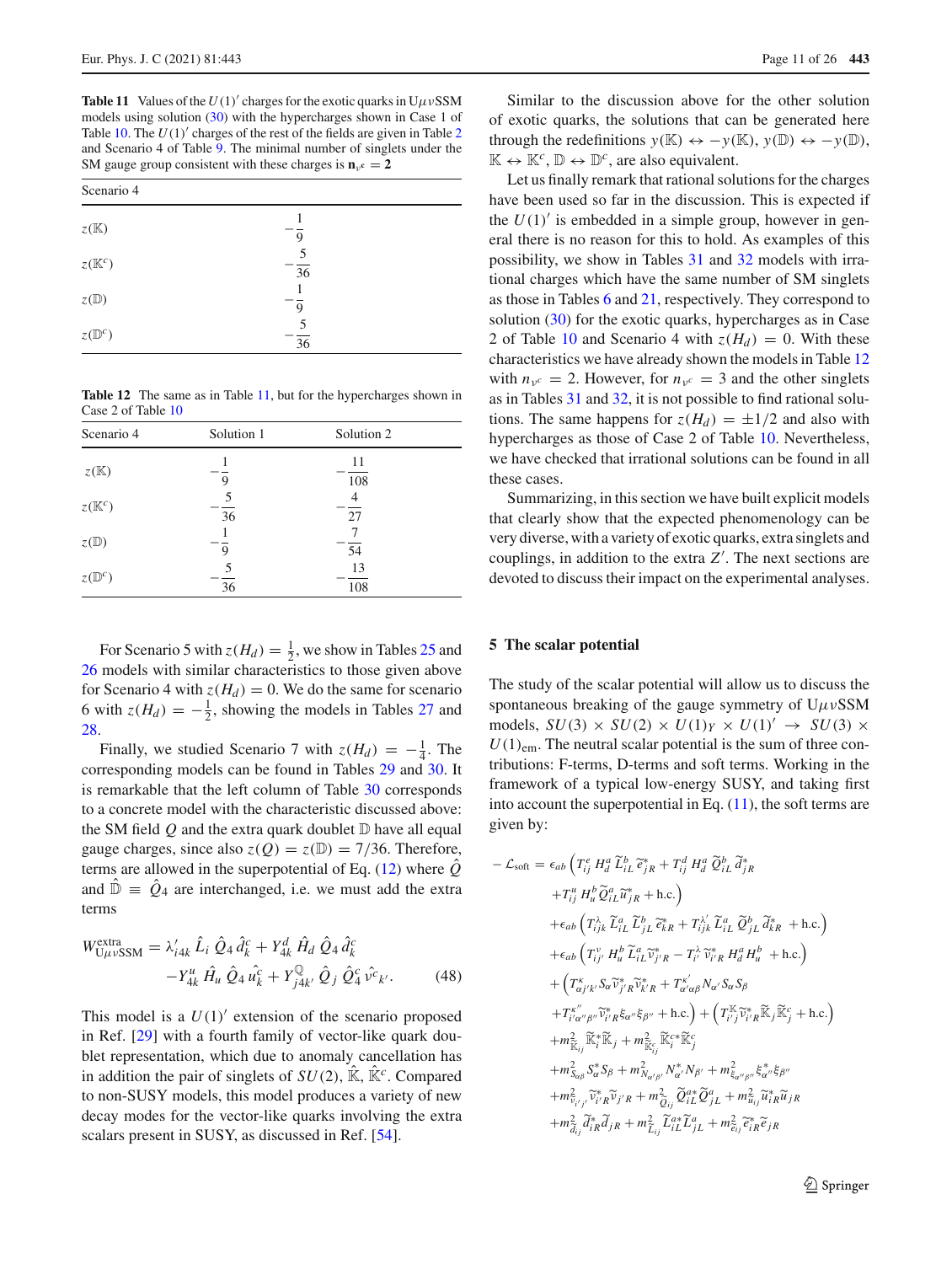**Table 11** Values of the $U(1)'$ charges for the exotic quarks in U$\mu\nu$SSM models using solution (30) with the hypercharges shown in Case 1 of Table 10. The $U(1)'$ charges of the rest of the fields are given in Table 2 and Scenario 4 of Table 9. The minimal number of singlets under the SM gauge group consistent with these charges is $\mathbf{n}_{\nu^c} = \mathbf{2}$

| Scenario 4 | |
|---|---|
| $z(\mathbb{K})$ | $-\frac{1}{9}$ |
| $z(\mathbb{K}^c)$ | $-\frac{5}{36}$ |
| $z(\mathbb{D})$ | $-\frac{1}{9}$ |
| $z(\mathbb{D}^c)$ | $-\frac{5}{36}$ |

**Table 12** The same as in Table 11, but for the hypercharges shown in Case 2 of Table 10

| Scenario 4 | Solution 1 | Solution 2 |
|---|---|---|
| $z(\mathbb{K})$ | $-\frac{1}{9}$ | $-\frac{11}{108}$ |
| $z(\mathbb{K}^c)$ | $-\frac{5}{36}$ | $-\frac{4}{27}$ |
| $z(\mathbb{D})$ | $-\frac{1}{9}$ | $-\frac{7}{54}$ |
| $z(\mathbb{D}^c)$ | $-\frac{5}{36}$ | $-\frac{13}{108}$ |

For Scenario 5 with $z(H_d) = \frac{1}{2}$, we show in Tables 25 and 26 models with similar characteristics to those given above for Scenario 4 with $z(H_d) = 0$. We do the same for scenario 6 with $z(H_d) = -\frac{1}{2}$, showing the models in Tables 27 and 28.

Finally, we studied Scenario 7 with $z(H_d) = -\frac{1}{4}$. The corresponding models can be found in Tables 29 and 30. It is remarkable that the left column of Table 30 corresponds to a concrete model with the characteristic discussed above: the SM field $Q$ and the extra quark doublet $\mathbb{D}$ have all equal gauge charges, since also $z(Q) = z(\mathbb{D}) = 7/36$. Therefore, terms are allowed in the superpotential of Eq. (12) where $\hat{Q}$ and $\hat{\mathbb{D}} \equiv \hat{Q}_4$ are interchanged, i.e. we must add the extra terms

$$W^{\text{extra}}_{\text{U}\mu\nu\text{SSM}} = \lambda'_{i4k}\, \hat{L}_i\, \hat{Q}_4\, \hat{d}^c_k + Y^d_{4k}\, \hat{H}_d\, \hat{Q}_4\, \hat{d}^c_k - Y^u_{4k}\, \hat{H}_u\, \hat{Q}_4\, \hat{u}^c_k + Y^{\mathbb{Q}}_{j4k'}\, \hat{Q}_j\, \hat{Q}^c_4\, \hat{\nu}^c{}_{k'}. \tag{48}$$

This model is a $U(1)'$ extension of the scenario proposed in Ref. [29] with a fourth family of vector-like quark doublet representation, which due to anomaly cancellation has in addition the pair of singlets of $SU(2)$, $\hat{\mathbb{K}}$, $\hat{\mathbb{K}}^c$. Compared to non-SUSY models, this model produces a variety of new decay modes for the vector-like quarks involving the extra scalars present in SUSY, as discussed in Ref. [54].

Similar to the discussion above for the other solution of exotic quarks, the solutions that can be generated here through the redefinitions $y(\mathbb{K}) \leftrightarrow -y(\mathbb{K})$, $y(\mathbb{D}) \leftrightarrow -y(\mathbb{D})$, $\mathbb{K} \leftrightarrow \mathbb{K}^c$, $\mathbb{D} \leftrightarrow \mathbb{D}^c$, are also equivalent.

Let us finally remark that rational solutions for the charges have been used so far in the discussion. This is expected if the $U(1)'$ is embedded in a simple group, however in general there is no reason for this to hold. As examples of this possibility, we show in Tables 31 and 32 models with irrational charges which have the same number of SM singlets as those in Tables 6 and 21, respectively. They correspond to solution (30) for the exotic quarks, hypercharges as in Case 2 of Table 10 and Scenario 4 with $z(H_d) = 0$. With these characteristics we have already shown the models in Table 12 with $n_{\nu^c} = 2$. However, for $n_{\nu^c} = 3$ and the other singlets as in Tables 31 and 32, it is not possible to find rational solutions. The same happens for $z(H_d) = \pm 1/2$ and also with hypercharges as those of Case 2 of Table 10. Nevertheless, we have checked that irrational solutions can be found in all these cases.

Summarizing, in this section we have built explicit models that clearly show that the expected phenomenology can be very diverse, with a variety of exotic quarks, extra singlets and couplings, in addition to the extra $Z'$. The next sections are devoted to discuss their impact on the experimental analyses.

## 5 The scalar potential

The study of the scalar potential will allow us to discuss the spontaneous breaking of the gauge symmetry of U$\mu\nu$SSM models, $SU(3) \times SU(2) \times U(1)_Y \times U(1)' \to SU(3) \times U(1)_{\text{em}}$. The neutral scalar potential is the sum of three contributions: F-terms, D-terms and soft terms. Working in the framework of a typical low-energy SUSY, and taking first into account the superpotential in Eq. (11), the soft terms are given by:

$$\begin{aligned}
-\mathcal{L}_{\text{soft}} = {} & \epsilon_{ab} \left( T^e_{ij}\, H^a_d\, \widetilde{L}^b_{iL}\, \widetilde{e}^*_{jR} + T^d_{ij}\, H^a_d\, \widetilde{Q}^b_{iL}\, \widetilde{d}^*_{jR} + T^u_{ij}\, H^b_u \widetilde{Q}^a_{iL} \widetilde{u}^*_{jR} + \text{h.c.} \right) \\
& + \epsilon_{ab} \left( T^{\lambda}_{ijk}\, \widetilde{L}^a_{iL}\, \widetilde{L}^b_{jL}\, \widetilde{e}^*_{kR} + T^{\lambda'}_{ijk}\, \widetilde{L}^a_{iL}\, \widetilde{Q}^b_{jL}\, \widetilde{d}^*_{kR} + \text{h.c.} \right) \\
& + \epsilon_{ab} \left( T^{\nu}_{ij'}\, H^b_u\, \widetilde{L}^a_{iL} \widetilde{\nu}^*_{j'R} - T^{\lambda}_{i'}\, \widetilde{\nu}^*_{i'R}\, H^a_d\, H^b_u + \text{h.c.} \right) \\
& + \left( T^{\kappa}_{\alpha j'k'} S_\alpha \widetilde{\nu}^*_{j'R} \widetilde{\nu}^*_{k'R} + T^{\kappa'}_{\alpha'\alpha\beta} N_{\alpha'} S_\alpha S_\beta + T^{\kappa''}_{i'\alpha''\beta''} \widetilde{\nu}^*_{i'R} \xi_{\alpha''} \xi_{\beta''} + \text{h.c.} \right) + \left( T^{\mathbb{K}}_{i'j} \widetilde{\nu}^*_{i'R} \widetilde{\mathbb{K}}_j \widetilde{\mathbb{K}}^c_j + \text{h.c.} \right) \\
& + m^2_{\widetilde{\mathbb{K}}_{ij}}\, \widetilde{\mathbb{K}}^*_i \widetilde{\mathbb{K}}_j + m^2_{\widetilde{\mathbb{K}}^c_{ij}}\, \widetilde{\mathbb{K}}^{c*}_i \widetilde{\mathbb{K}}^c_j \\
& + m^2_{S_{\alpha\beta}}\, S^*_\alpha S_\beta + m^2_{N_{\alpha'\beta'}}\, N^*_{\alpha'} N_{\beta'} + m^2_{\xi_{\alpha''\beta''}}\, \xi^*_{\alpha''} \xi_{\beta''} \\
& + m^2_{\widetilde{\nu}_{i'j'}}\, \widetilde{\nu}^*_{i'R} \widetilde{\nu}_{j'R} + m^2_{\widetilde{Q}_{ij}}\, \widetilde{Q}^{a*}_{iL} \widetilde{Q}^a_{jL} + m^2_{\widetilde{u}_{ij}}\, \widetilde{u}^*_{iR} \widetilde{u}_{jR} \\
& + m^2_{\widetilde{d}_{ij}}\, \widetilde{d}^*_{iR} \widetilde{d}_{jR} + m^2_{\widetilde{L}_{ij}}\, \widetilde{L}^{a*}_{iL} \widetilde{L}^a_{jL} + m^2_{\widetilde{e}_{ij}}\, \widetilde{e}^*_{iR} \widetilde{e}_{jR}
\end{aligned}$$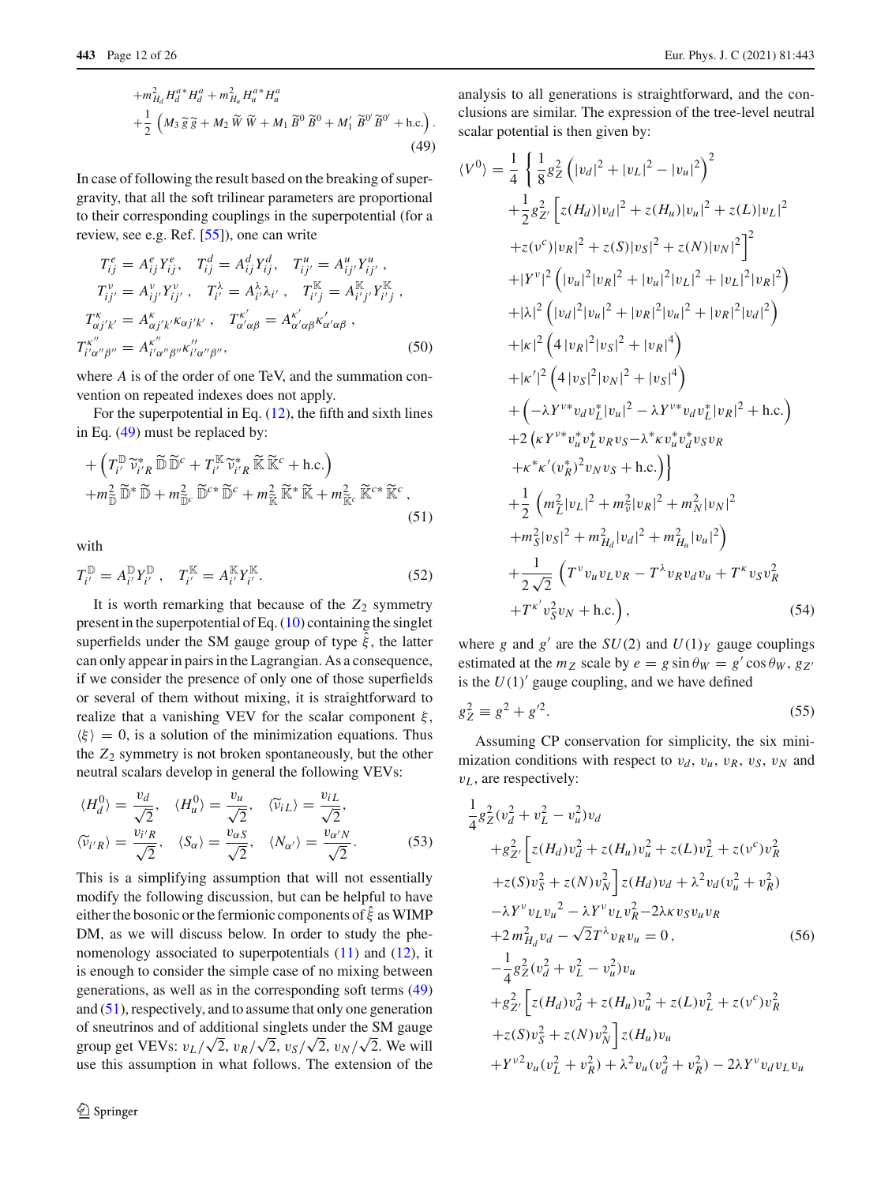$$
\begin{aligned}
&+m_{H_d}^2 H_d^{a*} H_d^a + m_{H_u}^2 H_u^{a*} H_u^a \\
&+\frac{1}{2}\left(M_3\, \widetilde{g}\, \widetilde{g} + M_2\, \widetilde{W}\, \widetilde{W} + M_1\, \widetilde{B}^0\, \widetilde{B}^0 + M_1'\, \widetilde{B}^{0'}\, \widetilde{B}^{0'} + \text{h.c.}\right).
\end{aligned} \tag{49}
$$

In case of following the result based on the breaking of supergravity, that all the soft trilinear parameters are proportional to their corresponding couplings in the superpotential (for a review, see e.g. Ref. [55]), one can write

$$
\begin{aligned}
&T_{ij}^e = A_{ij}^e Y_{ij}^e, \quad T_{ij}^d = A_{ij}^d Y_{ij}^d, \quad T_{ij'}^u = A_{ij'}^u Y_{ij'}^u\,, \\
&T_{ij'}^\nu = A_{ij'}^\nu Y_{ij'}^\nu\,, \quad T_{i'}^\lambda = A_{i'}^\lambda \lambda_{i'}\,, \quad T_{i'j}^{\mathbb{K}} = A_{i'j'}^{\mathbb{K}} Y_{i'j}^{\mathbb{K}}\,, \\
&T_{\alpha j'k'}^\kappa = A_{\alpha j'k'}^\kappa \kappa_{\alpha j'k'}\,, \quad T_{\alpha'\alpha\beta}^{\kappa'} = A_{\alpha'\alpha\beta}^{\kappa'} \kappa_{\alpha'\alpha\beta}'\,, \\
&T_{i'\alpha''\beta''}^{\kappa''} = A_{i'\alpha''\beta''}^{\kappa''} \kappa_{i'\alpha''\beta''}'',
\end{aligned} \tag{50}
$$

where $A$ is of the order of one TeV, and the summation convention on repeated indexes does not apply.

For the superpotential in Eq. (12), the fifth and sixth lines in Eq. (49) must be replaced by:

$$
\begin{aligned}
&+\left(T_{i'}^{\mathbb{D}}\, \widetilde{\nu}_{i'R}^*\, \widetilde{\mathbb{D}}\, \widetilde{\mathbb{D}}^c + T_{i'}^{\mathbb{K}}\, \widetilde{\nu}_{i'R}^*\, \widetilde{\mathbb{K}}\, \widetilde{\mathbb{K}}^c + \text{h.c.}\right) \\
&+m_{\widetilde{\mathbb{D}}}^2\, \widetilde{\mathbb{D}}^*\, \widetilde{\mathbb{D}} + m_{\widetilde{\mathbb{D}}^c}^2\, \widetilde{\mathbb{D}}^{c*}\, \widetilde{\mathbb{D}}^c + m_{\widetilde{\mathbb{K}}}^2\, \widetilde{\mathbb{K}}^*\, \widetilde{\mathbb{K}} + m_{\widetilde{\mathbb{K}}^c}^2\, \widetilde{\mathbb{K}}^{c*}\, \widetilde{\mathbb{K}}^c\,,
\end{aligned} \tag{51}
$$

with

$$
T_{i'}^{\mathbb{D}} = A_{i'}^{\mathbb{D}} Y_{i'}^{\mathbb{D}}\,, \quad T_{i'}^{\mathbb{K}} = A_{i'}^{\mathbb{K}} Y_{i'}^{\mathbb{K}}. \tag{52}
$$

It is worth remarking that because of the $Z_2$ symmetry present in the superpotential of Eq. (10) containing the singlet superfields under the SM gauge group of type $\hat{\xi}$, the latter can only appear in pairs in the Lagrangian. As a consequence, if we consider the presence of only one of those superfields or several of them without mixing, it is straightforward to realize that a vanishing VEV for the scalar component $\xi$, $\langle\xi\rangle = 0$, is a solution of the minimization equations. Thus the $Z_2$ symmetry is not broken spontaneously, but the other neutral scalars develop in general the following VEVs:

$$
\begin{aligned}
&\langle H_d^0\rangle = \frac{v_d}{\sqrt{2}}, \quad \langle H_u^0\rangle = \frac{v_u}{\sqrt{2}}, \quad \langle\widetilde{\nu}_{iL}\rangle = \frac{v_{iL}}{\sqrt{2}}, \\
&\langle\widetilde{\nu}_{i'R}\rangle = \frac{v_{i'R}}{\sqrt{2}}, \quad \langle S_\alpha\rangle = \frac{v_{\alpha S}}{\sqrt{2}}, \quad \langle N_{\alpha'}\rangle = \frac{v_{\alpha' N}}{\sqrt{2}}.
\end{aligned} \tag{53}
$$

This is a simplifying assumption that will not essentially modify the following discussion, but can be helpful to have either the bosonic or the fermionic components of $\hat{\xi}$ as WIMP DM, as we will discuss below. In order to study the phenomenology associated to superpotentials (11) and (12), it is enough to consider the simple case of no mixing between generations, as well as in the corresponding soft terms (49) and (51), respectively, and to assume that only one generation of sneutrinos and of additional singlets under the SM gauge group get VEVs: $v_L/\sqrt{2}$, $v_R/\sqrt{2}$, $v_S/\sqrt{2}$, $v_N/\sqrt{2}$. We will use this assumption in what follows. The extension of the analysis to all generations is straightforward, and the conclusions are similar. The expression of the tree-level neutral scalar potential is then given by:

$$
\begin{aligned}
\langle V^0\rangle = \frac{1}{4}\Bigg\{ &\frac{1}{8}g_Z^2\left(|v_d|^2 + |v_L|^2 - |v_u|^2\right)^2 \\
&+\frac{1}{2}g_{Z'}^2\Big[z(H_d)|v_d|^2 + z(H_u)|v_u|^2 + z(L)|v_L|^2 \\
&+z(\nu^c)|v_R|^2 + z(S)|v_S|^2 + z(N)|v_N|^2\Big]^2 \\
&+|Y^\nu|^2\left(|v_u|^2|v_R|^2 + |v_u|^2|v_L|^2 + |v_L|^2|v_R|^2\right) \\
&+|\lambda|^2\left(|v_d|^2|v_u|^2 + |v_R|^2|v_u|^2 + |v_R|^2|v_d|^2\right) \\
&+|\kappa|^2\left(4\,|v_R|^2|v_S|^2 + |v_R|^4\right) \\
&+|\kappa'|^2\left(4\,|v_S|^2|v_N|^2 + |v_S|^4\right) \\
&+\left(-\lambda Y^{\nu*} v_d v_L^* |v_u|^2 - \lambda Y^{\nu*} v_d v_L^* |v_R|^2 + \text{h.c.}\right) \\
&+2\left(\kappa Y^{\nu*} v_u^* v_L^* v_R v_S - \lambda^* \kappa v_u^* v_d^* v_S v_R\right. \\
&\left.+\kappa^* \kappa' (v_R^*)^2 v_N v_S + \text{h.c.}\right)\Bigg\} \\
&+\frac{1}{2}\left(m_{\widetilde{L}}^2|v_L|^2 + m_{\widetilde{\nu}}^2|v_R|^2 + m_N^2|v_N|^2\right. \\
&\left.+m_S^2|v_S|^2 + m_{H_d}^2|v_d|^2 + m_{H_u}^2|v_u|^2\right) \\
&+\frac{1}{2\sqrt{2}}\left(T^\nu v_u v_L v_R - T^\lambda v_R v_d v_u + T^\kappa v_S v_R^2\right. \\
&\left.+T^{\kappa'} v_S^2 v_N + \text{h.c.}\right),
\end{aligned} \tag{54}
$$

where $g$ and $g'$ are the $SU(2)$ and $U(1)_Y$ gauge couplings estimated at the $m_Z$ scale by $e = g\sin\theta_W = g'\cos\theta_W$, $g_{Z'}$ is the $U(1)'$ gauge coupling, and we have defined

$$
g_Z^2 \equiv g^2 + g'^2. \tag{55}
$$

Assuming CP conservation for simplicity, the six minimization conditions with respect to $v_d$, $v_u$, $v_R$, $v_S$, $v_N$ and $v_L$, are respectively:

$$
\begin{aligned}
&\frac{1}{4}g_Z^2(v_d^2 + v_L^2 - v_u^2)v_d \\
&+g_{Z'}^2\Big[z(H_d)v_d^2 + z(H_u)v_u^2 + z(L)v_L^2 + z(\nu^c)v_R^2 \\
&+z(S)v_S^2 + z(N)v_N^2\Big]z(H_d)v_d + \lambda^2 v_d(v_u^2 + v_R^2) \\
&-\lambda Y^\nu v_L {v_u}^2 - \lambda Y^\nu v_L v_R^2 - 2\lambda\kappa v_S v_u v_R \\
&+2\,m_{H_d}^2 v_d - \sqrt{2}T^\lambda v_R v_u = 0\,,
\end{aligned} \tag{56}
$$

$$
\begin{aligned}
&-\frac{1}{4}g_Z^2(v_d^2 + v_L^2 - v_u^2)v_u \\
&+g_{Z'}^2\Big[z(H_d)v_d^2 + z(H_u)v_u^2 + z(L)v_L^2 + z(\nu^c)v_R^2 \\
&+z(S)v_S^2 + z(N)v_N^2\Big]z(H_u)v_u \\
&+{Y^\nu}^2 v_u(v_L^2 + v_R^2) + \lambda^2 v_u(v_d^2 + v_R^2) - 2\lambda Y^\nu v_d v_L v_u
\end{aligned}
$$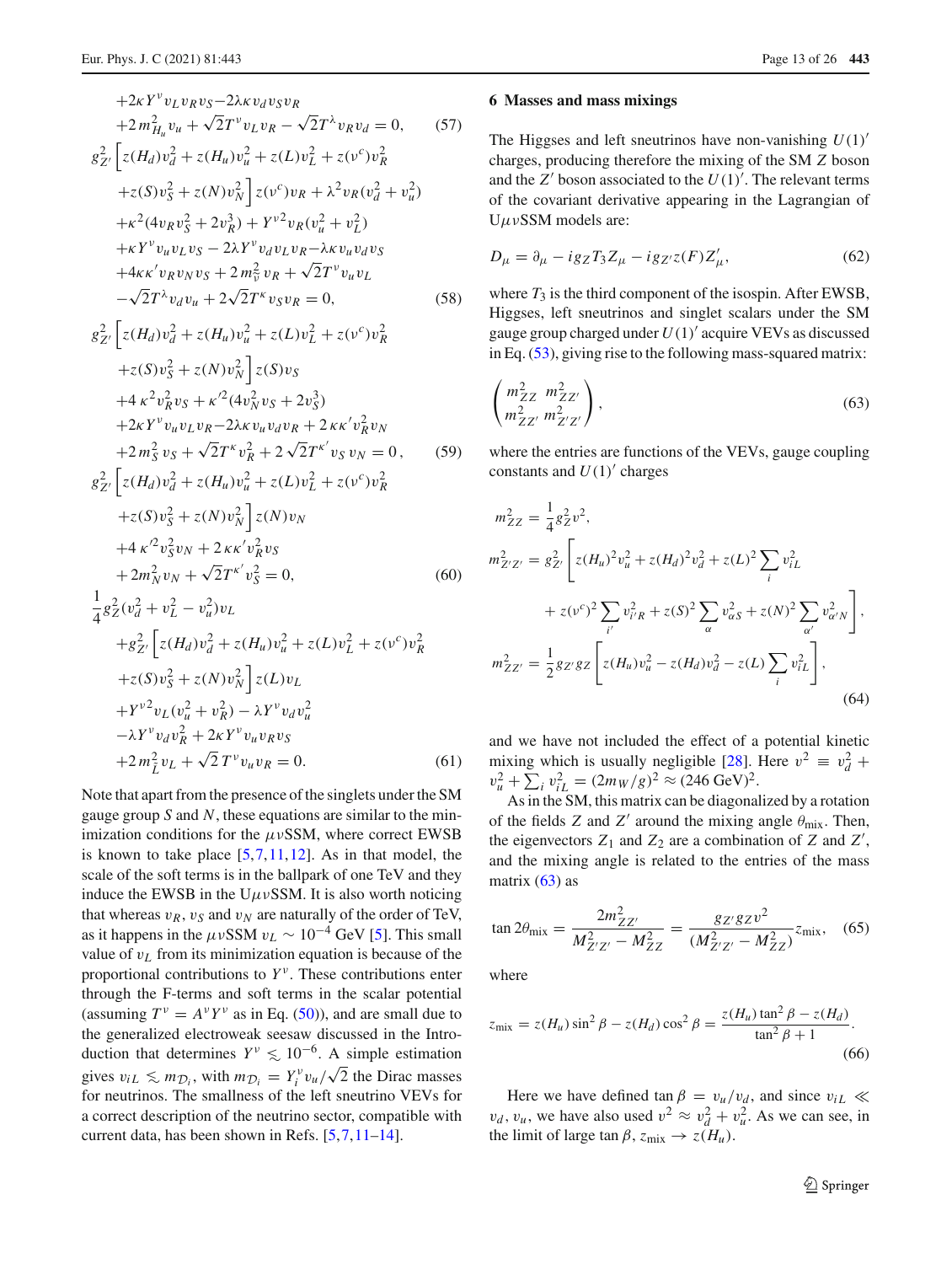$$+2\kappa Y^{\nu} v_L v_R v_S - 2\lambda\kappa v_d v_S v_R$$

$$+2 m_{H_u}^2 v_u + \sqrt{2} T^{\nu} v_L v_R - \sqrt{2} T^{\lambda} v_R v_d = 0, \tag{57}$$

$$g_{Z'}^2 \Big[ z(H_d) v_d^2 + z(H_u) v_u^2 + z(L) v_L^2 + z(\nu^c) v_R^2$$
$$+ z(S) v_S^2 + z(N) v_N^2 \Big] z(\nu^c) v_R + \lambda^2 v_R (v_d^2 + v_u^2)$$
$$+ \kappa^2 (4 v_R v_S^2 + 2 v_R^3) + Y^{\nu 2} v_R (v_u^2 + v_L^2)$$
$$+ \kappa Y^{\nu} v_u v_L v_S - 2\lambda Y^{\nu} v_d v_L v_R - \lambda\kappa v_u v_d v_S$$
$$+ 4\kappa\kappa' v_R v_N v_S + 2 m_{\tilde{\nu}}^2 v_R + \sqrt{2} T^{\nu} v_u v_L$$
$$- \sqrt{2} T^{\lambda} v_d v_u + 2\sqrt{2} T^{\kappa} v_S v_R = 0, \tag{58}$$

$$g_{Z'}^2 \Big[ z(H_d) v_d^2 + z(H_u) v_u^2 + z(L) v_L^2 + z(\nu^c) v_R^2$$
$$+ z(S) v_S^2 + z(N) v_N^2 \Big] z(S) v_S$$
$$+ 4\kappa^2 v_R^2 v_S + \kappa'^2 (4 v_N^2 v_S + 2 v_S^3)$$
$$+ 2\kappa Y^{\nu} v_u v_L v_R - 2\lambda\kappa v_u v_d v_R + 2\kappa\kappa' v_R^2 v_N$$
$$+ 2 m_S^2 v_S + \sqrt{2} T^{\kappa} v_R^2 + 2\sqrt{2} T^{\kappa'} v_S v_N = 0, \tag{59}$$

$$g_{Z'}^2 \Big[ z(H_d) v_d^2 + z(H_u) v_u^2 + z(L) v_L^2 + z(\nu^c) v_R^2$$
$$+ z(S) v_S^2 + z(N) v_N^2 \Big] z(N) v_N$$
$$+ 4\kappa'^2 v_S^2 v_N + 2\kappa\kappa' v_R^2 v_S$$
$$+ 2 m_N^2 v_N + \sqrt{2} T^{\kappa'} v_S^2 = 0, \tag{60}$$

$$\frac{1}{4} g_Z^2 (v_d^2 + v_L^2 - v_u^2) v_L$$
$$+ g_{Z'}^2 \Big[ z(H_d) v_d^2 + z(H_u) v_u^2 + z(L) v_L^2 + z(\nu^c) v_R^2$$
$$+ z(S) v_S^2 + z(N) v_N^2 \Big] z(L) v_L$$
$$+ Y^{\nu 2} v_L (v_u^2 + v_R^2) - \lambda Y^{\nu} v_d v_u^2$$
$$- \lambda Y^{\nu} v_d v_R^2 + 2\kappa Y^{\nu} v_u v_R v_S$$
$$+ 2 m_{\tilde{L}}^2 v_L + \sqrt{2} T^{\nu} v_u v_R = 0. \tag{61}$$

Note that apart from the presence of the singlets under the SM gauge group $S$ and $N$, these equations are similar to the minimization conditions for the $\mu\nu$SSM, where correct EWSB is known to take place [5,7,11,12]. As in that model, the scale of the soft terms is in the ballpark of one TeV and they induce the EWSB in the U$\mu\nu$SSM. It is also worth noticing that whereas $v_R$, $v_S$ and $v_N$ are naturally of the order of TeV, as it happens in the $\mu\nu$SSM $v_L \sim 10^{-4}$ GeV [5]. This small value of $v_L$ from its minimization equation is because of the proportional contributions to $Y^{\nu}$. These contributions enter through the F-terms and soft terms in the scalar potential (assuming $T^{\nu} = A^{\nu} Y^{\nu}$ as in Eq. (50)), and are small due to the generalized electroweak seesaw discussed in the Introduction that determines $Y^{\nu} \lesssim 10^{-6}$. A simple estimation gives $v_{iL} \lesssim m_{\mathcal{D}_i}$, with $m_{\mathcal{D}_i} = Y_i^{\nu} v_u/\sqrt{2}$ the Dirac masses for neutrinos. The smallness of the left sneutrino VEVs for a correct description of the neutrino sector, compatible with current data, has been shown in Refs. [5,7,11–14].

## 6 Masses and mass mixings

The Higgses and left sneutrinos have non-vanishing $U(1)'$ charges, producing therefore the mixing of the SM $Z$ boson and the $Z'$ boson associated to the $U(1)'$. The relevant terms of the covariant derivative appearing in the Lagrangian of U$\mu\nu$SSM models are:

$$D_\mu = \partial_\mu - i g_Z T_3 Z_\mu - i g_{Z'} z(F) Z'_\mu, \tag{62}$$

where $T_3$ is the third component of the isospin. After EWSB, Higgses, left sneutrinos and singlet scalars under the SM gauge group charged under $U(1)'$ acquire VEVs as discussed in Eq. (53), giving rise to the following mass-squared matrix:

$$\begin{pmatrix} m_{ZZ}^2 & m_{ZZ'}^2 \\ m_{ZZ'}^2 & m_{Z'Z'}^2 \end{pmatrix}, \tag{63}$$

where the entries are functions of the VEVs, gauge coupling constants and $U(1)'$ charges

$$m_{ZZ}^2 = \frac{1}{4} g_Z^2 v^2,$$
$$m_{Z'Z'}^2 = g_{Z'}^2 \Bigg[ z(H_u)^2 v_u^2 + z(H_d)^2 v_d^2 + z(L)^2 \sum_i v_{iL}^2$$
$$+ z(\nu^c)^2 \sum_{i'} v_{i'R}^2 + z(S)^2 \sum_{\alpha} v_{\alpha S}^2 + z(N)^2 \sum_{\alpha'} v_{\alpha' N}^2 \Bigg],$$
$$m_{ZZ'}^2 = \frac{1}{2} g_{Z'} g_Z \Bigg[ z(H_u) v_u^2 - z(H_d) v_d^2 - z(L) \sum_i v_{iL}^2 \Bigg], \tag{64}$$

and we have not included the effect of a potential kinetic mixing which is usually negligible [28]. Here $v^2 \equiv v_d^2 + v_u^2 + \sum_i v_{iL}^2 = (2 m_W/g)^2 \approx (246\ \text{GeV})^2$.

As in the SM, this matrix can be diagonalized by a rotation of the fields $Z$ and $Z'$ around the mixing angle $\theta_{\text{mix}}$. Then, the eigenvectors $Z_1$ and $Z_2$ are a combination of $Z$ and $Z'$, and the mixing angle is related to the entries of the mass matrix (63) as

$$\tan 2\theta_{\text{mix}} = \frac{2 m_{ZZ'}^2}{M_{Z'Z'}^2 - M_{ZZ}^2} = \frac{g_{Z'} g_Z v^2}{(M_{Z'Z'}^2 - M_{ZZ}^2)} z_{\text{mix}}, \tag{65}$$

where

$$z_{\text{mix}} = z(H_u) \sin^2\beta - z(H_d) \cos^2\beta = \frac{z(H_u) \tan^2\beta - z(H_d)}{\tan^2\beta + 1}. \tag{66}$$

Here we have defined $\tan\beta = v_u/v_d$, and since $v_{iL} \ll v_d, v_u$, we have also used $v^2 \approx v_d^2 + v_u^2$. As we can see, in the limit of large $\tan\beta$, $z_{\text{mix}} \to z(H_u)$.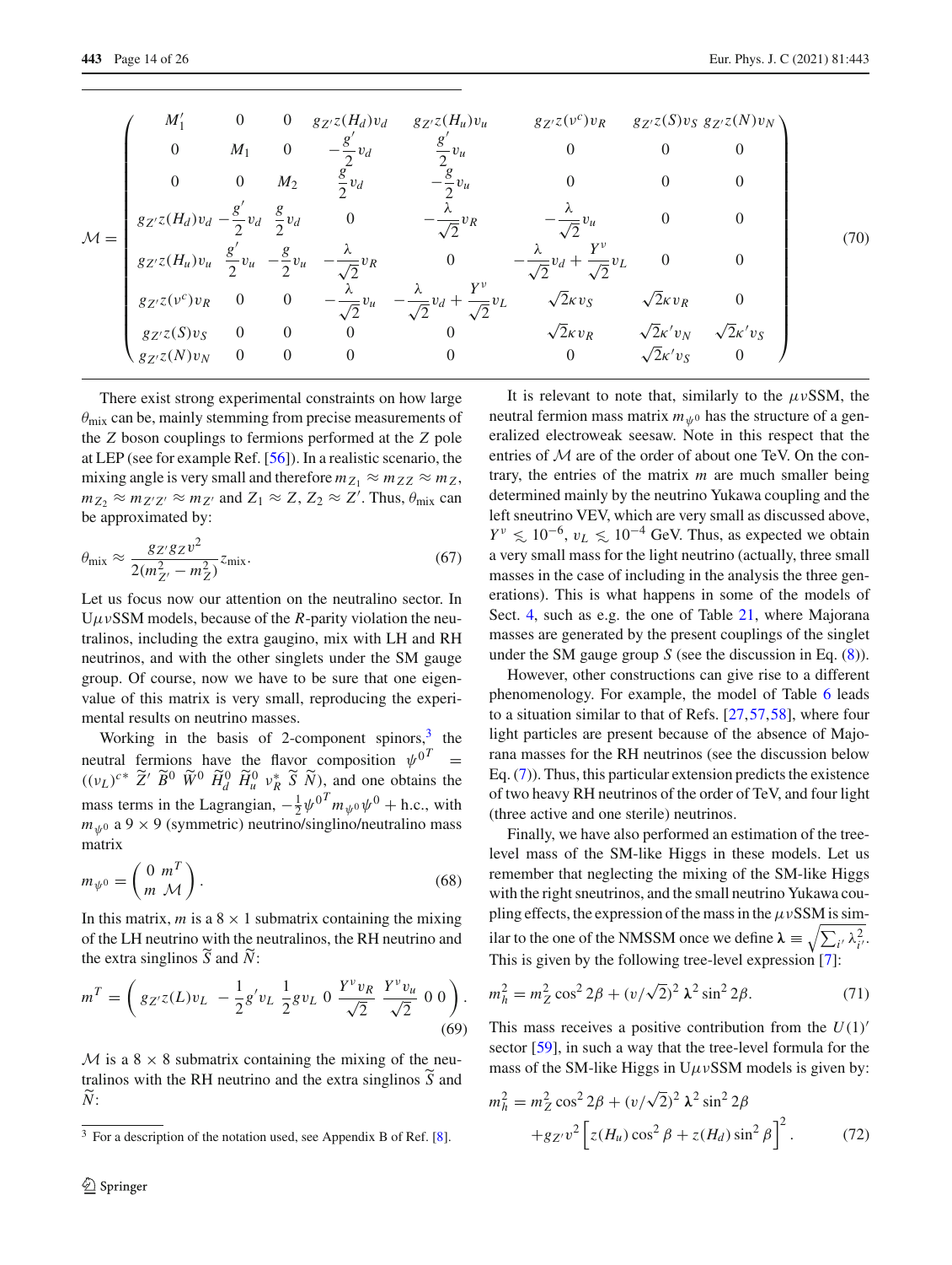$$
\mathcal{M} = \begin{pmatrix}
M_1' & 0 & 0 & g_{Z'}z(H_d)v_d & g_{Z'}z(H_u)v_u & g_{Z'}z(\nu^c)v_R & g_{Z'}z(S)v_S & g_{Z'}z(N)v_N \\
0 & M_1 & 0 & -\frac{g'}{2}v_d & \frac{g'}{2}v_u & 0 & 0 & 0 \\
0 & 0 & M_2 & \frac{g}{2}v_d & -\frac{g}{2}v_u & 0 & 0 & 0 \\
g_{Z'}z(H_d)v_d & -\frac{g'}{2}v_d & \frac{g}{2}v_d & 0 & -\frac{\lambda}{\sqrt{2}}v_R & -\frac{\lambda}{\sqrt{2}}v_u & 0 & 0 \\
g_{Z'}z(H_u)v_u & \frac{g'}{2}v_u & -\frac{g}{2}v_u & -\frac{\lambda}{\sqrt{2}}v_R & 0 & -\frac{\lambda}{\sqrt{2}}v_d + \frac{Y^\nu}{\sqrt{2}}v_L & 0 & 0 \\
g_{Z'}z(\nu^c)v_R & 0 & 0 & -\frac{\lambda}{\sqrt{2}}v_u & -\frac{\lambda}{\sqrt{2}}v_d + \frac{Y^\nu}{\sqrt{2}}v_L & \sqrt{2}\kappa v_S & \sqrt{2}\kappa v_R & 0 \\
g_{Z'}z(S)v_S & 0 & 0 & 0 & 0 & \sqrt{2}\kappa v_R & \sqrt{2}\kappa' v_N & \sqrt{2}\kappa' v_S \\
g_{Z'}z(N)v_N & 0 & 0 & 0 & 0 & 0 & \sqrt{2}\kappa' v_S & 0
\end{pmatrix} \quad (70)
$$

There exist strong experimental constraints on how large $\theta_{\text{mix}}$ can be, mainly stemming from precise measurements of the $Z$ boson couplings to fermions performed at the $Z$ pole at LEP (see for example Ref. [56]). In a realistic scenario, the mixing angle is very small and therefore $m_{Z_1} \approx m_{ZZ} \approx m_Z$, $m_{Z_2} \approx m_{Z'Z'} \approx m_{Z'}$ and $Z_1 \approx Z$, $Z_2 \approx Z'$. Thus, $\theta_{\text{mix}}$ can be approximated by:

$$
\theta_{\text{mix}} \approx \frac{g_{Z'} g_Z v^2}{2(m_{Z'}^2 - m_Z^2)} z_{\text{mix}}. \quad (67)
$$

Let us focus now our attention on the neutralino sector. In U$\mu\nu$SSM models, because of the $R$-parity violation the neutralinos, including the extra gaugino, mix with LH and RH neutrinos, and with the other singlets under the SM gauge group. Of course, now we have to be sure that one eigenvalue of this matrix is very small, reproducing the experimental results on neutrino masses.

Working in the basis of 2-component spinors,[3] the neutral fermions have the flavor composition $\psi^{0^T} = ((\nu_L)^{c*}\ \widetilde{Z}'\ \widetilde{B}^0\ \widetilde{W}^0\ \widetilde{H}_d^0\ \widetilde{H}_u^0\ \nu_R^*\ \widetilde{S}\ \widetilde{N})$, and one obtains the mass terms in the Lagrangian, $-\frac{1}{2}\psi^{0^T} m_{\psi^0}\psi^0 + \text{h.c.}$, with $m_{\psi^0}$ a $9\times 9$ (symmetric) neutrino/singlino/neutralino mass matrix

$$
m_{\psi^0} = \begin{pmatrix} 0 & m^T \\ m & \mathcal{M} \end{pmatrix}. \quad (68)
$$

In this matrix, $m$ is a $8\times 1$ submatrix containing the mixing of the LH neutrino with the neutralinos, the RH neutrino and the extra singlinos $\widetilde{S}$ and $\widetilde{N}$:

$$
m^T = \begin{pmatrix} g_{Z'}z(L)v_L & -\frac{1}{2}g' v_L & \frac{1}{2}g v_L & 0 & \frac{Y^\nu v_R}{\sqrt{2}} & \frac{Y^\nu v_u}{\sqrt{2}} & 0 & 0 \end{pmatrix}. \quad (69)
$$

$\mathcal{M}$ is a $8\times 8$ submatrix containing the mixing of the neutralinos with the RH neutrino and the extra singlinos $\widetilde{S}$ and $\widetilde{N}$:

It is relevant to note that, similarly to the $\mu\nu$SSM, the neutral fermion mass matrix $m_{\psi^0}$ has the structure of a generalized electroweak seesaw. Note in this respect that the entries of $\mathcal{M}$ are of the order of about one TeV. On the contrary, the entries of the matrix $m$ are much smaller being determined mainly by the neutrino Yukawa coupling and the left sneutrino VEV, which are very small as discussed above, $Y^\nu \lesssim 10^{-6}$, $v_L \lesssim 10^{-4}$ GeV. Thus, as expected we obtain a very small mass for the light neutrino (actually, three small masses in the case of including in the analysis the three generations). This is what happens in some of the models of Sect. 4, such as e.g. the one of Table 21, where Majorana masses are generated by the present couplings of the singlet under the SM gauge group $S$ (see the discussion in Eq. (8)).

However, other constructions can give rise to a different phenomenology. For example, the model of Table 6 leads to a situation similar to that of Refs. [27,57,58], where four light particles are present because of the absence of Majorana masses for the RH neutrinos (see the discussion below Eq. (7)). Thus, this particular extension predicts the existence of two heavy RH neutrinos of the order of TeV, and four light (three active and one sterile) neutrinos.

Finally, we have also performed an estimation of the tree-level mass of the SM-like Higgs in these models. Let us remember that neglecting the mixing of the SM-like Higgs with the right sneutrinos, and the small neutrino Yukawa coupling effects, the expression of the mass in the $\mu\nu$SSM is similar to the one of the NMSSM once we define $\boldsymbol{\lambda} \equiv \sqrt{\sum_{i'} \lambda_{i'}^2}$. This is given by the following tree-level expression [7]:

$$
m_h^2 = m_Z^2 \cos^2 2\beta + (v/\sqrt{2})^2\, \boldsymbol{\lambda}^2 \sin^2 2\beta. \quad (71)
$$

This mass receives a positive contribution from the $U(1)'$ sector [59], in such a way that the tree-level formula for the mass of the SM-like Higgs in U$\mu\nu$SSM models is given by:

$$
m_h^2 = m_Z^2 \cos^2 2\beta + (v/\sqrt{2})^2\, \boldsymbol{\lambda}^2 \sin^2 2\beta + g_{Z'} v^2 \left[ z(H_u)\cos^2\beta + z(H_d)\sin^2\beta \right]^2. \quad (72)
$$

[3] For a description of the notation used, see Appendix B of Ref. [8].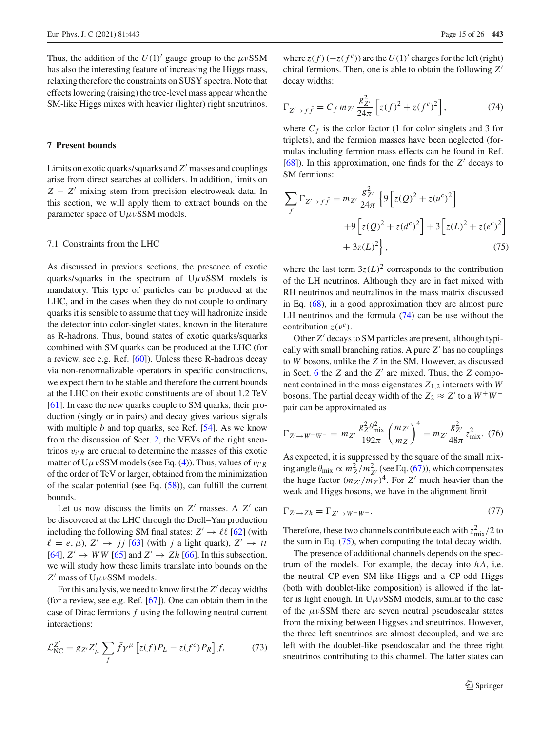Thus, the addition of the $U(1)'$ gauge group to the $\mu\nu$SSM has also the interesting feature of increasing the Higgs mass, relaxing therefore the constraints on SUSY spectra. Note that effects lowering (raising) the tree-level mass appear when the SM-like Higgs mixes with heavier (lighter) right sneutrinos.

## 7 Present bounds

Limits on exotic quarks/squarks and $Z'$ masses and couplings arise from direct searches at colliders. In addition, limits on $Z - Z'$ mixing stem from precision electroweak data. In this section, we will apply them to extract bounds on the parameter space of U$\mu\nu$SSM models.

### 7.1 Constraints from the LHC

As discussed in previous sections, the presence of exotic quarks/squarks in the spectrum of U$\mu\nu$SSM models is mandatory. This type of particles can be produced at the LHC, and in the cases when they do not couple to ordinary quarks it is sensible to assume that they will hadronize inside the detector into color-singlet states, known in the literature as R-hadrons. Thus, bound states of exotic quarks/squarks combined with SM quarks can be produced at the LHC (for a review, see e.g. Ref. [60]). Unless these R-hadrons decay via non-renormalizable operators in specific constructions, we expect them to be stable and therefore the current bounds at the LHC on their exotic constituents are of about 1.2 TeV [61]. In case the new quarks couple to SM quarks, their production (singly or in pairs) and decay gives various signals with multiple $b$ and top quarks, see Ref. [54]. As we know from the discussion of Sect. 2, the VEVs of the right sneutrinos $v_{i'R}$ are crucial to determine the masses of this exotic matter of U$\mu\nu$SSM models (see Eq. (4)). Thus, values of $v_{i'R}$ of the order of TeV or larger, obtained from the minimization of the scalar potential (see Eq. (58)), can fulfill the current bounds.

Let us now discuss the limits on $Z'$ masses. A $Z'$ can be discovered at the LHC through the Drell–Yan production including the following SM final states: $Z' \to \ell\ell$ [62] (with $\ell = e, \mu$), $Z' \to jj$ [63] (with $j$ a light quark), $Z' \to t\bar{t}$ [64], $Z' \to WW$ [65] and $Z' \to Zh$ [66]. In this subsection, we will study how these limits translate into bounds on the $Z'$ mass of U$\mu\nu$SSM models.

For this analysis, we need to know first the $Z'$ decay widths (for a review, see e.g. Ref. [67]). One can obtain them in the case of Dirac fermions $f$ using the following neutral current interactions:

$$\mathcal{L}_{\rm NC}^{Z'} = g_{Z'} Z'_\mu \sum_f \bar{f}\gamma^\mu \left[z(f)P_L - z(f^c)P_R\right] f, \qquad (73)$$

where $z(f)$ $(-z(f^c))$ are the $U(1)'$ charges for the left (right) chiral fermions. Then, one is able to obtain the following $Z'$ decay widths:

$$\Gamma_{Z' \to f\bar{f}} = C_f\, m_{Z'} \frac{g_{Z'}^2}{24\pi}\left[z(f)^2 + z(f^c)^2\right], \qquad (74)$$

where $C_f$ is the color factor (1 for color singlets and 3 for triplets), and the fermion masses have been neglected (formulas including fermion mass effects can be found in Ref. [68]). In this approximation, one finds for the $Z'$ decays to SM fermions:

$$\sum_f \Gamma_{Z' \to f\bar{f}} = m_{Z'} \frac{g_{Z'}^2}{24\pi}\left\{9\left[z(Q)^2 + z(u^c)^2\right] + 9\left[z(Q)^2 + z(d^c)^2\right] + 3\left[z(L)^2 + z(e^c)^2\right] + 3z(L)^2\right\}, \qquad (75)$$

where the last term $3z(L)^2$ corresponds to the contribution of the LH neutrinos. Although they are in fact mixed with RH neutrinos and neutralinos in the mass matrix discussed in Eq. (68), in a good approximation they are almost pure LH neutrinos and the formula (74) can be use without the contribution $z(\nu^c)$.

Other $Z'$ decays to SM particles are present, although typically with small branching ratios. A pure $Z'$ has no couplings to $W$ bosons, unlike the $Z$ in the SM. However, as discussed in Sect. 6 the $Z$ and the $Z'$ are mixed. Thus, the $Z$ component contained in the mass eigenstates $Z_{1,2}$ interacts with $W$ bosons. The partial decay width of the $Z_2 \approx Z'$ to a $W^+W^-$ pair can be approximated as

$$\Gamma_{Z' \to W^+W^-} = m_{Z'} \frac{g_Z^2 \theta_{\rm mix}^2}{192\pi}\left(\frac{m_{Z'}}{m_Z}\right)^4 = m_{Z'} \frac{g_{Z'}^2}{48\pi} z_{\rm mix}^2. \qquad (76)$$

As expected, it is suppressed by the square of the small mixing angle $\theta_{\rm mix} \propto m_Z^2/m_{Z'}^2$ (see Eq. (67)), which compensates the huge factor $(m_{Z'}/m_Z)^4$. For $Z'$ much heavier than the weak and Higgs bosons, we have in the alignment limit

$$\Gamma_{Z' \to Zh} = \Gamma_{Z' \to W^+W^-}. \qquad (77)$$

Therefore, these two channels contribute each with $z_{\rm mix}^2/2$ to the sum in Eq. (75), when computing the total decay width.

The presence of additional channels depends on the spectrum of the models. For example, the decay into $hA$, i.e. the neutral CP-even SM-like Higgs and a CP-odd Higgs (both with doublet-like composition) is allowed if the latter is light enough. In U$\mu\nu$SSM models, similar to the case of the $\mu\nu$SSM there are seven neutral pseudoscalar states from the mixing between Higgses and sneutrinos. However, the three left sneutrinos are almost decoupled, and we are left with the doublet-like pseudoscalar and the three right sneutrinos contributing to this channel. The latter states can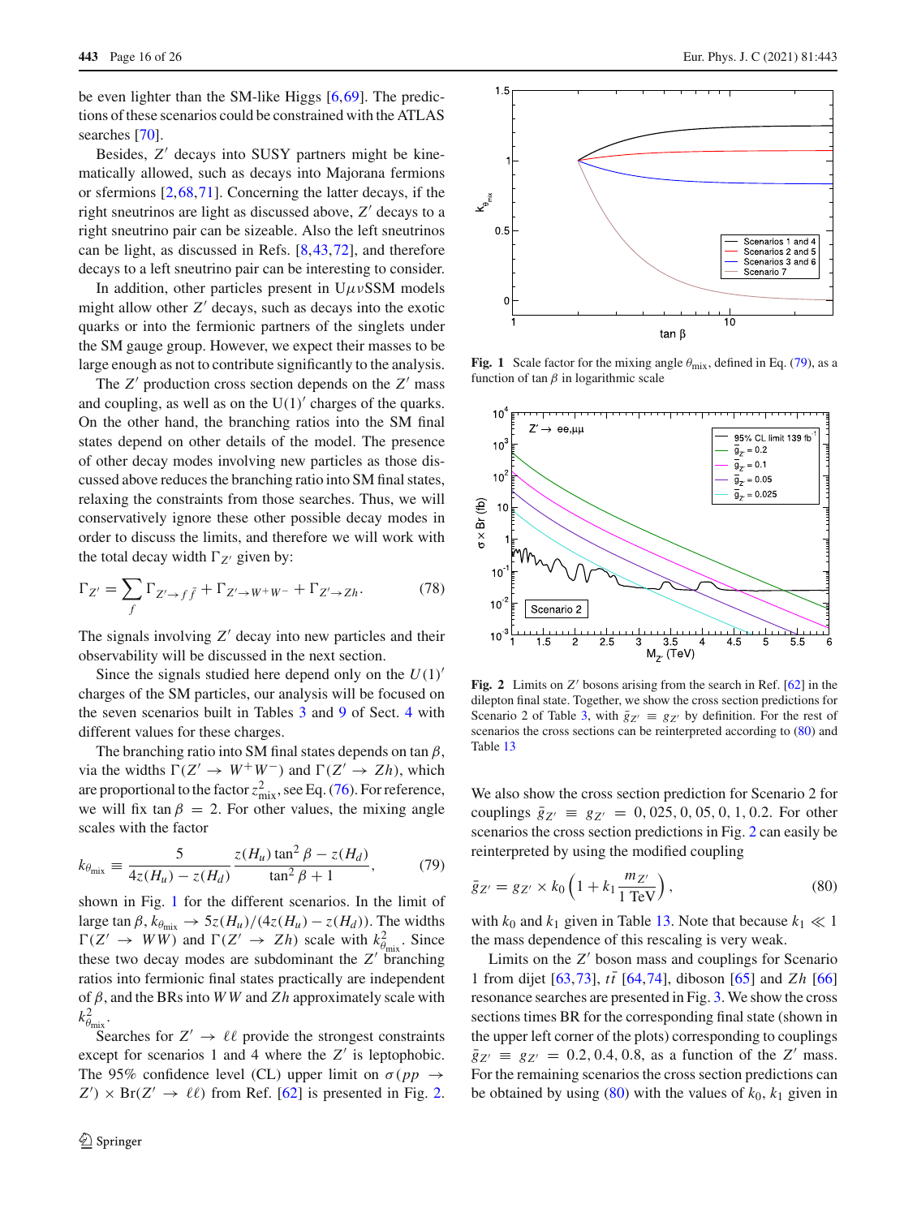be even lighter than the SM-like Higgs [6,69]. The predictions of these scenarios could be constrained with the ATLAS searches [70].

Besides, $Z'$ decays into SUSY partners might be kinematically allowed, such as decays into Majorana fermions or sfermions [2,68,71]. Concerning the latter decays, if the right sneutrinos are light as discussed above, $Z'$ decays to a right sneutrino pair can be sizeable. Also the left sneutrinos can be light, as discussed in Refs. [8,43,72], and therefore decays to a left sneutrino pair can be interesting to consider.

In addition, other particles present in U$\mu\nu$SSM models might allow other $Z'$ decays, such as decays into the exotic quarks or into the fermionic partners of the singlets under the SM gauge group. However, we expect their masses to be large enough as not to contribute significantly to the analysis.

The $Z'$ production cross section depends on the $Z'$ mass and coupling, as well as on the U(1)$'$ charges of the quarks. On the other hand, the branching ratios into the SM final states depend on other details of the model. The presence of other decay modes involving new particles as those discussed above reduces the branching ratio into SM final states, relaxing the constraints from those searches. Thus, we will conservatively ignore these other possible decay modes in order to discuss the limits, and therefore we will work with the total decay width $\Gamma_{Z'}$ given by:

$$\Gamma_{Z'} = \sum_f \Gamma_{Z' \to f\bar{f}} + \Gamma_{Z' \to W^+W^-} + \Gamma_{Z' \to Zh}. \tag{78}$$

The signals involving $Z'$ decay into new particles and their observability will be discussed in the next section.

Since the signals studied here depend only on the $U(1)'$ charges of the SM particles, our analysis will be focused on the seven scenarios built in Tables 3 and 9 of Sect. 4 with different values for these charges.

The branching ratio into SM final states depends on $\tan\beta$, via the widths $\Gamma(Z' \to W^+W^-)$ and $\Gamma(Z' \to Zh)$, which are proportional to the factor $z^2_{\text{mix}}$, see Eq. (76). For reference, we will fix $\tan\beta = 2$. For other values, the mixing angle scales with the factor

$$k_{\theta_{\text{mix}}} \equiv \frac{5}{4z(H_u) - z(H_d)} \frac{z(H_u)\tan^2\beta - z(H_d)}{\tan^2\beta + 1}, \tag{79}$$

shown in Fig. 1 for the different scenarios. In the limit of large $\tan\beta$, $k_{\theta_{\text{mix}}} \to 5z(H_u)/(4z(H_u) - z(H_d))$. The widths $\Gamma(Z' \to WW)$ and $\Gamma(Z' \to Zh)$ scale with $k^2_{\theta_{\text{mix}}}$. Since these two decay modes are subdominant the $Z'$ branching ratios into fermionic final states practically are independent of $\beta$, and the BRs into $WW$ and $Zh$ approximately scale with $k^2_{\theta_{\text{mix}}}$.

Searches for $Z' \to \ell\ell$ provide the strongest constraints except for scenarios 1 and 4 where the $Z'$ is leptophobic. The 95% confidence level (CL) upper limit on $\sigma(pp \to Z') \times \text{Br}(Z' \to \ell\ell)$ from Ref. [62] is presented in Fig. 2.

Fig. 1 Scale factor for the mixing angle $\theta_{\text{mix}}$, defined in Eq. (79), as a function of $\tan\beta$ in logarithmic scale

Fig. 2 Limits on $Z'$ bosons arising from the search in Ref. [62] in the dilepton final state. Together, we show the cross section predictions for Scenario 2 of Table 3, with $\bar{g}_{Z'} \equiv g_{Z'}$ by definition. For the rest of scenarios the cross sections can be reinterpreted according to (80) and Table 13

We also show the cross section prediction for Scenario 2 for couplings $\bar{g}_{Z'} \equiv g_{Z'} = 0, 025, 0, 05, 0, 1, 0.2$. For other scenarios the cross section predictions in Fig. 2 can easily be reinterpreted by using the modified coupling

$$\bar{g}_{Z'} = g_{Z'} \times k_0 \left(1 + k_1 \frac{m_{Z'}}{1 \text{ TeV}}\right), \tag{80}$$

with $k_0$ and $k_1$ given in Table 13. Note that because $k_1 \ll 1$ the mass dependence of this rescaling is very weak.

Limits on the $Z'$ boson mass and couplings for Scenario 1 from dijet [63,73], $t\bar{t}$ [64,74], diboson [65] and $Zh$ [66] resonance searches are presented in Fig. 3. We show the cross sections times BR for the corresponding final state (shown in the upper left corner of the plots) corresponding to couplings $\bar{g}_{Z'} \equiv g_{Z'} = 0.2, 0.4, 0.8$, as a function of the $Z'$ mass. For the remaining scenarios the cross section predictions can be obtained by using (80) with the values of $k_0$, $k_1$ given in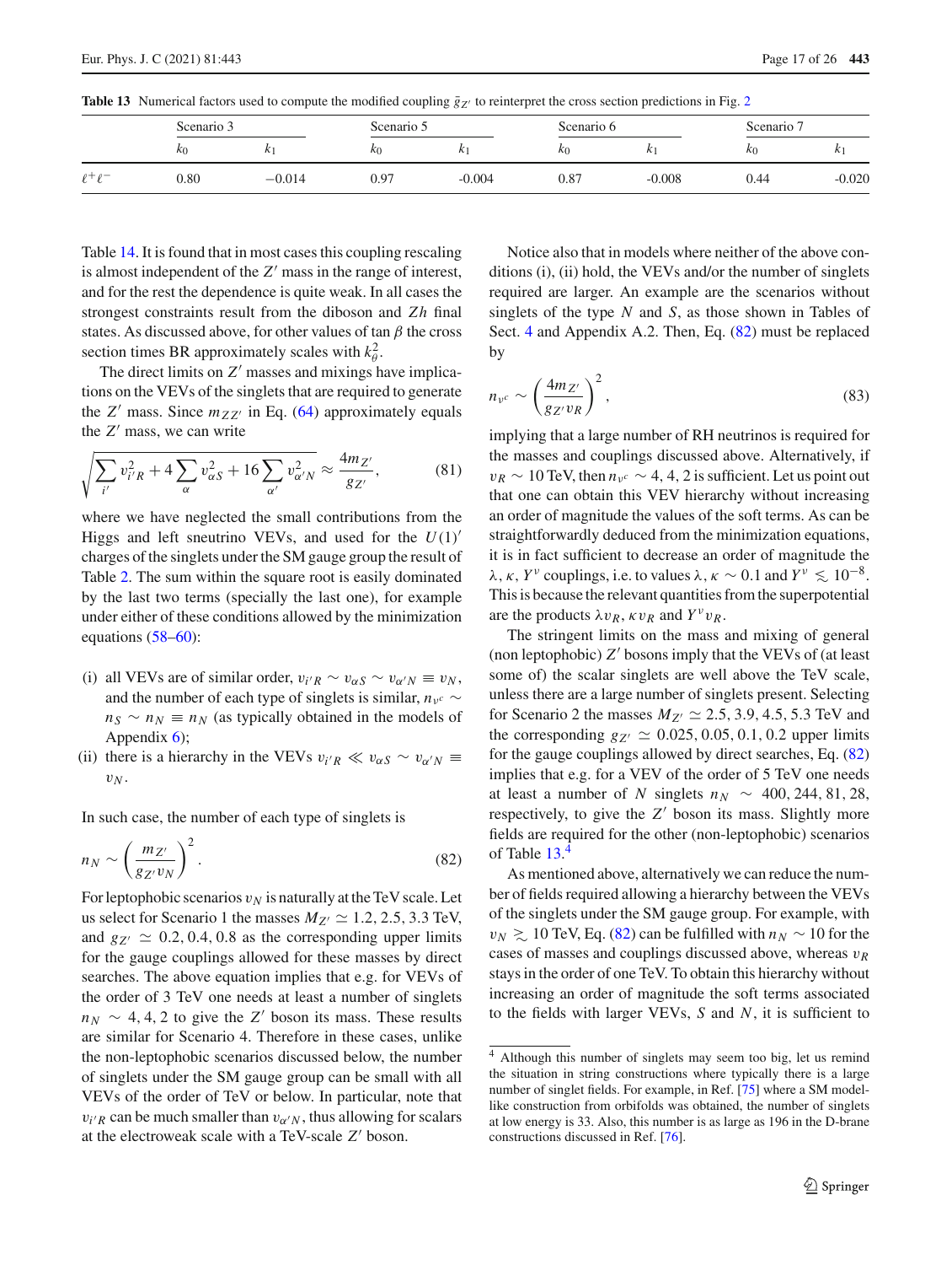**Table 13** Numerical factors used to compute the modified coupling $\tilde{g}_{Z'}$ to reinterpret the cross section predictions in Fig. 2

| | Scenario 3 | | Scenario 5 | | Scenario 6 | | Scenario 7 | |
|---|---|---|---|---|---|---|---|---|
| | $k_0$ | $k_1$ | $k_0$ | $k_1$ | $k_0$ | $k_1$ | $k_0$ | $k_1$ |
| $\ell^+\ell^-$ | 0.80 | −0.014 | 0.97 | -0.004 | 0.87 | -0.008 | 0.44 | -0.020 |

Table 14. It is found that in most cases this coupling rescaling is almost independent of the $Z'$ mass in the range of interest, and for the rest the dependence is quite weak. In all cases the strongest constraints result from the diboson and $Zh$ final states. As discussed above, for other values of $\tan\beta$ the cross section times BR approximately scales with $k_\theta^2$.

The direct limits on $Z'$ masses and mixings have implications on the VEVs of the singlets that are required to generate the $Z'$ mass. Since $m_{ZZ'}$ in Eq. (64) approximately equals the $Z'$ mass, we can write

$$\sqrt{\sum_{i'} v_{i'R}^2 + 4\sum_{\alpha} v_{\alpha S}^2 + 16\sum_{\alpha'} v_{\alpha' N}^2} \approx \frac{4m_{Z'}}{g_{Z'}}, \tag{81}$$

where we have neglected the small contributions from the Higgs and left sneutrino VEVs, and used for the $U(1)'$ charges of the singlets under the SM gauge group the result of Table 2. The sum within the square root is easily dominated by the last two terms (specially the last one), for example under either of these conditions allowed by the minimization equations (58–60):

(i) all VEVs are of similar order, $v_{i'R} \sim v_{\alpha S} \sim v_{\alpha' N} \equiv v_N$, and the number of each type of singlets is similar, $n_{\nu^c} \sim n_S \sim n_N \equiv n_N$ (as typically obtained in the models of Appendix 6);
(ii) there is a hierarchy in the VEVs $v_{i'R} \ll v_{\alpha S} \sim v_{\alpha' N} \equiv v_N$.

In such case, the number of each type of singlets is

$$n_N \sim \left(\frac{m_{Z'}}{g_{Z'} v_N}\right)^2. \tag{82}$$

For leptophobic scenarios $v_N$ is naturally at the TeV scale. Let us select for Scenario 1 the masses $M_{Z'} \simeq 1.2, 2.5, 3.3$ TeV, and $g_{Z'} \simeq 0.2, 0.4, 0.8$ as the corresponding upper limits for the gauge couplings allowed for these masses by direct searches. The above equation implies that e.g. for VEVs of the order of 3 TeV one needs at least a number of singlets $n_N \sim 4, 4, 2$ to give the $Z'$ boson its mass. These results are similar for Scenario 4. Therefore in these cases, unlike the non-leptophobic scenarios discussed below, the number of singlets under the SM gauge group can be small with all VEVs of the order of TeV or below. In particular, note that $v_{i'R}$ can be much smaller than $v_{\alpha' N}$, thus allowing for scalars at the electroweak scale with a TeV-scale $Z'$ boson.

Notice also that in models where neither of the above conditions (i), (ii) hold, the VEVs and/or the number of singlets required are larger. An example are the scenarios without singlets of the type $N$ and $S$, as those shown in Tables of Sect. 4 and Appendix A.2. Then, Eq. (82) must be replaced by

$$n_{\nu^c} \sim \left(\frac{4m_{Z'}}{g_{Z'} v_R}\right)^2, \tag{83}$$

implying that a large number of RH neutrinos is required for the masses and couplings discussed above. Alternatively, if $v_R \sim 10$ TeV, then $n_{\nu^c} \sim 4, 4, 2$ is sufficient. Let us point out that one can obtain this VEV hierarchy without increasing an order of magnitude the values of the soft terms. As can be straightforwardly deduced from the minimization equations, it is in fact sufficient to decrease an order of magnitude the $\lambda, \kappa, Y^\nu$ couplings, i.e. to values $\lambda, \kappa \sim 0.1$ and $Y^\nu \lesssim 10^{-8}$. This is because the relevant quantities from the superpotential are the products $\lambda v_R$, $\kappa v_R$ and $Y^\nu v_R$.

The stringent limits on the mass and mixing of general (non leptophobic) $Z'$ bosons imply that the VEVs of (at least some of) the scalar singlets are well above the TeV scale, unless there are a large number of singlets present. Selecting for Scenario 2 the masses $M_{Z'} \simeq 2.5, 3.9, 4.5, 5.3$ TeV and the corresponding $g_{Z'} \simeq 0.025, 0.05, 0.1, 0.2$ upper limits for the gauge couplings allowed by direct searches, Eq. (82) implies that e.g. for a VEV of the order of 5 TeV one needs at least a number of $N$ singlets $n_N \sim 400, 244, 81, 28$, respectively, to give the $Z'$ boson its mass. Slightly more fields are required for the other (non-leptophobic) scenarios of Table 13.[4]

As mentioned above, alternatively we can reduce the number of fields required allowing a hierarchy between the VEVs of the singlets under the SM gauge group. For example, with $v_N \gtrsim 10$ TeV, Eq. (82) can be fulfilled with $n_N \sim 10$ for the cases of masses and couplings discussed above, whereas $v_R$ stays in the order of one TeV. To obtain this hierarchy without increasing an order of magnitude the soft terms associated to the fields with larger VEVs, $S$ and $N$, it is sufficient to

[4] Although this number of singlets may seem too big, let us remind the situation in string constructions where typically there is a large number of singlet fields. For example, in Ref. [75] where a SM model-like construction from orbifolds was obtained, the number of singlets at low energy is 33. Also, this number is as large as 196 in the D-brane constructions discussed in Ref. [76].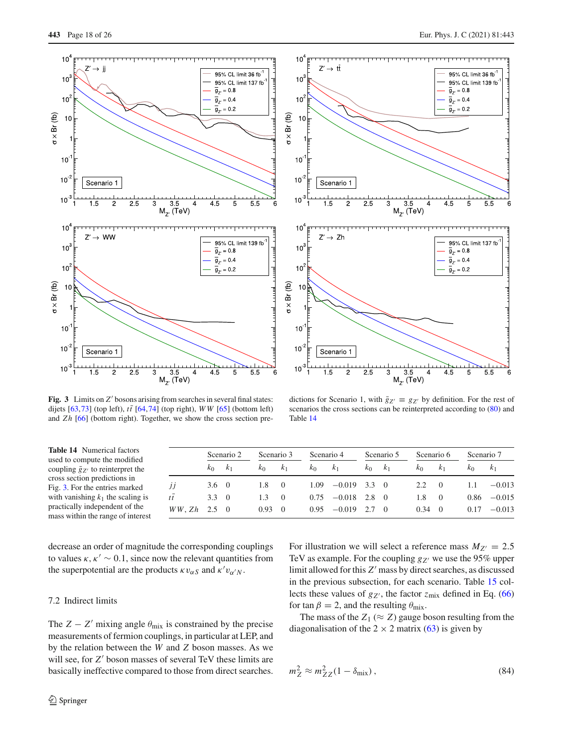**Fig. 3** Limits on $Z'$ bosons arising from searches in several final states: dijets [63,73] (top left), $t\bar{t}$ [64,74] (top right), $WW$ [65] (bottom left) and $Zh$ [66] (bottom right). Together, we show the cross section predictions for Scenario 1, with $\bar{g}_{Z'} \equiv g_{Z'}$ by definition. For the rest of scenarios the cross sections can be reinterpreted according to (80) and Table 14

**Table 14** Numerical factors used to compute the modified coupling $\bar{g}_{Z'}$ to reinterpret the cross section predictions in Fig. 3. For the entries marked with vanishing $k_1$ the scaling is practically independent of the mass within the range of interest

| | Scenario 2 | | Scenario 3 | | Scenario 4 | | Scenario 5 | | Scenario 6 | | Scenario 7 | |
|---|---|---|---|---|---|---|---|---|---|---|---|---|
| | $k_0$ | $k_1$ | $k_0$ | $k_1$ | $k_0$ | $k_1$ | $k_0$ | $k_1$ | $k_0$ | $k_1$ | $k_0$ | $k_1$ |
| $jj$ | 3.6 | 0 | 1.8 | 0 | 1.09 | −0.019 | 3.3 | 0 | 2.2 | 0 | 1.1 | −0.013 |
| $t\bar{t}$ | 3.3 | 0 | 1.3 | 0 | 0.75 | −0.018 | 2.8 | 0 | 1.8 | 0 | 0.86 | −0.015 |
| $WW$, $Zh$ | 2.5 | 0 | 0.93 | 0 | 0.95 | −0.019 | 2.7 | 0 | 0.34 | 0 | 0.17 | −0.013 |

decrease an order of magnitude the corresponding couplings to values $\kappa, \kappa' \sim 0.1$, since now the relevant quantities from the superpotential are the products $\kappa v_{\alpha S}$ and $\kappa' v_{\alpha' N}$.

### 7.2 Indirect limits

The $Z - Z'$ mixing angle $\theta_{\text{mix}}$ is constrained by the precise measurements of fermion couplings, in particular at LEP, and by the relation between the $W$ and $Z$ boson masses. As we will see, for $Z'$ boson masses of several TeV these limits are basically ineffective compared to those from direct searches. For illustration we will select a reference mass $M_{Z'} = 2.5$ TeV as example. For the coupling $g_{Z'}$ we use the 95% upper limit allowed for this $Z'$ mass by direct searches, as discussed in the previous subsection, for each scenario. Table 15 collects these values of $g_{Z'}$, the factor $z_{\text{mix}}$ defined in Eq. (66) for $\tan\beta = 2$, and the resulting $\theta_{\text{mix}}$.

The mass of the $Z_1$ ($\approx Z$) gauge boson resulting from the diagonalisation of the $2 \times 2$ matrix (63) is given by

$$m_Z^2 \approx m_{ZZ}^2 (1 - \delta_{\text{mix}}) \,, \tag{84}$$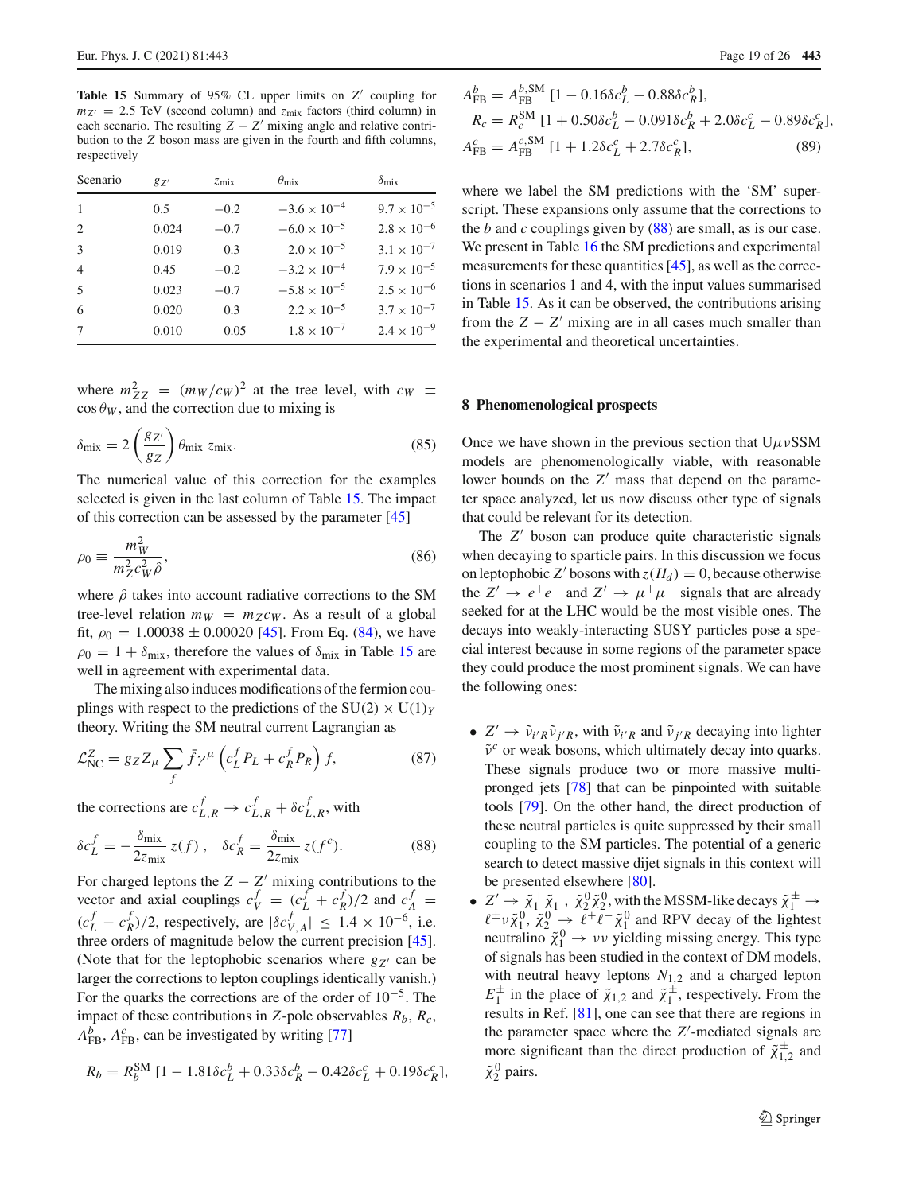**Table 15** Summary of 95% CL upper limits on $Z'$ coupling for $m_{Z'} = 2.5$ TeV (second column) and $z_{\text{mix}}$ factors (third column) in each scenario. The resulting $Z - Z'$ mixing angle and relative contribution to the $Z$ boson mass are given in the fourth and fifth columns, respectively

| Scenario | $g_{Z'}$ | $z_{\text{mix}}$ | $\theta_{\text{mix}}$ | $\delta_{\text{mix}}$ |
|---|---|---|---|---|
| 1 | 0.5 | $-0.2$ | $-3.6 \times 10^{-4}$ | $9.7 \times 10^{-5}$ |
| 2 | 0.024 | $-0.7$ | $-6.0 \times 10^{-5}$ | $2.8 \times 10^{-6}$ |
| 3 | 0.019 | 0.3 | $2.0 \times 10^{-5}$ | $3.1 \times 10^{-7}$ |
| 4 | 0.45 | $-0.2$ | $-3.2 \times 10^{-4}$ | $7.9 \times 10^{-5}$ |
| 5 | 0.023 | $-0.7$ | $-5.8 \times 10^{-5}$ | $2.5 \times 10^{-6}$ |
| 6 | 0.020 | 0.3 | $2.2 \times 10^{-5}$ | $3.7 \times 10^{-7}$ |
| 7 | 0.010 | 0.05 | $1.8 \times 10^{-7}$ | $2.4 \times 10^{-9}$ |

where $m_{ZZ}^2 = (m_W/c_W)^2$ at the tree level, with $c_W \equiv \cos\theta_W$, and the correction due to mixing is

$$\delta_{\text{mix}} = 2\left(\frac{g_{Z'}}{g_Z}\right)\theta_{\text{mix}}\, z_{\text{mix}}. \tag{85}$$

The numerical value of this correction for the examples selected is given in the last column of Table 15. The impact of this correction can be assessed by the parameter [45]

$$\rho_0 \equiv \frac{m_W^2}{m_Z^2 c_W^2 \hat{\rho}}, \tag{86}$$

where $\hat{\rho}$ takes into account radiative corrections to the SM tree-level relation $m_W = m_Z c_W$. As a result of a global fit, $\rho_0 = 1.00038 \pm 0.00020$ [45]. From Eq. (84), we have $\rho_0 = 1 + \delta_{\text{mix}}$, therefore the values of $\delta_{\text{mix}}$ in Table 15 are well in agreement with experimental data.

The mixing also induces modifications of the fermion couplings with respect to the predictions of the $SU(2) \times U(1)_Y$ theory. Writing the SM neutral current Lagrangian as

$$\mathcal{L}_{\text{NC}}^Z = g_Z Z_\mu \sum_f \bar{f}\gamma^\mu \left(c_L^f P_L + c_R^f P_R\right) f, \tag{87}$$

the corrections are $c_{L,R}^f \to c_{L,R}^f + \delta c_{L,R}^f$, with

$$\delta c_L^f = -\frac{\delta_{\text{mix}}}{2z_{\text{mix}}}\, z(f)\,, \quad \delta c_R^f = \frac{\delta_{\text{mix}}}{2z_{\text{mix}}}\, z(f^c). \tag{88}$$

For charged leptons the $Z - Z'$ mixing contributions to the vector and axial couplings $c_V^f = (c_L^f + c_R^f)/2$ and $c_A^f = (c_L^f - c_R^f)/2$, respectively, are $|\delta c_{V,A}^f| \leq 1.4 \times 10^{-6}$, i.e. three orders of magnitude below the current precision [45]. (Note that for the leptophobic scenarios where $g_{Z'}$ can be larger the corrections to lepton couplings identically vanish.) For the quarks the corrections are of the order of $10^{-5}$. The impact of these contributions in $Z$-pole observables $R_b$, $R_c$, $A_{\text{FB}}^b$, $A_{\text{FB}}^c$, can be investigated by writing [77]

$$\begin{aligned}
R_b &= R_b^{\text{SM}}\,[1 - 1.81\delta c_L^b + 0.33\delta c_R^b - 0.42\delta c_L^c + 0.19\delta c_R^c],\\
A_{\text{FB}}^b &= A_{\text{FB}}^{b,\text{SM}}\,[1 - 0.16\delta c_L^b - 0.88\delta c_R^b],\\
R_c &= R_c^{\text{SM}}\,[1 + 0.50\delta c_L^b - 0.091\delta c_R^b + 2.0\delta c_L^c - 0.89\delta c_R^c],\\
A_{\text{FB}}^c &= A_{\text{FB}}^{c,\text{SM}}\,[1 + 1.2\delta c_L^c + 2.7\delta c_R^c],
\end{aligned} \tag{89}$$

where we label the SM predictions with the 'SM' superscript. These expansions only assume that the corrections to the $b$ and $c$ couplings given by (88) are small, as is our case. We present in Table 16 the SM predictions and experimental measurements for these quantities [45], as well as the corrections in scenarios 1 and 4, with the input values summarised in Table 15. As it can be observed, the contributions arising from the $Z - Z'$ mixing are in all cases much smaller than the experimental and theoretical uncertainties.

## 8 Phenomenological prospects

Once we have shown in the previous section that U$\mu\nu$SSM models are phenomenologically viable, with reasonable lower bounds on the $Z'$ mass that depend on the parameter space analyzed, let us now discuss other type of signals that could be relevant for its detection.

The $Z'$ boson can produce quite characteristic signals when decaying to sparticle pairs. In this discussion we focus on leptophobic $Z'$ bosons with $z(H_d) = 0$, because otherwise the $Z' \to e^+e^-$ and $Z' \to \mu^+\mu^-$ signals that are already seeked for at the LHC would be the most visible ones. The decays into weakly-interacting SUSY particles pose a special interest because in some regions of the parameter space they could produce the most prominent signals. We can have the following ones:

- $Z' \to \tilde{\nu}_{i'R}\tilde{\nu}_{j'R}$, with $\tilde{\nu}_{i'R}$ and $\tilde{\nu}_{j'R}$ decaying into lighter $\tilde{\nu}^c$ or weak bosons, which ultimately decay into quarks. These signals produce two or more massive multi-pronged jets [78] that can be pinpointed with suitable tools [79]. On the other hand, the direct production of these neutral particles is quite suppressed by their small coupling to the SM particles. The potential of a generic search to detect massive dijet signals in this context will be presented elsewhere [80].
- $Z' \to \tilde{\chi}_1^+\tilde{\chi}_1^-$, $\tilde{\chi}_2^0\tilde{\chi}_2^0$, with the MSSM-like decays $\tilde{\chi}_1^\pm \to \ell^\pm\nu\tilde{\chi}_1^0$, $\tilde{\chi}_2^0 \to \ell^+\ell^-\tilde{\chi}_1^0$ and RPV decay of the lightest neutralino $\tilde{\chi}_1^0 \to \nu\nu$ yielding missing energy. This type of signals has been studied in the context of DM models, with neutral heavy leptons $N_{1,2}$ and a charged lepton $E_1^\pm$ in the place of $\tilde{\chi}_{1,2}$ and $\tilde{\chi}_1^\pm$, respectively. From the results in Ref. [81], one can see that there are regions in the parameter space where the $Z'$-mediated signals are more significant than the direct production of $\tilde{\chi}_{1,2}^\pm$ and $\tilde{\chi}_2^0$ pairs.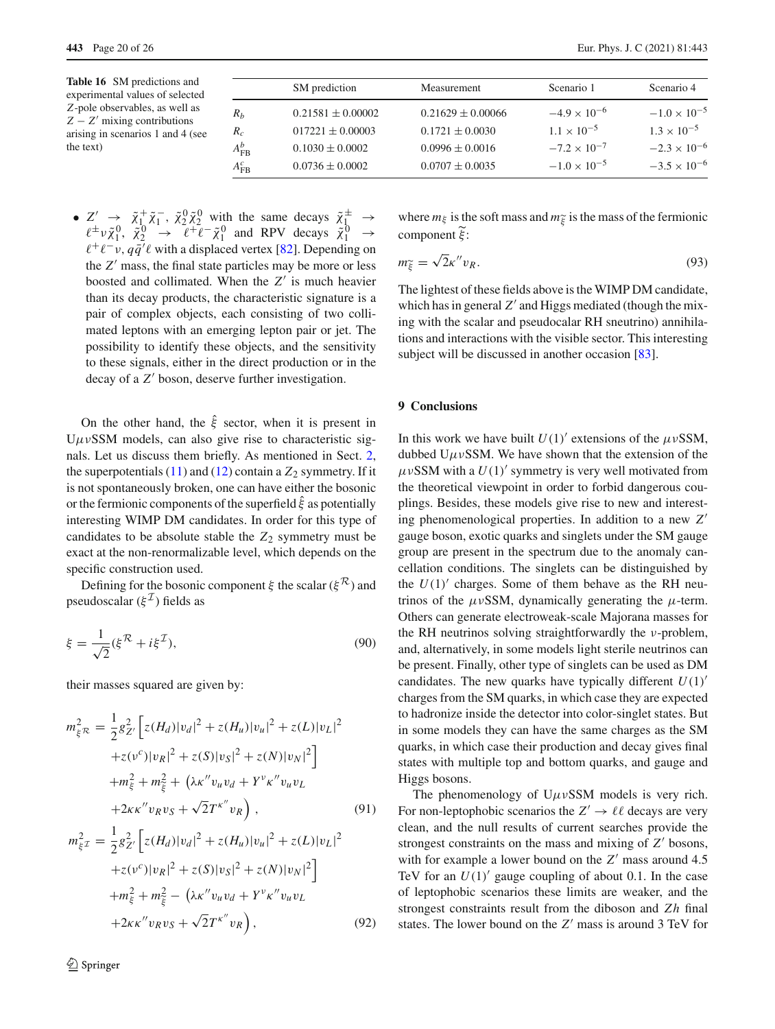**Table 16** SM predictions and experimental values of selected $Z$-pole observables, as well as $Z - Z'$ mixing contributions arising in scenarios 1 and 4 (see the text)

| | SM prediction | Measurement | Scenario 1 | Scenario 4 |
|---|---|---|---|---|
| $R_b$ | $0.21581 \pm 0.00002$ | $0.21629 \pm 0.00066$ | $-4.9 \times 10^{-6}$ | $-1.0 \times 10^{-5}$ |
| $R_c$ | $017221 \pm 0.00003$ | $0.1721 \pm 0.0030$ | $1.1 \times 10^{-5}$ | $1.3 \times 10^{-5}$ |
| $A^b_{\rm FB}$ | $0.1030 \pm 0.0002$ | $0.0996 \pm 0.0016$ | $-7.2 \times 10^{-7}$ | $-2.3 \times 10^{-6}$ |
| $A^c_{\rm FB}$ | $0.0736 \pm 0.0002$ | $0.0707 \pm 0.0035$ | $-1.0 \times 10^{-5}$ | $-3.5 \times 10^{-6}$ |

- $Z' \rightarrow \tilde{\chi}_1^+ \tilde{\chi}_1^-$, $\tilde{\chi}_2^0 \tilde{\chi}_2^0$ with the same decays $\tilde{\chi}_1^\pm \rightarrow \ell^\pm \nu \tilde{\chi}_1^0$, $\tilde{\chi}_2^0 \rightarrow \ell^+ \ell^- \tilde{\chi}_1^0$ and RPV decays $\tilde{\chi}_1^0 \rightarrow \ell^+ \ell^- \nu$, $q\bar{q}'\ell$ with a displaced vertex [82]. Depending on the $Z'$ mass, the final state particles may be more or less boosted and collimated. When the $Z'$ is much heavier than its decay products, the characteristic signature is a pair of complex objects, each consisting of two collimated leptons with an emerging lepton pair or jet. The possibility to identify these objects, and the sensitivity to these signals, either in the direct production or in the decay of a $Z'$ boson, deserve further investigation.

On the other hand, the $\hat{\xi}$ sector, when it is present in U$\mu\nu$SSM models, can also give rise to characteristic signals. Let us discuss them briefly. As mentioned in Sect. 2, the superpotentials (11) and (12) contain a $Z_2$ symmetry. If it is not spontaneously broken, one can have either the bosonic or the fermionic components of the superfield $\hat{\xi}$ as potentially interesting WIMP DM candidates. In order for this type of candidates to be absolute stable the $Z_2$ symmetry must be exact at the non-renormalizable level, which depends on the specific construction used.

Defining for the bosonic component $\xi$ the scalar ($\xi^{\mathcal{R}}$) and pseudoscalar ($\xi^{\mathcal{I}}$) fields as

$$
\xi = \frac{1}{\sqrt{2}}(\xi^{\mathcal{R}} + i\xi^{\mathcal{I}}), \tag{90}
$$

their masses squared are given by:

$$
\begin{aligned}
m^2_{\xi^{\mathcal{R}}} = &\frac{1}{2} g^2_{Z'} \Big[ z(H_d)|v_d|^2 + z(H_u)|v_u|^2 + z(L)|v_L|^2 \\
&+ z(\nu^c)|v_R|^2 + z(S)|v_S|^2 + z(N)|v_N|^2 \Big] \\
&+ m^2_{\xi} + m^2_{\tilde{\xi}} + \Big( \lambda\kappa'' v_u v_d + Y^\nu \kappa'' v_u v_L \\
&+ 2\kappa\kappa'' v_R v_S + \sqrt{2} T^{\kappa''} v_R \Big) \,,
\end{aligned} \tag{91}
$$

$$
\begin{aligned}
m^2_{\xi^{\mathcal{I}}} = &\frac{1}{2} g^2_{Z'} \Big[ z(H_d)|v_d|^2 + z(H_u)|v_u|^2 + z(L)|v_L|^2 \\
&+ z(\nu^c)|v_R|^2 + z(S)|v_S|^2 + z(N)|v_N|^2 \Big] \\
&+ m^2_{\xi} + m^2_{\tilde{\xi}} - \Big( \lambda\kappa'' v_u v_d + Y^\nu \kappa'' v_u v_L \\
&+ 2\kappa\kappa'' v_R v_S + \sqrt{2} T^{\kappa''} v_R \Big) \,,
\end{aligned} \tag{92}
$$

where $m_\xi$ is the soft mass and $m_{\tilde{\xi}}$ is the mass of the fermionic component $\tilde{\xi}$:

$$
m_{\tilde{\xi}} = \sqrt{2}\kappa'' v_R. \tag{93}
$$

The lightest of these fields above is the WIMP DM candidate, which has in general $Z'$ and Higgs mediated (though the mixing with the scalar and pseudocalar RH sneutrino) annihilations and interactions with the visible sector. This interesting subject will be discussed in another occasion [83].

## 9 Conclusions

In this work we have built $U(1)'$ extensions of the $\mu\nu$SSM, dubbed U$\mu\nu$SSM. We have shown that the extension of the $\mu\nu$SSM with a $U(1)'$ symmetry is very well motivated from the theoretical viewpoint in order to forbid dangerous couplings. Besides, these models give rise to new and interesting phenomenological properties. In addition to a new $Z'$ gauge boson, exotic quarks and singlets under the SM gauge group are present in the spectrum due to the anomaly cancellation conditions. The singlets can be distinguished by the $U(1)'$ charges. Some of them behave as the RH neutrinos of the $\mu\nu$SSM, dynamically generating the $\mu$-term. Others can generate electroweak-scale Majorana masses for the RH neutrinos solving straightforwardly the $\nu$-problem, and, alternatively, in some models light sterile neutrinos can be present. Finally, other type of singlets can be used as DM candidates. The new quarks have typically different $U(1)'$ charges from the SM quarks, in which case they are expected to hadronize inside the detector into color-singlet states. But in some models they can have the same charges as the SM quarks, in which case their production and decay gives final states with multiple top and bottom quarks, and gauge and Higgs bosons.

The phenomenology of U$\mu\nu$SSM models is very rich. For non-leptophobic scenarios the $Z' \rightarrow \ell\ell$ decays are very clean, and the null results of current searches provide the strongest constraints on the mass and mixing of $Z'$ bosons, with for example a lower bound on the $Z'$ mass around 4.5 TeV for an $U(1)'$ gauge coupling of about 0.1. In the case of leptophobic scenarios these limits are weaker, and the strongest constraints result from the diboson and $Zh$ final states. The lower bound on the $Z'$ mass is around 3 TeV for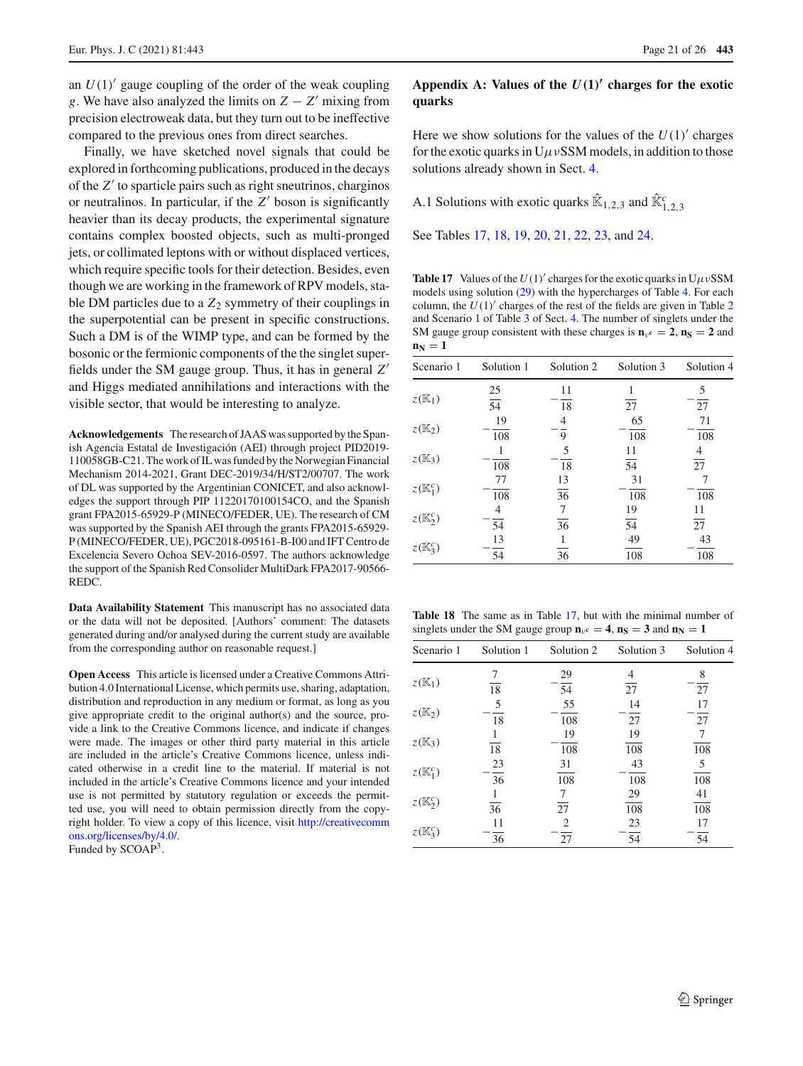an $U(1)'$ gauge coupling of the order of the weak coupling $g$. We have also analyzed the limits on $Z-Z'$ mixing from precision electroweak data, but they turn out to be ineffective compared to the previous ones from direct searches.

Finally, we have sketched novel signals that could be explored in forthcoming publications, produced in the decays of the $Z'$ to sparticle pairs such as right sneutrinos, charginos or neutralinos. In particular, if the $Z'$ boson is significantly heavier than its decay products, the experimental signature contains complex boosted objects, such as multi-pronged jets, or collimated leptons with or without displaced vertices, which require specific tools for their detection. Besides, even though we are working in the framework of RPV models, stable DM particles due to a $Z_2$ symmetry of their couplings in the superpotential can be present in specific constructions. Such a DM is of the WIMP type, and can be formed by the bosonic or the fermionic components of the the singlet superfields under the SM gauge group. Thus, it has in general $Z'$ and Higgs mediated annihilations and interactions with the visible sector, that would be interesting to analyze.

**Acknowledgements** The research of JAAS was supported by the Spanish Agencia Estatal de Investigación (AEI) through project PID2019-110058GB-C21. The work of IL was funded by the Norwegian Financial Mechanism 2014-2021, Grant DEC-2019/34/H/ST2/00707. The work of DL was supported by the Argentinian CONICET, and also acknowledges the support through PIP 11220170100154CO, and the Spanish grant FPA2015-65929-P (MINECO/FEDER, UE). The research of CM was supported by the Spanish AEI through the grants FPA2015-65929-P (MINECO/FEDER, UE), PGC2018-095161-B-I00 and IFT Centro de Excelencia Severo Ochoa SEV-2016-0597. The authors acknowledge the support of the Spanish Red Consolider MultiDark FPA2017-90566-REDC.

**Data Availability Statement** This manuscript has no associated data or the data will not be deposited. [Authors' comment: The datasets generated during and/or analysed during the current study are available from the corresponding author on reasonable request.]

**Open Access** This article is licensed under a Creative Commons Attribution 4.0 International License, which permits use, sharing, adaptation, distribution and reproduction in any medium or format, as long as you give appropriate credit to the original author(s) and the source, provide a link to the Creative Commons licence, and indicate if changes were made. The images or other third party material in this article are included in the article's Creative Commons licence, unless indicated otherwise in a credit line to the material. If material is not included in the article's Creative Commons licence and your intended use is not permitted by statutory regulation or exceeds the permitted use, you will need to obtain permission directly from the copyright holder. To view a copy of this licence, visit http://creativecommons.org/licenses/by/4.0/.
Funded by SCOAP[3].

## Appendix A: Values of the $U(1)'$ charges for the exotic quarks

Here we show solutions for the values of the $U(1)'$ charges for the exotic quarks in U$\mu\nu$SSM models, in addition to those solutions already shown in Sect. 4.

### A.1 Solutions with exotic quarks $\hat{\mathbb{K}}_{1,2,3}$ and $\hat{\mathbb{K}}^c_{1,2,3}$

See Tables 17, 18, 19, 20, 21, 22, 23, and 24.

**Table 17** Values of the $U(1)'$ charges for the exotic quarks in U$\mu\nu$SSM models using solution (29) with the hypercharges of Table 4. For each column, the $U(1)'$ charges of the rest of the fields are given in Table 2 and Scenario 1 of Table 3 of Sect. 4. The number of singlets under the SM gauge group consistent with these charges is $\mathbf{n}_{\nu^c} = \mathbf{2}$, $\mathbf{n_S} = \mathbf{2}$ and $\mathbf{n_N} = \mathbf{1}$

| Scenario 1 | Solution 1 | Solution 2 | Solution 3 | Solution 4 |
|---|---|---|---|---|
| $z(\mathbb{K}_1)$ | $\frac{25}{54}$ | $-\frac{11}{18}$ | $\frac{1}{27}$ | $-\frac{5}{27}$ |
| $z(\mathbb{K}_2)$ | $-\frac{19}{108}$ | $-\frac{4}{9}$ | $-\frac{65}{108}$ | $-\frac{71}{108}$ |
| $z(\mathbb{K}_3)$ | $-\frac{1}{108}$ | $-\frac{5}{18}$ | $\frac{11}{54}$ | $\frac{4}{27}$ |
| $z(\mathbb{K}^c_1)$ | $-\frac{77}{108}$ | $\frac{13}{36}$ | $-\frac{31}{108}$ | $-\frac{7}{108}$ |
| $z(\mathbb{K}^c_2)$ | $-\frac{4}{54}$ | $\frac{7}{36}$ | $\frac{19}{54}$ | $\frac{11}{27}$ |
| $z(\mathbb{K}^c_3)$ | $-\frac{13}{54}$ | $\frac{1}{36}$ | $\frac{49}{108}$ | $-\frac{43}{108}$ |

**Table 18** The same as in Table 17, but with the minimal number of singlets under the SM gauge group $\mathbf{n}_{\nu^c} = \mathbf{4}$, $\mathbf{n_S} = \mathbf{3}$ and $\mathbf{n_N} = \mathbf{1}$

| Scenario 1 | Solution 1 | Solution 2 | Solution 3 | Solution 4 |
|---|---|---|---|---|
| $z(\mathbb{K}_1)$ | $\frac{7}{18}$ | $-\frac{29}{54}$ | $\frac{4}{27}$ | $-\frac{8}{27}$ |
| $z(\mathbb{K}_2)$ | $-\frac{5}{18}$ | $-\frac{55}{108}$ | $-\frac{14}{27}$ | $-\frac{17}{27}$ |
| $z(\mathbb{K}_3)$ | $\frac{1}{18}$ | $-\frac{19}{108}$ | $\frac{19}{108}$ | $\frac{7}{108}$ |
| $z(\mathbb{K}^c_1)$ | $-\frac{23}{36}$ | $\frac{31}{108}$ | $-\frac{43}{108}$ | $\frac{5}{108}$ |
| $z(\mathbb{K}^c_2)$ | $\frac{1}{36}$ | $\frac{7}{27}$ | $\frac{29}{108}$ | $\frac{41}{108}$ |
| $z(\mathbb{K}^c_3)$ | $-\frac{11}{36}$ | $-\frac{2}{27}$ | $-\frac{23}{54}$ | $-\frac{17}{54}$ |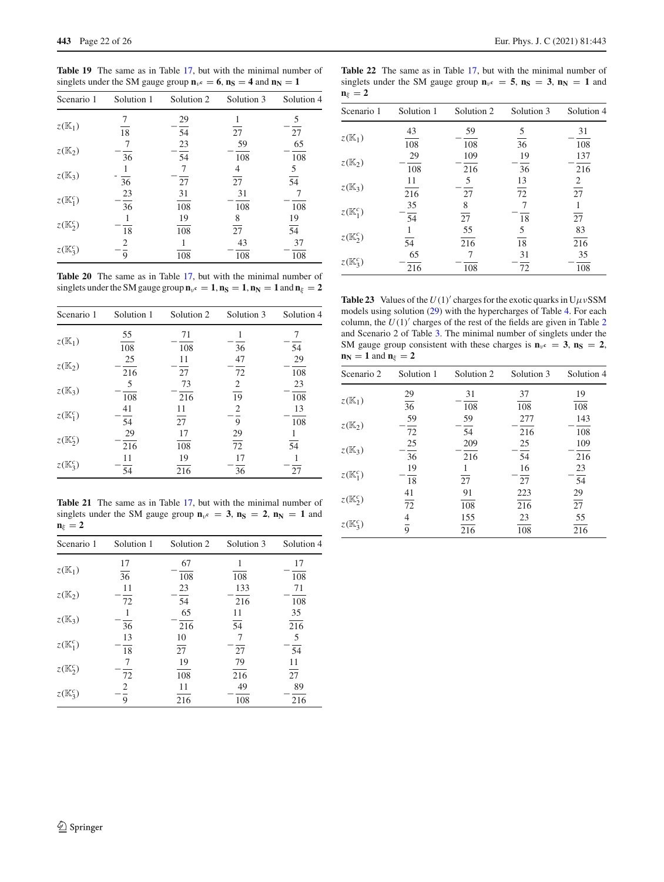**Table 19** The same as in Table 17, but with the minimal number of singlets under the SM gauge group $\mathbf{n}_{\nu^c} = \mathbf{6}$, $\mathbf{n_S} = \mathbf{4}$ and $\mathbf{n_N} = \mathbf{1}$

| Scenario 1 | Solution 1 | Solution 2 | Solution 3 | Solution 4 |
|---|---|---|---|---|
| $z(\mathbb{K}_1)$ | $\frac{7}{18}$ | $-\frac{29}{54}$ | $\frac{1}{27}$ | $-\frac{5}{27}$ |
| $z(\mathbb{K}_2)$ | $-\frac{7}{36}$ | $-\frac{23}{54}$ | $-\frac{59}{108}$ | $-\frac{65}{108}$ |
| $z(\mathbb{K}_3)$ | $-\frac{1}{36}$ | $-\frac{7}{27}$ | $\frac{4}{27}$ | $\frac{5}{54}$ |
| $z(\mathbb{K}_1^c)$ | $-\frac{23}{36}$ | $\frac{31}{108}$ | $-\frac{31}{108}$ | $-\frac{7}{108}$ |
| $z(\mathbb{K}_2^c)$ | $-\frac{1}{18}$ | $\frac{19}{108}$ | $\frac{8}{27}$ | $\frac{19}{54}$ |
| $z(\mathbb{K}_3^c)$ | $-\frac{2}{9}$ | $\frac{1}{108}$ | $-\frac{43}{108}$ | $-\frac{37}{108}$ |

**Table 20** The same as in Table 17, but with the minimal number of singlets under the SM gauge group $\mathbf{n}_{\nu^c} = \mathbf{1}$, $\mathbf{n_S} = \mathbf{1}$, $\mathbf{n_N} = \mathbf{1}$ and $\mathbf{n}_{\xi} = \mathbf{2}$

| Scenario 1 | Solution 1 | Solution 2 | Solution 3 | Solution 4 |
|---|---|---|---|---|
| $z(\mathbb{K}_1)$ | $\frac{55}{108}$ | $-\frac{71}{108}$ | $-\frac{1}{36}$ | $-\frac{7}{54}$ |
| $z(\mathbb{K}_2)$ | $-\frac{25}{216}$ | $-\frac{11}{27}$ | $-\frac{47}{72}$ | $-\frac{29}{108}$ |
| $z(\mathbb{K}_3)$ | $-\frac{5}{108}$ | $-\frac{73}{216}$ | $\frac{2}{19}$ | $-\frac{23}{108}$ |
| $z(\mathbb{K}_1^c)$ | $-\frac{41}{54}$ | $\frac{11}{27}$ | $-\frac{2}{9}$ | $-\frac{13}{108}$ |
| $z(\mathbb{K}_2^c)$ | $-\frac{29}{216}$ | $\frac{17}{108}$ | $\frac{29}{72}$ | $\frac{1}{54}$ |
| $z(\mathbb{K}_3^c)$ | $-\frac{11}{54}$ | $\frac{19}{216}$ | $-\frac{17}{36}$ | $-\frac{1}{27}$ |

**Table 21** The same as in Table 17, but with the minimal number of singlets under the SM gauge group $\mathbf{n}_{\nu^c} = \mathbf{3}$, $\mathbf{n_S} = \mathbf{2}$, $\mathbf{n_N} = \mathbf{1}$ and $\mathbf{n}_{\xi} = \mathbf{2}$

| Scenario 1 | Solution 1 | Solution 2 | Solution 3 | Solution 4 |
|---|---|---|---|---|
| $z(\mathbb{K}_1)$ | $\frac{17}{36}$ | $-\frac{67}{108}$ | $\frac{1}{108}$ | $-\frac{17}{108}$ |
| $z(\mathbb{K}_2)$ | $-\frac{11}{72}$ | $-\frac{23}{54}$ | $-\frac{133}{216}$ | $-\frac{71}{108}$ |
| $z(\mathbb{K}_3)$ | $-\frac{1}{36}$ | $-\frac{65}{216}$ | $\frac{11}{54}$ | $\frac{35}{216}$ |
| $z(\mathbb{K}_1^c)$ | $-\frac{13}{18}$ | $\frac{10}{27}$ | $-\frac{7}{27}$ | $-\frac{5}{54}$ |
| $z(\mathbb{K}_2^c)$ | $-\frac{7}{72}$ | $\frac{19}{108}$ | $\frac{79}{216}$ | $\frac{11}{27}$ |
| $z(\mathbb{K}_3^c)$ | $-\frac{2}{9}$ | $\frac{11}{216}$ | $-\frac{49}{108}$ | $-\frac{89}{216}$ |

**Table 22** The same as in Table 17, but with the minimal number of singlets under the SM gauge group $\mathbf{n}_{\nu^c} = \mathbf{5}$, $\mathbf{n_S} = \mathbf{3}$, $\mathbf{n_N} = \mathbf{1}$ and $\mathbf{n}_{\xi} = \mathbf{2}$

| Scenario 1 | Solution 1 | Solution 2 | Solution 3 | Solution 4 |
|---|---|---|---|---|
| $z(\mathbb{K}_1)$ | $\frac{43}{108}$ | $-\frac{59}{108}$ | $\frac{5}{36}$ | $-\frac{31}{108}$ |
| $z(\mathbb{K}_2)$ | $-\frac{29}{108}$ | $-\frac{109}{216}$ | $-\frac{19}{36}$ | $-\frac{137}{216}$ |
| $z(\mathbb{K}_3)$ | $\frac{11}{216}$ | $-\frac{5}{27}$ | $\frac{13}{72}$ | $\frac{2}{27}$ |
| $z(\mathbb{K}_1^c)$ | $-\frac{35}{54}$ | $\frac{8}{27}$ | $-\frac{7}{18}$ | $\frac{1}{27}$ |
| $z(\mathbb{K}_2^c)$ | $\frac{1}{54}$ | $\frac{55}{216}$ | $\frac{5}{18}$ | $\frac{83}{216}$ |
| $z(\mathbb{K}_3^c)$ | $-\frac{65}{216}$ | $-\frac{7}{108}$ | $-\frac{31}{72}$ | $-\frac{35}{108}$ |

**Table 23** Values of the $U(1)'$ charges for the exotic quarks in U$\mu\nu$SSM models using solution (29) with the hypercharges of Table 4. For each column, the $U(1)'$ charges of the rest of the fields are given in Table 2 and Scenario 2 of Table 3. The minimal number of singlets under the SM gauge group consistent with these charges is $\mathbf{n}_{\nu^c} = \mathbf{3}$, $\mathbf{n_S} = \mathbf{2}$, $\mathbf{n_N} = \mathbf{1}$ and $\mathbf{n}_{\xi} = \mathbf{2}$

| Scenario 2 | Solution 1 | Solution 2 | Solution 3 | Solution 4 |
|---|---|---|---|---|
| $z(\mathbb{K}_1)$ | $\frac{29}{36}$ | $-\frac{31}{108}$ | $\frac{37}{108}$ | $\frac{19}{108}$ |
| $z(\mathbb{K}_2)$ | $-\frac{59}{72}$ | $-\frac{59}{54}$ | $-\frac{277}{216}$ | $-\frac{143}{108}$ |
| $z(\mathbb{K}_3)$ | $-\frac{25}{36}$ | $-\frac{209}{216}$ | $-\frac{25}{54}$ | $-\frac{109}{216}$ |
| $z(\mathbb{K}_1^c)$ | $-\frac{19}{18}$ | $\frac{1}{27}$ | $-\frac{16}{27}$ | $-\frac{23}{54}$ |
| $z(\mathbb{K}_2^c)$ | $\frac{41}{72}$ | $\frac{91}{108}$ | $\frac{223}{216}$ | $\frac{29}{27}$ |
| $z(\mathbb{K}_3^c)$ | $\frac{4}{9}$ | $\frac{155}{216}$ | $\frac{23}{108}$ | $\frac{55}{216}$ |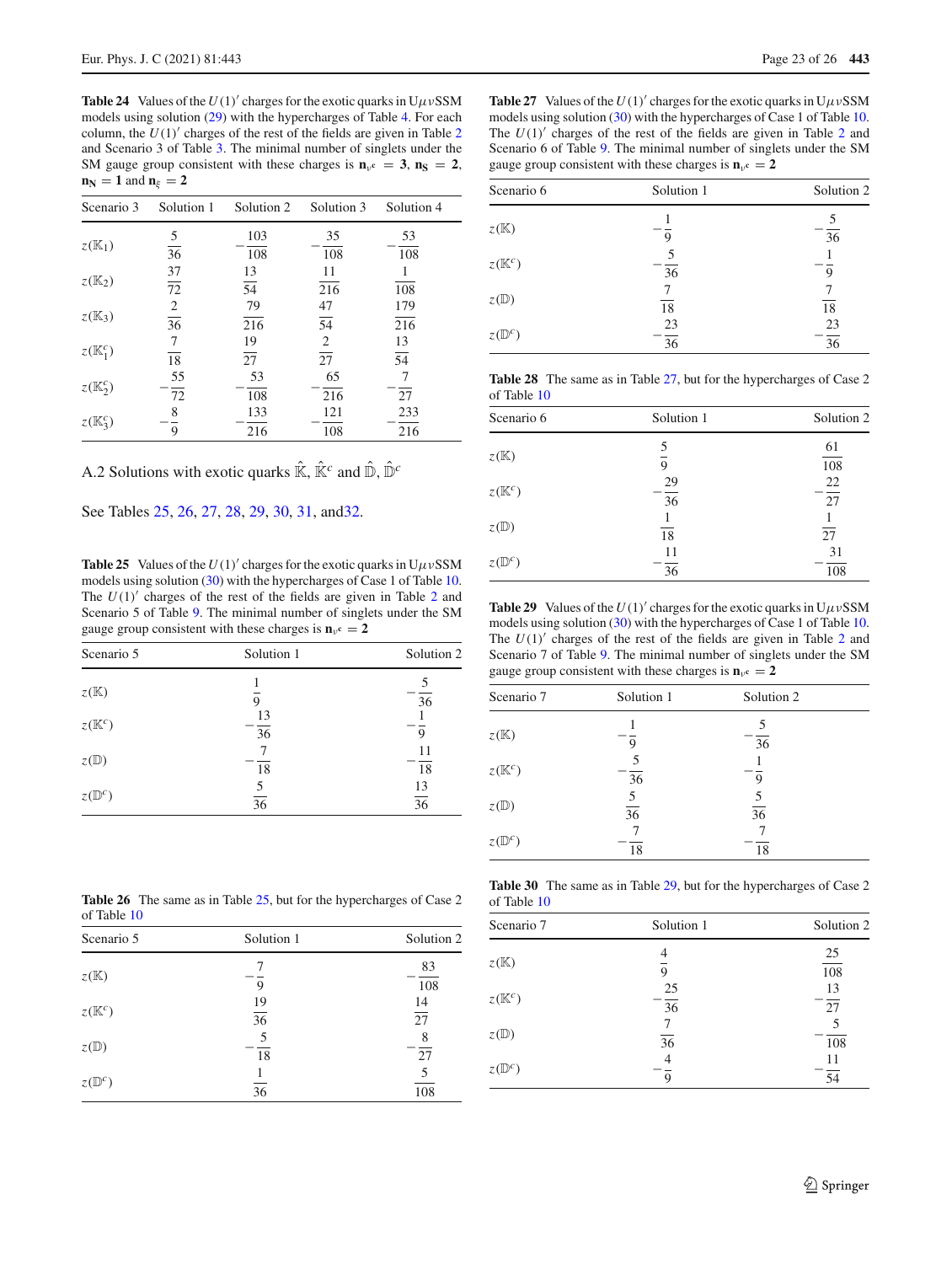**Table 24** Values of the $U(1)'$ charges for the exotic quarks in U$\mu\nu$SSM models using solution (29) with the hypercharges of Table 4. For each column, the $U(1)'$ charges of the rest of the fields are given in Table 2 and Scenario 3 of Table 3. The minimal number of singlets under the SM gauge group consistent with these charges is $\mathbf{n}_{\nu^c} = \mathbf{3}$, $\mathbf{n}_{\mathbf{S}} = \mathbf{2}$, $\mathbf{n}_{\mathbf{N}} = \mathbf{1}$ and $\mathbf{n}_{\xi} = \mathbf{2}$

| Scenario 3 | Solution 1 | Solution 2 | Solution 3 | Solution 4 |
|---|---|---|---|---|
| $z(\mathbb{K}_1)$ | $\frac{5}{36}$ | $-\frac{103}{108}$ | $-\frac{35}{108}$ | $-\frac{53}{108}$ |
| $z(\mathbb{K}_2)$ | $\frac{37}{72}$ | $\frac{13}{54}$ | $\frac{11}{216}$ | $\frac{1}{108}$ |
| $z(\mathbb{K}_3)$ | $\frac{2}{36}$ | $\frac{79}{216}$ | $\frac{47}{54}$ | $\frac{179}{216}$ |
| $z(\mathbb{K}_1^c)$ | $\frac{7}{18}$ | $\frac{19}{27}$ | $\frac{2}{27}$ | $\frac{13}{54}$ |
| $z(\mathbb{K}_2^c)$ | $-\frac{55}{72}$ | $-\frac{53}{108}$ | $-\frac{65}{216}$ | $-\frac{7}{27}$ |
| $z(\mathbb{K}_3^c)$ | $-\frac{8}{9}$ | $-\frac{133}{216}$ | $-\frac{121}{108}$ | $-\frac{233}{216}$ |

### A.2 Solutions with exotic quarks $\hat{\mathbb{K}}$, $\hat{\mathbb{K}}^c$ and $\hat{\mathbb{D}}$, $\hat{\mathbb{D}}^c$

See Tables 25, 26, 27, 28, 29, 30, 31, and32.

**Table 25** Values of the $U(1)'$ charges for the exotic quarks in U$\mu\nu$SSM models using solution (30) with the hypercharges of Case 1 of Table 10. The $U(1)'$ charges of the rest of the fields are given in Table 2 and Scenario 5 of Table 9. The minimal number of singlets under the SM gauge group consistent with these charges is $\mathbf{n}_{\nu^c} = \mathbf{2}$

| Scenario 5 | Solution 1 | Solution 2 |
|---|---|---|
| $z(\mathbb{K})$ | $\frac{1}{9}$ | $-\frac{5}{36}$ |
| $z(\mathbb{K}^c)$ | $-\frac{13}{36}$ | $-\frac{1}{9}$ |
| $z(\mathbb{D})$ | $-\frac{7}{18}$ | $-\frac{11}{18}$ |
| $z(\mathbb{D}^c)$ | $\frac{5}{36}$ | $\frac{13}{36}$ |

**Table 26** The same as in Table 25, but for the hypercharges of Case 2 of Table 10

| Scenario 5 | Solution 1 | Solution 2 |
|---|---|---|
| $z(\mathbb{K})$ | $-\frac{7}{9}$ | $-\frac{83}{108}$ |
| $z(\mathbb{K}^c)$ | $\frac{19}{36}$ | $\frac{14}{27}$ |
| $z(\mathbb{D})$ | $-\frac{5}{18}$ | $-\frac{8}{27}$ |
| $z(\mathbb{D}^c)$ | $\frac{1}{36}$ | $\frac{5}{108}$ |

**Table 27** Values of the $U(1)'$ charges for the exotic quarks in U$\mu\nu$SSM models using solution (30) with the hypercharges of Case 1 of Table 10. The $U(1)'$ charges of the rest of the fields are given in Table 2 and Scenario 6 of Table 9. The minimal number of singlets under the SM gauge group consistent with these charges is $\mathbf{n}_{\nu^c} = \mathbf{2}$

| Scenario 6 | Solution 1 | Solution 2 |
|---|---|---|
| $z(\mathbb{K})$ | $-\frac{1}{9}$ | $-\frac{5}{36}$ |
| $z(\mathbb{K}^c)$ | $-\frac{5}{36}$ | $-\frac{1}{9}$ |
| $z(\mathbb{D})$ | $\frac{7}{18}$ | $\frac{7}{18}$ |
| $z(\mathbb{D}^c)$ | $-\frac{23}{36}$ | $-\frac{23}{36}$ |

**Table 28** The same as in Table 27, but for the hypercharges of Case 2 of Table 10

| Scenario 6 | Solution 1 | Solution 2 |
|---|---|---|
| $z(\mathbb{K})$ | $\frac{5}{9}$ | $\frac{61}{108}$ |
| $z(\mathbb{K}^c)$ | $-\frac{29}{36}$ | $-\frac{22}{27}$ |
| $z(\mathbb{D})$ | $\frac{1}{18}$ | $\frac{1}{27}$ |
| $z(\mathbb{D}^c)$ | $-\frac{11}{36}$ | $-\frac{31}{108}$ |

**Table 29** Values of the $U(1)'$ charges for the exotic quarks in U$\mu\nu$SSM models using solution (30) with the hypercharges of Case 1 of Table 10. The $U(1)'$ charges of the rest of the fields are given in Table 2 and Scenario 7 of Table 9. The minimal number of singlets under the SM gauge group consistent with these charges is $\mathbf{n}_{\nu^c} = \mathbf{2}$

| Scenario 7 | Solution 1 | Solution 2 |
|---|---|---|
| $z(\mathbb{K})$ | $-\frac{1}{9}$ | $-\frac{5}{36}$ |
| $z(\mathbb{K}^c)$ | $-\frac{5}{36}$ | $-\frac{1}{9}$ |
| $z(\mathbb{D})$ | $\frac{5}{36}$ | $\frac{5}{36}$ |
| $z(\mathbb{D}^c)$ | $-\frac{7}{18}$ | $-\frac{7}{18}$ |

**Table 30** The same as in Table 29, but for the hypercharges of Case 2 of Table 10

| Scenario 7 | Solution 1 | Solution 2 |
|---|---|---|
| $z(\mathbb{K})$ | $\frac{4}{9}$ | $\frac{25}{108}$ |
| $z(\mathbb{K}^c)$ | $-\frac{25}{36}$ | $-\frac{13}{27}$ |
| $z(\mathbb{D})$ | $\frac{7}{36}$ | $-\frac{5}{108}$ |
| $z(\mathbb{D}^c)$ | $-\frac{4}{9}$ | $-\frac{11}{54}$ |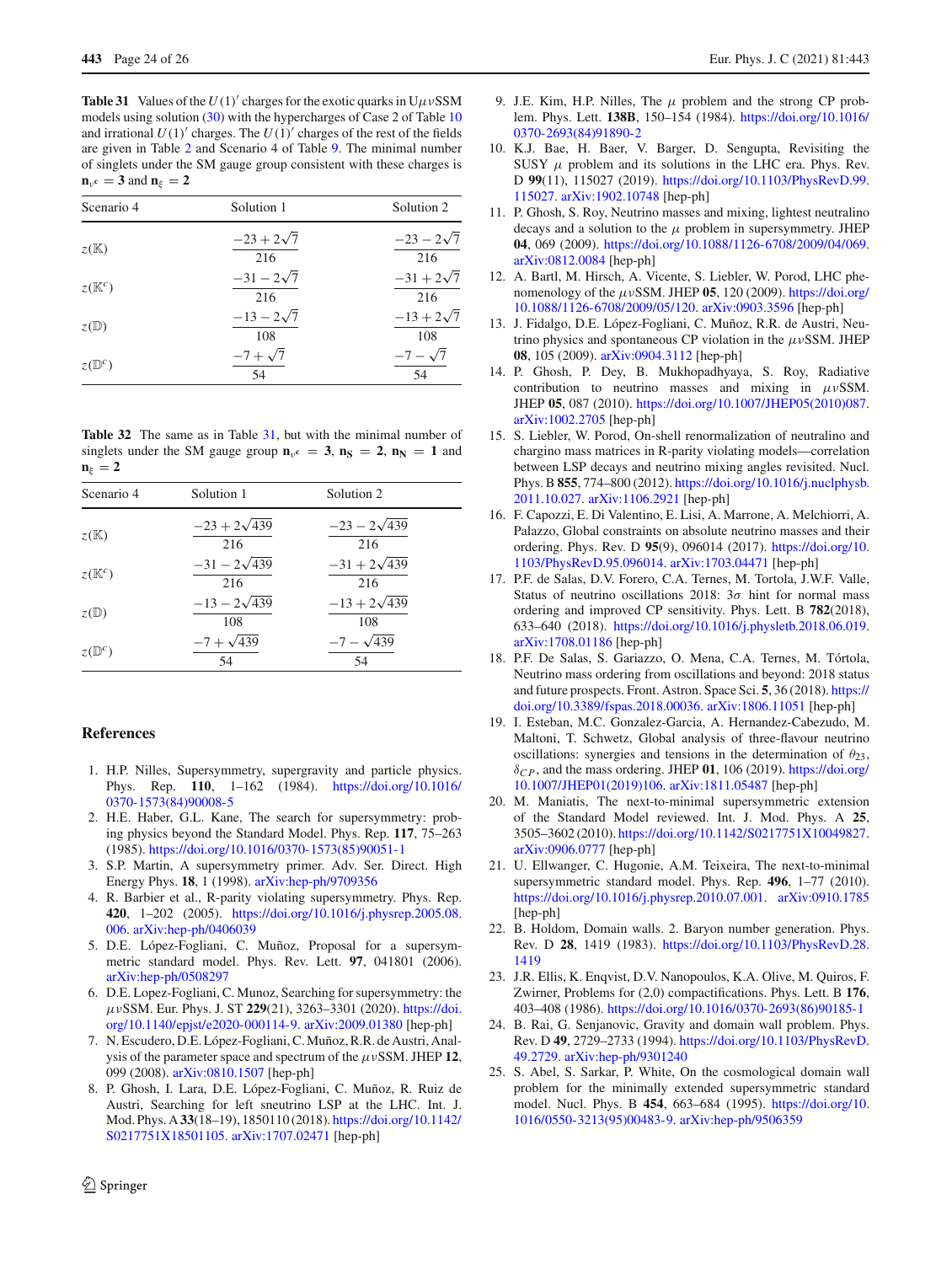**Table 31** Values of the $U(1)'$ charges for the exotic quarks in U$\mu\nu$SSM models using solution (30) with the hypercharges of Case 2 of Table 10 and irrational $U(1)'$ charges. The $U(1)'$ charges of the rest of the fields are given in Table 2 and Scenario 4 of Table 9. The minimal number of singlets under the SM gauge group consistent with these charges is $\mathbf{n}_{\nu^c} = \mathbf{3}$ and $\mathbf{n}_{\xi} = \mathbf{2}$

| Scenario 4 | Solution 1 | Solution 2 |
|---|---|---|
| $z(\mathbb{K})$ | $\dfrac{-23+2\sqrt{7}}{216}$ | $\dfrac{-23-2\sqrt{7}}{216}$ |
| $z(\mathbb{K}^c)$ | $\dfrac{-31-2\sqrt{7}}{216}$ | $\dfrac{-31+2\sqrt{7}}{216}$ |
| $z(\mathbb{D})$ | $\dfrac{-13-2\sqrt{7}}{108}$ | $\dfrac{-13+2\sqrt{7}}{108}$ |
| $z(\mathbb{D}^c)$ | $\dfrac{-7+\sqrt{7}}{54}$ | $\dfrac{-7-\sqrt{7}}{54}$ |

**Table 32** The same as in Table 31, but with the minimal number of singlets under the SM gauge group $\mathbf{n}_{\nu^c} = \mathbf{3}$, $\mathbf{n_S} = \mathbf{2}$, $\mathbf{n_N} = \mathbf{1}$ and $\mathbf{n}_{\xi} = \mathbf{2}$

| Scenario 4 | Solution 1 | Solution 2 |
|---|---|---|
| $z(\mathbb{K})$ | $\dfrac{-23+2\sqrt{439}}{216}$ | $\dfrac{-23-2\sqrt{439}}{216}$ |
| $z(\mathbb{K}^c)$ | $\dfrac{-31-2\sqrt{439}}{216}$ | $\dfrac{-31+2\sqrt{439}}{216}$ |
| $z(\mathbb{D})$ | $\dfrac{-13-2\sqrt{439}}{108}$ | $\dfrac{-13+2\sqrt{439}}{108}$ |
| $z(\mathbb{D}^c)$ | $\dfrac{-7+\sqrt{439}}{54}$ | $\dfrac{-7-\sqrt{439}}{54}$ |

## References

1. H.P. Nilles, Supersymmetry, supergravity and particle physics. Phys. Rep. **110**, 1–162 (1984). https://doi.org/10.1016/0370-1573(84)90008-5
2. H.E. Haber, G.L. Kane, The search for supersymmetry: probing physics beyond the Standard Model. Phys. Rep. **117**, 75–263 (1985). https://doi.org/10.1016/0370-1573(85)90051-1
3. S.P. Martin, A supersymmetry primer. Adv. Ser. Direct. High Energy Phys. **18**, 1 (1998). arXiv:hep-ph/9709356
4. R. Barbier et al., R-parity violating supersymmetry. Phys. Rep. **420**, 1–202 (2005). https://doi.org/10.1016/j.physrep.2005.08.006. arXiv:hep-ph/0406039
5. D.E. López-Fogliani, C. Muñoz, Proposal for a supersymmetric standard model. Phys. Rev. Lett. **97**, 041801 (2006). arXiv:hep-ph/0508297
6. D.E. Lopez-Fogliani, C. Munoz, Searching for supersymmetry: the $\mu\nu$SSM. Eur. Phys. J. ST **229**(21), 3263–3301 (2020). https://doi.org/10.1140/epjst/e2020-000114-9. arXiv:2009.01380 [hep-ph]
7. N. Escudero, D.E. López-Fogliani, C. Muñoz, R.R. de Austri, Analysis of the parameter space and spectrum of the $\mu\nu$SSM. JHEP **12**, 099 (2008). arXiv:0810.1507 [hep-ph]
8. P. Ghosh, I. Lara, D.E. López-Fogliani, C. Muñoz, R. Ruiz de Austri, Searching for left sneutrino LSP at the LHC. Int. J. Mod. Phys. A **33**(18–19), 1850110 (2018). https://doi.org/10.1142/S0217751X18501105. arXiv:1707.02471 [hep-ph]
9. J.E. Kim, H.P. Nilles, The $\mu$ problem and the strong CP problem. Phys. Lett. **138B**, 150–154 (1984). https://doi.org/10.1016/0370-2693(84)91890-2
10. K.J. Bae, H. Baer, V. Barger, D. Sengupta, Revisiting the SUSY $\mu$ problem and its solutions in the LHC era. Phys. Rev. D **99**(11), 115027 (2019). https://doi.org/10.1103/PhysRevD.99.115027. arXiv:1902.10748 [hep-ph]
11. P. Ghosh, S. Roy, Neutrino masses and mixing, lightest neutralino decays and a solution to the $\mu$ problem in supersymmetry. JHEP **04**, 069 (2009). https://doi.org/10.1088/1126-6708/2009/04/069. arXiv:0812.0084 [hep-ph]
12. A. Bartl, M. Hirsch, A. Vicente, S. Liebler, W. Porod, LHC phenomenology of the $\mu\nu$SSM. JHEP **05**, 120 (2009). https://doi.org/10.1088/1126-6708/2009/05/120. arXiv:0903.3596 [hep-ph]
13. J. Fidalgo, D.E. López-Fogliani, C. Muñoz, R.R. de Austri, Neutrino physics and spontaneous CP violation in the $\mu\nu$SSM. JHEP **08**, 105 (2009). arXiv:0904.3112 [hep-ph]
14. P. Ghosh, P. Dey, B. Mukhopadhyaya, S. Roy, Radiative contribution to neutrino masses and mixing in $\mu\nu$SSM. JHEP **05**, 087 (2010). https://doi.org/10.1007/JHEP05(2010)087. arXiv:1002.2705 [hep-ph]
15. S. Liebler, W. Porod, On-shell renormalization of neutralino and chargino mass matrices in R-parity violating models—correlation between LSP decays and neutrino mixing angles revisited. Nucl. Phys. B **855**, 774–800 (2012). https://doi.org/10.1016/j.nuclphysb.2011.10.027. arXiv:1106.2921 [hep-ph]
16. F. Capozzi, E. Di Valentino, E. Lisi, A. Marrone, A. Melchiorri, A. Palazzo, Global constraints on absolute neutrino masses and their ordering. Phys. Rev. D **95**(9), 096014 (2017). https://doi.org/10.1103/PhysRevD.95.096014. arXiv:1703.04471 [hep-ph]
17. P.F. de Salas, D.V. Forero, C.A. Ternes, M. Tortola, J.W.F. Valle, Status of neutrino oscillations 2018: 3$\sigma$ hint for normal mass ordering and improved CP sensitivity. Phys. Lett. B **782**(2018), 633–640 (2018). https://doi.org/10.1016/j.physletb.2018.06.019. arXiv:1708.01186 [hep-ph]
18. P.F. De Salas, S. Gariazzo, O. Mena, C.A. Ternes, M. Tórtola, Neutrino mass ordering from oscillations and beyond: 2018 status and future prospects. Front. Astron. Space Sci. **5**, 36 (2018). https://doi.org/10.3389/fspas.2018.00036. arXiv:1806.11051 [hep-ph]
19. I. Esteban, M.C. Gonzalez-Garcia, A. Hernandez-Cabezudo, M. Maltoni, T. Schwetz, Global analysis of three-flavour neutrino oscillations: synergies and tensions in the determination of $\theta_{23}$, $\delta_{CP}$, and the mass ordering. JHEP **01**, 106 (2019). https://doi.org/10.1007/JHEP01(2019)106. arXiv:1811.05487 [hep-ph]
20. M. Maniatis, The next-to-minimal supersymmetric extension of the Standard Model reviewed. Int. J. Mod. Phys. A **25**, 3505–3602 (2010). https://doi.org/10.1142/S0217751X10049827. arXiv:0906.0777 [hep-ph]
21. U. Ellwanger, C. Hugonie, A.M. Teixeira, The next-to-minimal supersymmetric standard model. Phys. Rep. **496**, 1–77 (2010). https://doi.org/10.1016/j.physrep.2010.07.001. arXiv:0910.1785 [hep-ph]
22. B. Holdom, Domain walls. 2. Baryon number generation. Phys. Rev. D **28**, 1419 (1983). https://doi.org/10.1103/PhysRevD.28.1419
23. J.R. Ellis, K. Enqvist, D.V. Nanopoulos, K.A. Olive, M. Quiros, F. Zwirner, Problems for (2,0) compactifications. Phys. Lett. B **176**, 403–408 (1986). https://doi.org/10.1016/0370-2693(86)90185-1
24. B. Rai, G. Senjanovic, Gravity and domain wall problem. Phys. Rev. D **49**, 2729–2733 (1994). https://doi.org/10.1103/PhysRevD.49.2729. arXiv:hep-ph/9301240
25. S. Abel, S. Sarkar, P. White, On the cosmological domain wall problem for the minimally extended supersymmetric standard model. Nucl. Phys. B **454**, 663–684 (1995). https://doi.org/10.1016/0550-3213(95)00483-9. arXiv:hep-ph/9506359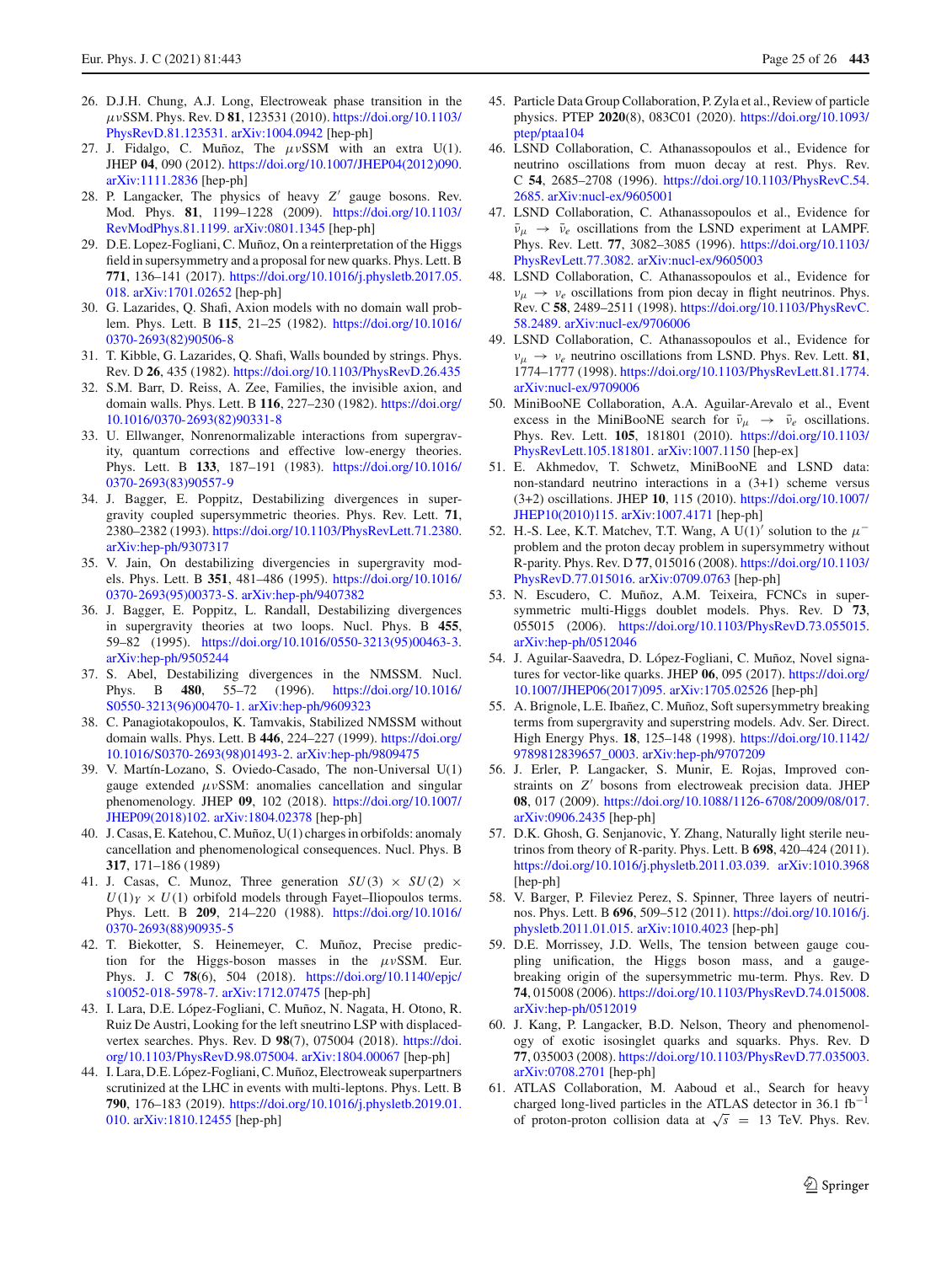26. D.J.H. Chung, A.J. Long, Electroweak phase transition in the $\mu\nu$SSM. Phys. Rev. D **81**, 123531 (2010). https://doi.org/10.1103/PhysRevD.81.123531. arXiv:1004.0942 [hep-ph]
27. J. Fidalgo, C. Muñoz, The $\mu\nu$SSM with an extra U(1). JHEP **04**, 090 (2012). https://doi.org/10.1007/JHEP04(2012)090. arXiv:1111.2836 [hep-ph]
28. P. Langacker, The physics of heavy $Z'$ gauge bosons. Rev. Mod. Phys. **81**, 1199–1228 (2009). https://doi.org/10.1103/RevModPhys.81.1199. arXiv:0801.1345 [hep-ph]
29. D.E. Lopez-Fogliani, C. Muñoz, On a reinterpretation of the Higgs field in supersymmetry and a proposal for new quarks. Phys. Lett. B **771**, 136–141 (2017). https://doi.org/10.1016/j.physletb.2017.05.018. arXiv:1701.02652 [hep-ph]
30. G. Lazarides, Q. Shafi, Axion models with no domain wall problem. Phys. Lett. B **115**, 21–25 (1982). https://doi.org/10.1016/0370-2693(82)90506-8
31. T. Kibble, G. Lazarides, Q. Shafi, Walls bounded by strings. Phys. Rev. D **26**, 435 (1982). https://doi.org/10.1103/PhysRevD.26.435
32. S.M. Barr, D. Reiss, A. Zee, Families, the invisible axion, and domain walls. Phys. Lett. B **116**, 227–230 (1982). https://doi.org/10.1016/0370-2693(82)90331-8
33. U. Ellwanger, Nonrenormalizable interactions from supergravity, quantum corrections and effective low-energy theories. Phys. Lett. B **133**, 187–191 (1983). https://doi.org/10.1016/0370-2693(83)90557-9
34. J. Bagger, E. Poppitz, Destabilizing divergences in supergravity coupled supersymmetric theories. Phys. Rev. Lett. **71**, 2380–2382 (1993). https://doi.org/10.1103/PhysRevLett.71.2380. arXiv:hep-ph/9307317
35. V. Jain, On destabilizing divergencies in supergravity models. Phys. Lett. B **351**, 481–486 (1995). https://doi.org/10.1016/0370-2693(95)00373-S. arXiv:hep-ph/9407382
36. J. Bagger, E. Poppitz, L. Randall, Destabilizing divergences in supergravity theories at two loops. Nucl. Phys. B **455**, 59–82 (1995). https://doi.org/10.1016/0550-3213(95)00463-3. arXiv:hep-ph/9505244
37. S. Abel, Destabilizing divergences in the NMSSM. Nucl. Phys. B **480**, 55–72 (1996). https://doi.org/10.1016/S0550-3213(96)00470-1. arXiv:hep-ph/9609323
38. C. Panagiotakopoulos, K. Tamvakis, Stabilized NMSSM without domain walls. Phys. Lett. B **446**, 224–227 (1999). https://doi.org/10.1016/S0370-2693(98)01493-2. arXiv:hep-ph/9809475
39. V. Martín-Lozano, S. Oviedo-Casado, The non-Universal U(1) gauge extended $\mu\nu$SSM: anomalies cancellation and singular phenomenology. JHEP **09**, 102 (2018). https://doi.org/10.1007/JHEP09(2018)102. arXiv:1804.02378 [hep-ph]
40. J. Casas, E. Katehou, C. Muñoz, U(1) charges in orbifolds: anomaly cancellation and phenomenological consequences. Nucl. Phys. B **317**, 171–186 (1989)
41. J. Casas, C. Munoz, Three generation $SU(3) \times SU(2) \times U(1)_Y \times U(1)$ orbifold models through Fayet–Iliopoulos terms. Phys. Lett. B **209**, 214–220 (1988). https://doi.org/10.1016/0370-2693(88)90935-5
42. T. Biekotter, S. Heinemeyer, C. Muñoz, Precise prediction for the Higgs-boson masses in the $\mu\nu$SSM. Eur. Phys. J. C **78**(6), 504 (2018). https://doi.org/10.1140/epjc/s10052-018-5978-7. arXiv:1712.07475 [hep-ph]
43. I. Lara, D.E. López-Fogliani, C. Muñoz, N. Nagata, H. Otono, R. Ruiz De Austri, Looking for the left sneutrino LSP with displaced-vertex searches. Phys. Rev. D **98**(7), 075004 (2018). https://doi.org/10.1103/PhysRevD.98.075004. arXiv:1804.00067 [hep-ph]
44. I. Lara, D.E. López-Fogliani, C. Muñoz, Electroweak superpartners scrutinized at the LHC in events with multi-leptons. Phys. Lett. B **790**, 176–183 (2019). https://doi.org/10.1016/j.physletb.2019.01.010. arXiv:1810.12455 [hep-ph]
45. Particle Data Group Collaboration, P. Zyla et al., Review of particle physics. PTEP **2020**(8), 083C01 (2020). https://doi.org/10.1093/ptep/ptaa104
46. LSND Collaboration, C. Athanassopoulos et al., Evidence for neutrino oscillations from muon decay at rest. Phys. Rev. C **54**, 2685–2708 (1996). https://doi.org/10.1103/PhysRevC.54.2685. arXiv:nucl-ex/9605001
47. LSND Collaboration, C. Athanassopoulos et al., Evidence for $\bar{\nu}_\mu \to \bar{\nu}_e$ oscillations from the LSND experiment at LAMPF. Phys. Rev. Lett. **77**, 3082–3085 (1996). https://doi.org/10.1103/PhysRevLett.77.3082. arXiv:nucl-ex/9605003
48. LSND Collaboration, C. Athanassopoulos et al., Evidence for $\nu_\mu \to \nu_e$ oscillations from pion decay in flight neutrinos. Phys. Rev. C **58**, 2489–2511 (1998). https://doi.org/10.1103/PhysRevC.58.2489. arXiv:nucl-ex/9706006
49. LSND Collaboration, C. Athanassopoulos et al., Evidence for $\nu_\mu \to \nu_e$ neutrino oscillations from LSND. Phys. Rev. Lett. **81**, 1774–1777 (1998). https://doi.org/10.1103/PhysRevLett.81.1774. arXiv:nucl-ex/9709006
50. MiniBooNE Collaboration, A.A. Aguilar-Arevalo et al., Event excess in the MiniBooNE search for $\bar{\nu}_\mu \to \bar{\nu}_e$ oscillations. Phys. Rev. Lett. **105**, 181801 (2010). https://doi.org/10.1103/PhysRevLett.105.181801. arXiv:1007.1150 [hep-ex]
51. E. Akhmedov, T. Schwetz, MiniBooNE and LSND data: non-standard neutrino interactions in a (3+1) scheme versus (3+2) oscillations. JHEP **10**, 115 (2010). https://doi.org/10.1007/JHEP10(2010)115. arXiv:1007.4171 [hep-ph]
52. H.-S. Lee, K.T. Matchev, T.T. Wang, A U(1)′ solution to the $\mu^-$ problem and the proton decay problem in supersymmetry without R-parity. Phys. Rev. D **77**, 015016 (2008). https://doi.org/10.1103/PhysRevD.77.015016. arXiv:0709.0763 [hep-ph]
53. N. Escudero, C. Muñoz, A.M. Teixeira, FCNCs in supersymmetric multi-Higgs doublet models. Phys. Rev. D **73**, 055015 (2006). https://doi.org/10.1103/PhysRevD.73.055015. arXiv:hep-ph/0512046
54. J. Aguilar-Saavedra, D. López-Fogliani, C. Muñoz, Novel signatures for vector-like quarks. JHEP **06**, 095 (2017). https://doi.org/10.1007/JHEP06(2017)095. arXiv:1705.02526 [hep-ph]
55. A. Brignole, L.E. Ibañez, C. Muñoz, Soft supersymmetry breaking terms from supergravity and superstring models. Adv. Ser. Direct. High Energy Phys. **18**, 125–148 (1998). https://doi.org/10.1142/9789812839657_0003. arXiv:hep-ph/9707209
56. J. Erler, P. Langacker, S. Munir, E. Rojas, Improved constraints on $Z'$ bosons from electroweak precision data. JHEP **08**, 017 (2009). https://doi.org/10.1088/1126-6708/2009/08/017. arXiv:0906.2435 [hep-ph]
57. D.K. Ghosh, G. Senjanovic, Y. Zhang, Naturally light sterile neutrinos from theory of R-parity. Phys. Lett. B **698**, 420–424 (2011). https://doi.org/10.1016/j.physletb.2011.03.039. arXiv:1010.3968 [hep-ph]
58. V. Barger, P. Fileviez Perez, S. Spinner, Three layers of neutrinos. Phys. Lett. B **696**, 509–512 (2011). https://doi.org/10.1016/j.physletb.2011.01.015. arXiv:1010.4023 [hep-ph]
59. D.E. Morrissey, J.D. Wells, The tension between gauge coupling unification, the Higgs boson mass, and a gauge-breaking origin of the supersymmetric mu-term. Phys. Rev. D **74**, 015008 (2006). https://doi.org/10.1103/PhysRevD.74.015008. arXiv:hep-ph/0512019
60. J. Kang, P. Langacker, B.D. Nelson, Theory and phenomenology of exotic isosinglet quarks and squarks. Phys. Rev. D **77**, 035003 (2008). https://doi.org/10.1103/PhysRevD.77.035003. arXiv:0708.2701 [hep-ph]
61. ATLAS Collaboration, M. Aaboud et al., Search for heavy charged long-lived particles in the ATLAS detector in 36.1 fb$^{-1}$ of proton-proton collision data at $\sqrt{s}$ = 13 TeV. Phys. Rev.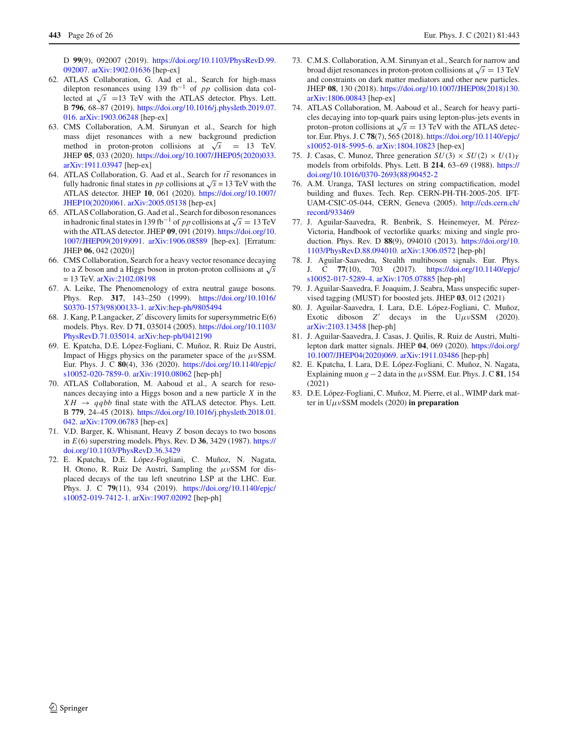D **99**(9), 092007 (2019). https://doi.org/10.1103/PhysRevD.99.092007. arXiv:1902.01636 [hep-ex]

62. ATLAS Collaboration, G. Aad et al., Search for high-mass dilepton resonances using 139 fb$^{-1}$ of $pp$ collision data collected at $\sqrt{s}$ =13 TeV with the ATLAS detector. Phys. Lett. B **796**, 68–87 (2019). https://doi.org/10.1016/j.physletb.2019.07.016. arXiv:1903.06248 [hep-ex]
63. CMS Collaboration, A.M. Sirunyan et al., Search for high mass dijet resonances with a new background prediction method in proton-proton collisions at $\sqrt{s}$ = 13 TeV. JHEP **05**, 033 (2020). https://doi.org/10.1007/JHEP05(2020)033. arXiv:1911.03947 [hep-ex]
64. ATLAS Collaboration, G. Aad et al., Search for $t\bar{t}$ resonances in fully hadronic final states in $pp$ collisions at $\sqrt{s}$ = 13 TeV with the ATLAS detector. JHEP **10**, 061 (2020). https://doi.org/10.1007/JHEP10(2020)061. arXiv:2005.05138 [hep-ex]
65. ATLAS Collaboration, G. Aad et al., Search for diboson resonances in hadronic final states in 139 fb$^{-1}$ of $pp$ collisions at $\sqrt{s}$ = 13 TeV with the ATLAS detector. JHEP **09**, 091 (2019). https://doi.org/10.1007/JHEP09(2019)091. arXiv:1906.08589 [hep-ex]. [Erratum: JHEP **06**, 042 (2020)]
66. CMS Collaboration, Search for a heavy vector resonance decaying to a Z boson and a Higgs boson in proton-proton collisions at $\sqrt{s}$ = 13 TeV. arXiv:2102.08198
67. A. Leike, The Phenomenology of extra neutral gauge bosons. Phys. Rep. **317**, 143–250 (1999). https://doi.org/10.1016/S0370-1573(98)00133-1. arXiv:hep-ph/9805494
68. J. Kang, P. Langacker, $Z'$ discovery limits for supersymmetric E(6) models. Phys. Rev. D **71**, 035014 (2005). https://doi.org/10.1103/PhysRevD.71.035014. arXiv:hep-ph/0412190
69. E. Kpatcha, D.E. López-Fogliani, C. Muñoz, R. Ruiz De Austri, Impact of Higgs physics on the parameter space of the $\mu\nu$SSM. Eur. Phys. J. C **80**(4), 336 (2020). https://doi.org/10.1140/epjc/s10052-020-7859-0. arXiv:1910.08062 [hep-ph]
70. ATLAS Collaboration, M. Aaboud et al., A search for resonances decaying into a Higgs boson and a new particle $X$ in the $XH \rightarrow qqbb$ final state with the ATLAS detector. Phys. Lett. B **779**, 24–45 (2018). https://doi.org/10.1016/j.physletb.2018.01.042. arXiv:1709.06783 [hep-ex]
71. V.D. Barger, K. Whisnant, Heavy $Z$ boson decays to two bosons in $E(6)$ superstring models. Phys. Rev. D **36**, 3429 (1987). https://doi.org/10.1103/PhysRevD.36.3429
72. E. Kpatcha, D.E. López-Fogliani, C. Muñoz, N. Nagata, H. Otono, R. Ruiz De Austri, Sampling the $\mu\nu$SSM for displaced decays of the tau left sneutrino LSP at the LHC. Eur. Phys. J. C **79**(11), 934 (2019). https://doi.org/10.1140/epjc/s10052-019-7412-1. arXiv:1907.02092 [hep-ph]
73. C.M.S. Collaboration, A.M. Sirunyan et al., Search for narrow and broad dijet resonances in proton-proton collisions at $\sqrt{s}$ = 13 TeV and constraints on dark matter mediators and other new particles. JHEP **08**, 130 (2018). https://doi.org/10.1007/JHEP08(2018)130. arXiv:1806.00843 [hep-ex]
74. ATLAS Collaboration, M. Aaboud et al., Search for heavy particles decaying into top-quark pairs using lepton-plus-jets events in proton–proton collisions at $\sqrt{s}$ = 13 TeV with the ATLAS detector. Eur. Phys. J. C **78**(7), 565 (2018). https://doi.org/10.1140/epjc/s10052-018-5995-6. arXiv:1804.10823 [hep-ex]
75. J. Casas, C. Munoz, Three generation $SU(3) \times SU(2) \times U(1)_Y$ models from orbifolds. Phys. Lett. B **214**, 63–69 (1988). https://doi.org/10.1016/0370-2693(88)90452-2
76. A.M. Uranga, TASI lectures on string compactification, model building and fluxes. Tech. Rep. CERN-PH-TH-2005-205. IFT-UAM-CSIC-05-044, CERN, Geneva (2005). http://cds.cern.ch/record/933469
77. J. Aguilar-Saavedra, R. Benbrik, S. Heinemeyer, M. Pérez-Victoria, Handbook of vectorlike quarks: mixing and single production. Phys. Rev. D **88**(9), 094010 (2013). https://doi.org/10.1103/PhysRevD.88.094010. arXiv:1306.0572 [hep-ph]
78. J. Aguilar-Saavedra, Stealth multiboson signals. Eur. Phys. J. C **77**(10), 703 (2017). https://doi.org/10.1140/epjc/s10052-017-5289-4. arXiv:1705.07885 [hep-ph]
79. J. Aguilar-Saavedra, F. Joaquim, J. Seabra, Mass unspecific supervised tagging (MUST) for boosted jets. JHEP **03**, 012 (2021)
80. J. Aguilar-Saavedra, I. Lara, D.E. López-Fogliani, C. Muñoz, Exotic diboson $Z'$ decays in the U$\mu\nu$SSM (2020). arXiv:2103.13458 [hep-ph]
81. J. Aguilar-Saavedra, J. Casas, J. Quilis, R. Ruiz de Austri, Multilepton dark matter signals. JHEP **04**, 069 (2020). https://doi.org/10.1007/JHEP04(2020)069. arXiv:1911.03486 [hep-ph]
82. E. Kpatcha, I. Lara, D.E. López-Fogliani, C. Muñoz, N. Nagata, Explaining muon $g-2$ data in the $\mu\nu$SSM. Eur. Phys. J. C **81**, 154 (2021)
83. D.E. López-Fogliani, C. Muñoz, M. Pierre, et al., WIMP dark matter in U$\mu\nu$SSM models (2020) **in preparation**